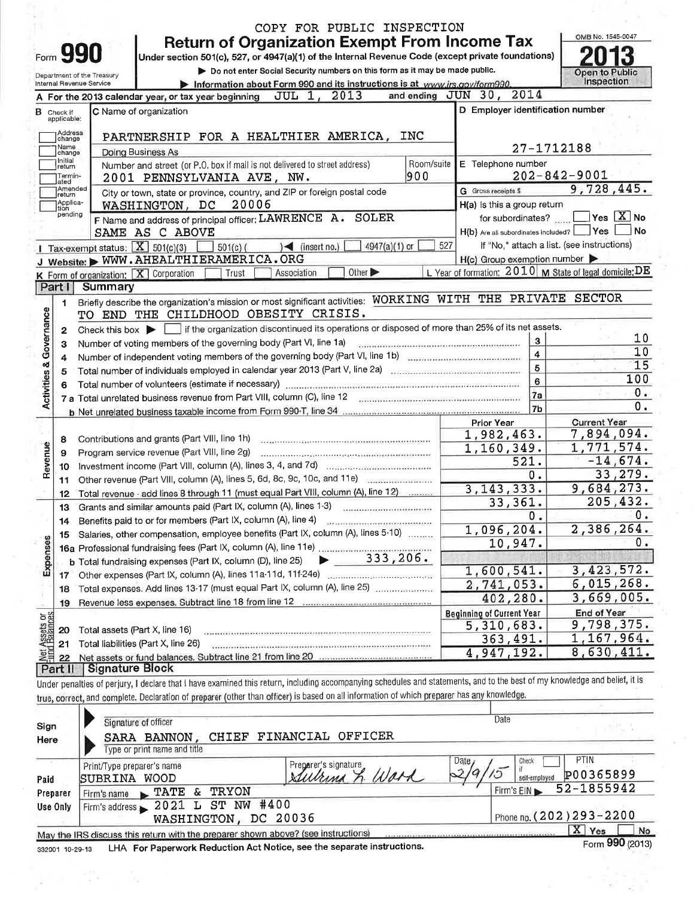COPY FOR PUBLIC INSPECTION

# Form 990 Return of Organization Exempt From Income Tax

Under section 501(c), 527, or 4947(a)(1) of the Internal Revenue Code (except private foundations)

▶ Do not enter Social Security numbers on this form as it may be made public.

▶ Information about Form 990 and its instructions is at www.irs.gov/form990.

Department of the Treasury Internal Revenue Service

OMB No. 1545-0047

**2013**

Open to Public Inspection

**A** For the 2013 calendar year, or tax year beginning JUL 1, 2013 and ending JUN 30, 2014

**B** Check if applicable: ☐ Address change ☐ Name change ☐ Initial return ☐ Terminated ☐ Amended return ☐ Application pending

**C** Name of organization: PARTNERSHIP FOR A HEALTHIER AMERICA, INC

Doing Business As

Number and street (or P.O. box if mail is not delivered to street address): 2001 PENNSYLVANIA AVE, NW. Room/suite: 900

City or town, state or province, country, and ZIP or foreign postal code: WASHINGTON, DC 20006

**D** Employer identification number: 27-1712188

**E** Telephone number: 202-842-9001

**G** Gross receipts $ 9,728,445.

**F** Name and address of principal officer: LAWRENCE A. SOLER SAME AS C ABOVE

**H(a)** Is this a group return for subordinates? ☐ Yes ☒ No

**H(b)** Are all subordinates included? ☐ Yes ☐ No If "No," attach a list. (see instructions)

**H(c)** Group exemption number ▶

**I** Tax-exempt status: ☒ 501(c)(3) ☐ 501(c) ( ) ◀ (insert no.) ☐ 4947(a)(1) or ☐ 527

**J** Website: ▶ WWW.AHEALTHIERAMERICA.ORG

**K** Form of organization: ☒ Corporation ☐ Trust ☐ Association ☐ Other ▶

**L** Year of formation: 2010 **M** State of legal domicile: DE

## Part I Summary

**Activities & Governance**

1 Briefly describe the organization's mission or most significant activities: WORKING WITH THE PRIVATE SECTOR TO END THE CHILDHOOD OBESITY CRISIS.

2 Check this box ▶ ☐ if the organization discontinued its operations or disposed of more than 25% of its net assets.

| Line | Description | No. | Value |
|---|---|---|---|
| 3 | Number of voting members of the governing body (Part VI, line 1a) | 3 | 10 |
| 4 | Number of independent voting members of the governing body (Part VI, line 1b) | 4 | 10 |
| 5 | Total number of individuals employed in calendar year 2013 (Part V, line 2a) | 5 | 15 |
| 6 | Total number of volunteers (estimate if necessary) | 6 | 100 |
| 7a | Total unrelated business revenue from Part VIII, column (C), line 12 | 7a | 0. |
| b | Net unrelated business taxable income from Form 990-T, line 34 | 7b | 0. |

| Line | Description | Prior Year | Current Year |
|---|---|---|---|
| | **Revenue** | | |
| 8 | Contributions and grants (Part VIII, line 1h) | 1,982,463. | 7,894,094. |
| 9 | Program service revenue (Part VIII, line 2g) | 1,160,349. | 1,771,574. |
| 10 | Investment income (Part VIII, column (A), lines 3, 4, and 7d) | 521. | -14,674. |
| 11 | Other revenue (Part VIII, column (A), lines 5, 6d, 8c, 9c, 10c, and 11e) | 0. | 33,279. |
| 12 | Total revenue - add lines 8 through 11 (must equal Part VIII, column (A), line 12) | 3,143,333. | 9,684,273. |
| | **Expenses** | | |
| 13 | Grants and similar amounts paid (Part IX, column (A), lines 1-3) | 33,361. | 205,432. |
| 14 | Benefits paid to or for members (Part IX, column (A), line 4) | 0. | 0. |
| 15 | Salaries, other compensation, employee benefits (Part IX, column (A), lines 5-10) | 1,096,204. | 2,386,264. |
| 16a | Professional fundraising fees (Part IX, column (A), line 11e) | 10,947. | 0. |
| b | Total fundraising expenses (Part IX, column (D), line 25) ▶ 333,206. | | |
| 17 | Other expenses (Part IX, column (A), lines 11a-11d, 11f-24e) | 1,600,541. | 3,423,572. |
| 18 | Total expenses. Add lines 13-17 (must equal Part IX, column (A), line 25) | 2,741,053. | 6,015,268. |
| 19 | Revenue less expenses. Subtract line 18 from line 12 | 402,280. | 3,669,005. |

| Line | Net Assets or Fund Balances | Beginning of Current Year | End of Year |
|---|---|---|---|
| 20 | Total assets (Part X, line 16) | 5,310,683. | 9,798,375. |
| 21 | Total liabilities (Part X, line 26) | 363,491. | 1,167,964. |
| 22 | Net assets or fund balances. Subtract line 21 from line 20 | 4,947,192. | 8,630,411. |

## Part II Signature Block

Under penalties of perjury, I declare that I have examined this return, including accompanying schedules and statements, and to the best of my knowledge and belief, it is true, correct, and complete. Declaration of preparer (other than officer) is based on all information of which preparer has any knowledge.

**Sign Here**

Signature of officer | Date

SARA BANNON, CHIEF FINANCIAL OFFICER

Type or print name and title

**Paid Preparer Use Only**

| Print/Type preparer's name | Preparer's signature | Date | Check ☐ if self-employed | PTIN |
|---|---|---|---|---|
| SUBRINA WOOD | Subrina L. Ward | 2/9/15 | | P00365899 |

Firm's name ▶ TATE & TRYON | Firm's EIN ▶ 52-1855942

Firm's address ▶ 2021 L ST NW #400 WASHINGTON, DC 20036 | Phone no. (202)293-2200

May the IRS discuss this return with the preparer shown above? (see instructions) ☒ Yes ☐ No

332001 10-29-13 LHA For Paperwork Reduction Act Notice, see the separate instructions. Form **990** (2013)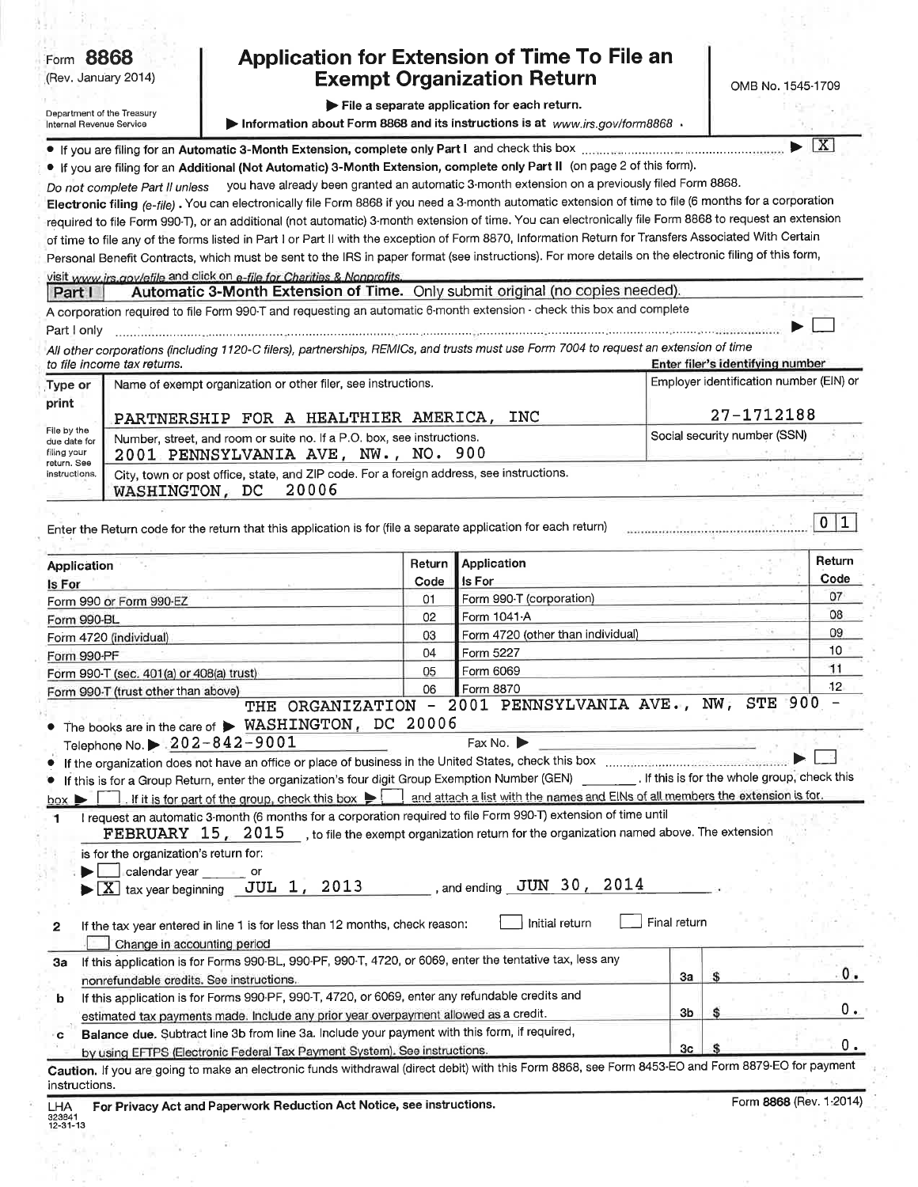Form **8868** (Rev. January 2014)

Department of the Treasury
Internal Revenue Service

# Application for Extension of Time To File an Exempt Organization Return

OMB No. 1545-1709

▶ File a separate application for each return.

▶ Information about Form 8868 and its instructions is at www.irs.gov/form8868.

- If you are filing for an **Automatic 3-Month Extension**, complete only **Part I** and check this box ▶ [X]
- If you are filing for an **Additional (Not Automatic) 3-Month Extension**, complete only **Part II** (on page 2 of this form).

*Do not complete Part II unless* you have already been granted an automatic 3-month extension on a previously filed Form 8868.

**Electronic filing** *(e-file)*. You can electronically file Form 8868 if you need a 3-month automatic extension of time to file (6 months for a corporation required to file Form 990-T), or an additional (not automatic) 3-month extension of time. You can electronically file Form 8868 to request an extension of time to file any of the forms listed in Part I or Part II with the exception of Form 8870, Information Return for Transfers Associated With Certain Personal Benefit Contracts, which must be sent to the IRS in paper format (see instructions). For more details on the electronic filing of this form, visit www.irs.gov/efile and click on *e-file for Charities & Nonprofits*.

## Part I — Automatic 3-Month Extension of Time. Only submit original (no copies needed).

A corporation required to file Form 990-T and requesting an automatic 6-month extension - check this box and complete Part I only ▶ [ ]

*All other corporations (including 1120-C filers), partnerships, REMICs, and trusts must use Form 7004 to request an extension of time to file income tax returns.*

**Enter filer's identifying number**

| Type or print | | |
|---|---|---|
| | Name of exempt organization or other filer, see instructions.<br>PARTNERSHIP FOR A HEALTHIER AMERICA, INC | Employer identification number (EIN) or<br>27-1712188 |
| File by the due date for filing your return. See instructions. | Number, street, and room or suite no. If a P.O. box, see instructions.<br>2001 PENNSYLVANIA AVE, NW., NO. 900 | Social security number (SSN) |
| | City, town or post office, state, and ZIP code. For a foreign address, see instructions.<br>WASHINGTON, DC 20006 | |

Enter the Return code for the return that this application is for (file a separate application for each return) **0 1**

| Application Is For | Return Code | Application Is For | Return Code |
|---|---|---|---|
| Form 990 or Form 990-EZ | 01 | Form 990-T (corporation) | 07 |
| Form 990-BL | 02 | Form 1041-A | 08 |
| Form 4720 (individual) | 03 | Form 4720 (other than individual) | 09 |
| Form 990-PF | 04 | Form 5227 | 10 |
| Form 990-T (sec. 401(a) or 408(a) trust) | 05 | Form 6069 | 11 |
| Form 990-T (trust other than above) | 06 | Form 8870 | 12 |

- The books are in the care of ▶ THE ORGANIZATION - 2001 PENNSYLVANIA AVE., NW, STE 900 - WASHINGTON, DC 20006

Telephone No. ▶ 202-842-9001 Fax No. ▶

- If the organization does not have an office or place of business in the United States, check this box ▶ [ ]
- If this is for a Group Return, enter the organization's four digit Group Exemption Number (GEN) ______. If this is for the whole group, check this box ▶ [ ]. If it is for part of the group, check this box ▶ [ ] and attach a list with the names and EINs of all members the extension is for.

**1** I request an automatic 3-month (6 months for a corporation required to file Form 990-T) extension of time until FEBRUARY 15, 2015, to file the exempt organization return for the organization named above. The extension is for the organization's return for:

▶ [ ] calendar year ______ or

▶ [X] tax year beginning JUL 1, 2013, and ending JUN 30, 2014.

**2** If the tax year entered in line 1 is for less than 12 months, check reason: [ ] Initial return [ ] Final return [ ] Change in accounting period

| | | | |
|---|---|---|---|
| **3a** | If this application is for Forms 990-BL, 990-PF, 990-T, 4720, or 6069, enter the tentative tax, less any nonrefundable credits. See instructions. | 3a | $ 0. |
| **b** | If this application is for Forms 990-PF, 990-T, 4720, or 6069, enter any refundable credits and estimated tax payments made. Include any prior year overpayment allowed as a credit. | 3b | $ 0. |
| **c** | **Balance due.** Subtract line 3b from line 3a. Include your payment with this form, if required, by using EFTPS (Electronic Federal Tax Payment System). See instructions. | 3c | $ 0. |

**Caution.** If you are going to make an electronic funds withdrawal (direct debit) with this Form 8868, see Form 8453-EO and Form 8879-EO for payment instructions.

LHA **For Privacy Act and Paperwork Reduction Act Notice, see instructions.** Form **8868** (Rev. 1-2014)

323841
12-31-13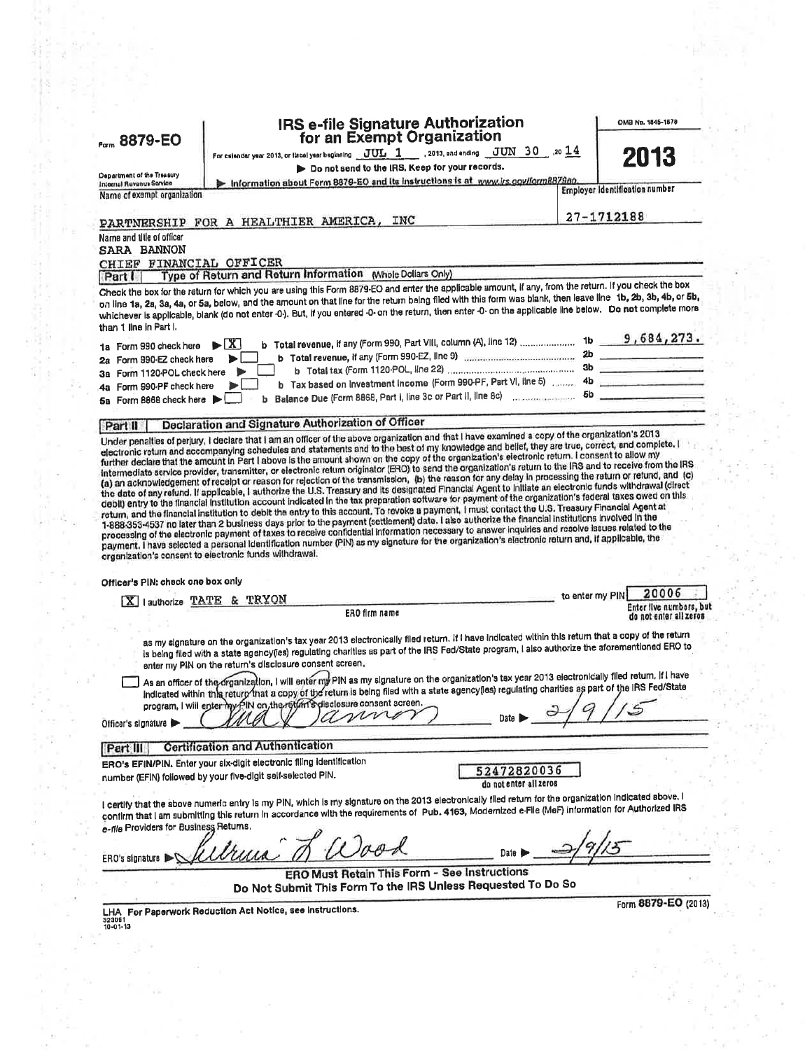Form **8879-EO**

Department of the Treasury
Internal Revenue Service

# IRS e-file Signature Authorization for an Exempt Organization

For calendar year 2013, or fiscal year beginning JUL 1, 2013, and ending JUN 30, 20 14

▶ Do not send to the IRS. Keep for your records.

▶ Information about Form 8879-EO and its instructions is at www.irs.gov/form8879eo.

OMB No. 1545-1878

**2013**

Name of exempt organization: PARTNERSHIP FOR A HEALTHIER AMERICA, INC

Employer identification number: 27-1712188

Name and title of officer: SARA BANNON, CHIEF FINANCIAL OFFICER

## Part I — Type of Return and Return Information (Whole Dollars Only)

Check the box for the return for which you are using this Form 8879-EO and enter the applicable amount, if any, from the return. If you check the box on line 1a, 2a, 3a, 4a, or 5a, below, and the amount on that line for the return being filed with this form was blank, then leave line 1b, 2b, 3b, 4b, or 5b, whichever is applicable, blank (do not enter -0-). But, if you entered -0- on the return, then enter -0- on the applicable line below. **Do not complete more than 1 line in Part I.**

| | | | |
|---|---|---|---|
| 1a Form 990 check here ▶ [X] | b Total revenue, if any (Form 990, Part VIII, column (A), line 12) | 1b | 9,684,273. |
| 2a Form 990-EZ check here ▶ [ ] | b Total revenue, if any (Form 990-EZ, line 9) | 2b | |
| 3a Form 1120-POL check here ▶ [ ] | b Total tax (Form 1120-POL, line 22) | 3b | |
| 4a Form 990-PF check here ▶ [ ] | b Tax based on investment income (Form 990-PF, Part VI, line 5) | 4b | |
| 5a Form 8868 check here ▶ [ ] | b Balance Due (Form 8868, Part I, line 3c or Part II, line 8c) | 5b | |

## Part II — Declaration and Signature Authorization of Officer

Under penalties of perjury, I declare that I am an officer of the above organization and that I have examined a copy of the organization's 2013 electronic return and accompanying schedules and statements and to the best of my knowledge and belief, they are true, correct, and complete. I further declare that the amount in Part I above is the amount shown on the copy of the organization's electronic return. I consent to allow my intermediate service provider, transmitter, or electronic return originator (ERO) to send the organization's return to the IRS and to receive from the IRS (a) an acknowledgement of receipt or reason for rejection of the transmission, (b) the reason for any delay in processing the return or refund, and (c) the date of any refund. If applicable, I authorize the U.S. Treasury and its designated Financial Agent to initiate an electronic funds withdrawal (direct debit) entry to the financial institution account indicated in the tax preparation software for payment of the organization's federal taxes owed on this return, and the financial institution to debit the entry to this account. To revoke a payment, I must contact the U.S. Treasury Financial Agent at 1-888-353-4537 no later than 2 business days prior to the payment (settlement) date. I also authorize the financial institutions involved in the processing of the electronic payment of taxes to receive confidential information necessary to answer inquiries and resolve issues related to the payment. I have selected a personal identification number (PIN) as my signature for the organization's electronic return and, if applicable, the organization's consent to electronic funds withdrawal.

**Officer's PIN: check one box only**

[X] I authorize TATE & TRYON (ERO firm name) to enter my PIN 20006 (Enter five numbers, but do not enter all zeros)

as my signature on the organization's tax year 2013 electronically filed return. If I have indicated within this return that a copy of the return is being filed with a state agency(ies) regulating charities as part of the IRS Fed/State program, I also authorize the aforementioned ERO to enter my PIN on the return's disclosure consent screen.

[ ] As an officer of the organization, I will enter my PIN as my signature on the organization's tax year 2013 electronically filed return. If I have indicated within this return that a copy of the return is being filed with a state agency(ies) regulating charities as part of the IRS Fed/State program, I will enter my PIN on the return's disclosure consent screen.

Officer's signature ▶ *Sara Bannon* Date ▶ 2/9/15

## Part III — Certification and Authentication

ERO's EFIN/PIN. Enter your six-digit electronic filing identification number (EFIN) followed by your five-digit self-selected PIN.

52472820036 (do not enter all zeros)

I certify that the above numeric entry is my PIN, which is my signature on the 2013 electronically filed return for the organization indicated above. I confirm that I am submitting this return in accordance with the requirements of Pub. 4163, Modernized e-File (MeF) Information for Authorized IRS *e-file* Providers for Business Returns.

ERO's signature ▶ *Jeltrina L Wood* Date ▶ 2/9/15

**ERO Must Retain This Form - See Instructions**

**Do Not Submit This Form To the IRS Unless Requested To Do So**

LHA For Paperwork Reduction Act Notice, see instructions.

323051 10-01-13

Form **8879-EO** (2013)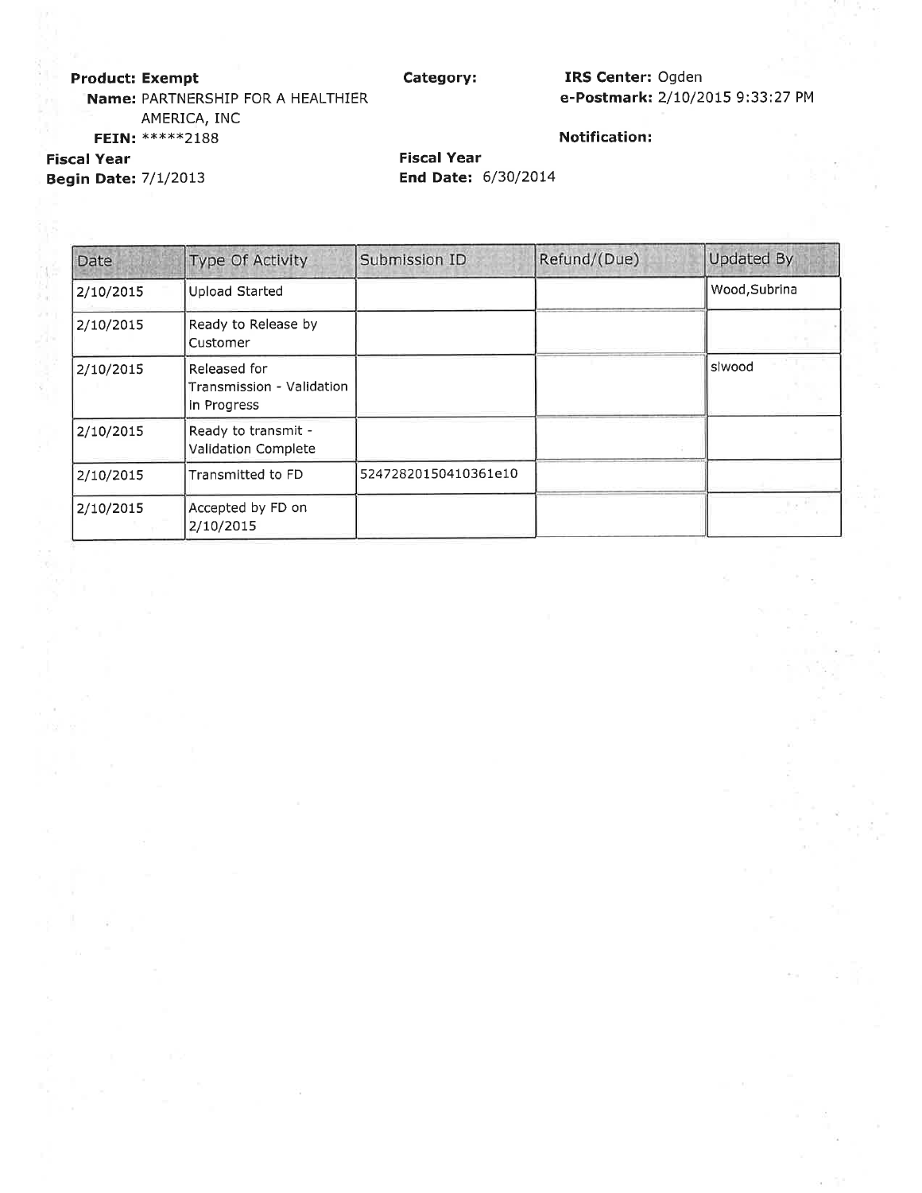**Product: Exempt**

**Name:** PARTNERSHIP FOR A HEALTHIER AMERICA, INC

**FEIN:** *****2188

**Category:**

**IRS Center:** Ogden

**e-Postmark:** 2/10/2015 9:33:27 PM

**Notification:**

**Fiscal Year Begin Date:** 7/1/2013

**Fiscal Year End Date:** 6/30/2014

| Date | Type Of Activity | Submission ID | Refund/(Due) | Updated By |
| --- | --- | --- | --- | --- |
| 2/10/2015 | Upload Started | | | Wood,Subrina |
| 2/10/2015 | Ready to Release by Customer | | | |
| 2/10/2015 | Released for Transmission - Validation in Progress | | | slwood |
| 2/10/2015 | Ready to transmit - Validation Complete | | | |
| 2/10/2015 | Transmitted to FD | 52472820150410361e10 | | |
| 2/10/2015 | Accepted by FD on 2/10/2015 | | | |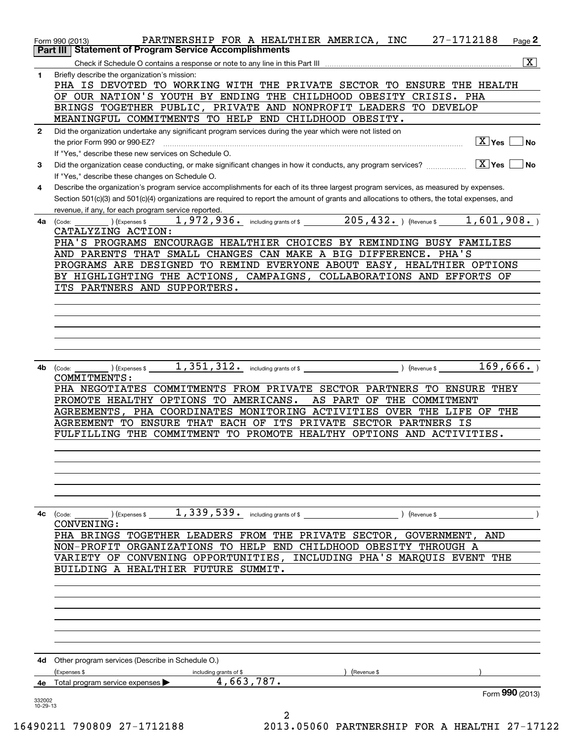Form 990 (2013) PARTNERSHIP FOR A HEALTHIER AMERICA, INC 27-1712188 Page **2**

**Part III | Statement of Program Service Accomplishments**

Check if Schedule O contains a response or note to any line in this Part III ..... [X]

**1** Briefly describe the organization's mission:

PHA IS DEVOTED TO WORKING WITH THE PRIVATE SECTOR TO ENSURE THE HEALTH OF OUR NATION'S YOUTH BY ENDING THE CHILDHOOD OBESITY CRISIS. PHA BRINGS TOGETHER PUBLIC, PRIVATE AND NONPROFIT LEADERS TO DEVELOP MEANINGFUL COMMITMENTS TO HELP END CHILDHOOD OBESITY.

**2** Did the organization undertake any significant program services during the year which were not listed on the prior Form 990 or 990-EZ? ..... [X] Yes [ ] No

If "Yes," describe these new services on Schedule O.

**3** Did the organization cease conducting, or make significant changes in how it conducts, any program services? ..... [X] Yes [ ] No

If "Yes," describe these changes on Schedule O.

**4** Describe the organization's program service accomplishments for each of its three largest program services, as measured by expenses. Section 501(c)(3) and 501(c)(4) organizations are required to report the amount of grants and allocations to others, the total expenses, and revenue, if any, for each program service reported.

**4a** (Code: ) (Expenses $ 1,972,936. including grants of $ 205,432. ) (Revenue $ 1,601,908. )

CATALYZING ACTION:
PHA'S PROGRAMS ENCOURAGE HEALTHIER CHOICES BY REMINDING BUSY FAMILIES AND PARENTS THAT SMALL CHANGES CAN MAKE A BIG DIFFERENCE. PHA'S PROGRAMS ARE DESIGNED TO REMIND EVERYONE ABOUT EASY, HEALTHIER OPTIONS BY HIGHLIGHTING THE ACTIONS, CAMPAIGNS, COLLABORATIONS AND EFFORTS OF ITS PARTNERS AND SUPPORTERS.

**4b** (Code: ) (Expenses $ 1,351,312. including grants of $ ) (Revenue $ 169,666. )

COMMITMENTS:
PHA NEGOTIATES COMMITMENTS FROM PRIVATE SECTOR PARTNERS TO ENSURE THEY PROMOTE HEALTHY OPTIONS TO AMERICANS. AS PART OF THE COMMITMENT AGREEMENTS, PHA COORDINATES MONITORING ACTIVITIES OVER THE LIFE OF THE AGREEMENT TO ENSURE THAT EACH OF ITS PRIVATE SECTOR PARTNERS IS FULFILLING THE COMMITMENT TO PROMOTE HEALTHY OPTIONS AND ACTIVITIES.

**4c** (Code: ) (Expenses $ 1,339,539. including grants of $ ) (Revenue $ )

CONVENING:
PHA BRINGS TOGETHER LEADERS FROM THE PRIVATE SECTOR, GOVERNMENT, AND NON-PROFIT ORGANIZATIONS TO HELP END CHILDHOOD OBESITY THROUGH A VARIETY OF CONVENING OPPORTUNITIES, INCLUDING PHA'S MARQUIS EVENT THE BUILDING A HEALTHIER FUTURE SUMMIT.

**4d** Other program services (Describe in Schedule O.)

(Expenses $ including grants of $ ) (Revenue $ )

**4e** Total program service expenses ▶ 4,663,787.

Form **990** (2013)

332002 10-29-13

16490211 790809 27-1712188 2013.05060 PARTNERSHIP FOR A HEALTHI 27-17122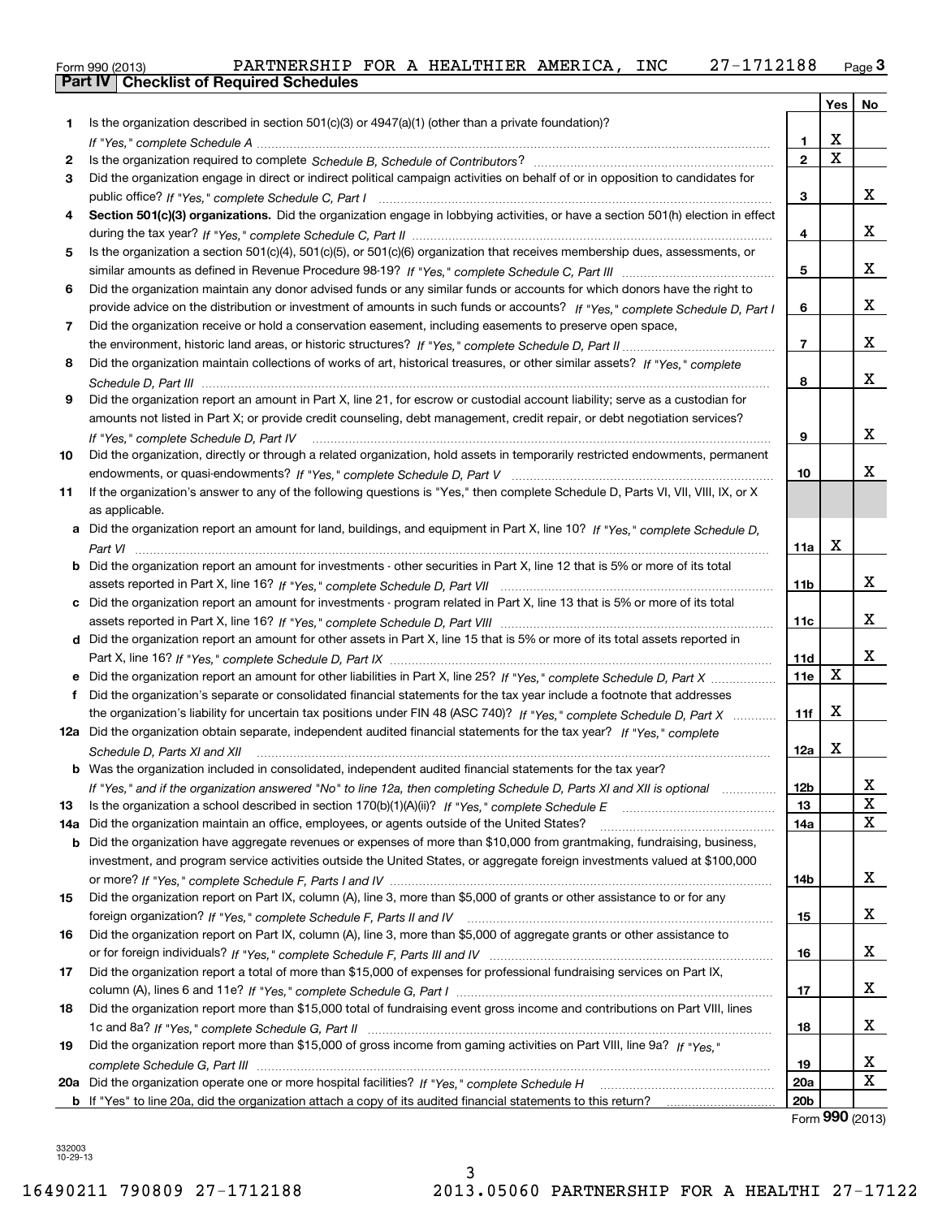Form 990 (2013) PARTNERSHIP FOR A HEALTHIER AMERICA, INC 27-1712188 Page **3**

**Part IV | Checklist of Required Schedules**

| | | | Yes | No |
|---|---|---|---|---|
| **1** | Is the organization described in section 501(c)(3) or 4947(a)(1) (other than a private foundation)? *If "Yes," complete Schedule A* | **1** | X | |
| **2** | Is the organization required to complete *Schedule B, Schedule of Contributors*? | **2** | X | |
| **3** | Did the organization engage in direct or indirect political campaign activities on behalf of or in opposition to candidates for public office? *If "Yes," complete Schedule C, Part I* | **3** | | X |
| **4** | **Section 501(c)(3) organizations.** Did the organization engage in lobbying activities, or have a section 501(h) election in effect during the tax year? *If "Yes," complete Schedule C, Part II* | **4** | | X |
| **5** | Is the organization a section 501(c)(4), 501(c)(5), or 501(c)(6) organization that receives membership dues, assessments, or similar amounts as defined in Revenue Procedure 98-19? *If "Yes," complete Schedule C, Part III* | **5** | | X |
| **6** | Did the organization maintain any donor advised funds or any similar funds or accounts for which donors have the right to provide advice on the distribution or investment of amounts in such funds or accounts? *If "Yes," complete Schedule D, Part I* | **6** | | X |
| **7** | Did the organization receive or hold a conservation easement, including easements to preserve open space, the environment, historic land areas, or historic structures? *If "Yes," complete Schedule D, Part II* | **7** | | X |
| **8** | Did the organization maintain collections of works of art, historical treasures, or other similar assets? *If "Yes," complete Schedule D, Part III* | **8** | | X |
| **9** | Did the organization report an amount in Part X, line 21, for escrow or custodial account liability; serve as a custodian for amounts not listed in Part X; or provide credit counseling, debt management, credit repair, or debt negotiation services? *If "Yes," complete Schedule D, Part IV* | **9** | | X |
| **10** | Did the organization, directly or through a related organization, hold assets in temporarily restricted endowments, permanent endowments, or quasi-endowments? *If "Yes," complete Schedule D, Part V* | **10** | | X |
| **11** | If the organization's answer to any of the following questions is "Yes," then complete Schedule D, Parts VI, VII, VIII, IX, or X as applicable. | | | |
| **a** | Did the organization report an amount for land, buildings, and equipment in Part X, line 10? *If "Yes," complete Schedule D, Part VI* | **11a** | X | |
| **b** | Did the organization report an amount for investments - other securities in Part X, line 12 that is 5% or more of its total assets reported in Part X, line 16? *If "Yes," complete Schedule D, Part VII* | **11b** | | X |
| **c** | Did the organization report an amount for investments - program related in Part X, line 13 that is 5% or more of its total assets reported in Part X, line 16? *If "Yes," complete Schedule D, Part VIII* | **11c** | | X |
| **d** | Did the organization report an amount for other assets in Part X, line 15 that is 5% or more of its total assets reported in Part X, line 16? *If "Yes," complete Schedule D, Part IX* | **11d** | | X |
| **e** | Did the organization report an amount for other liabilities in Part X, line 25? *If "Yes," complete Schedule D, Part X* | **11e** | X | |
| **f** | Did the organization's separate or consolidated financial statements for the tax year include a footnote that addresses the organization's liability for uncertain tax positions under FIN 48 (ASC 740)? *If "Yes," complete Schedule D, Part X* | **11f** | X | |
| **12a** | Did the organization obtain separate, independent audited financial statements for the tax year? *If "Yes," complete Schedule D, Parts XI and XII* | **12a** | X | |
| **b** | Was the organization included in consolidated, independent audited financial statements for the tax year? *If "Yes," and if the organization answered "No" to line 12a, then completing Schedule D, Parts XI and XII is optional* | **12b** | | X |
| **13** | Is the organization a school described in section 170(b)(1)(A)(ii)? *If "Yes," complete Schedule E* | **13** | | X |
| **14a** | Did the organization maintain an office, employees, or agents outside of the United States? | **14a** | | X |
| **b** | Did the organization have aggregate revenues or expenses of more than $10,000 from grantmaking, fundraising, business, investment, and program service activities outside the United States, or aggregate foreign investments valued at $100,000 or more? *If "Yes," complete Schedule F, Parts I and IV* | **14b** | | X |
| **15** | Did the organization report on Part IX, column (A), line 3, more than $5,000 of grants or other assistance to or for any foreign organization? *If "Yes," complete Schedule F, Parts II and IV* | **15** | | X |
| **16** | Did the organization report on Part IX, column (A), line 3, more than $5,000 of aggregate grants or other assistance to or for foreign individuals? *If "Yes," complete Schedule F, Parts III and IV* | **16** | | X |
| **17** | Did the organization report a total of more than $15,000 of expenses for professional fundraising services on Part IX, column (A), lines 6 and 11e? *If "Yes," complete Schedule G, Part I* | **17** | | X |
| **18** | Did the organization report more than $15,000 total of fundraising event gross income and contributions on Part VIII, lines 1c and 8a? *If "Yes," complete Schedule G, Part II* | **18** | | X |
| **19** | Did the organization report more than $15,000 of gross income from gaming activities on Part VIII, line 9a? *If "Yes," complete Schedule G, Part III* | **19** | | X |
| **20a** | Did the organization operate one or more hospital facilities? *If "Yes," complete Schedule H* | **20a** | | X |
| **b** | If "Yes" to line 20a, did the organization attach a copy of its audited financial statements to this return? | **20b** | | |

Form **990** (2013)

332003 10-29-13

16490211 790809 27-1712188 2013.05060 PARTNERSHIP FOR A HEALTHI 27-17122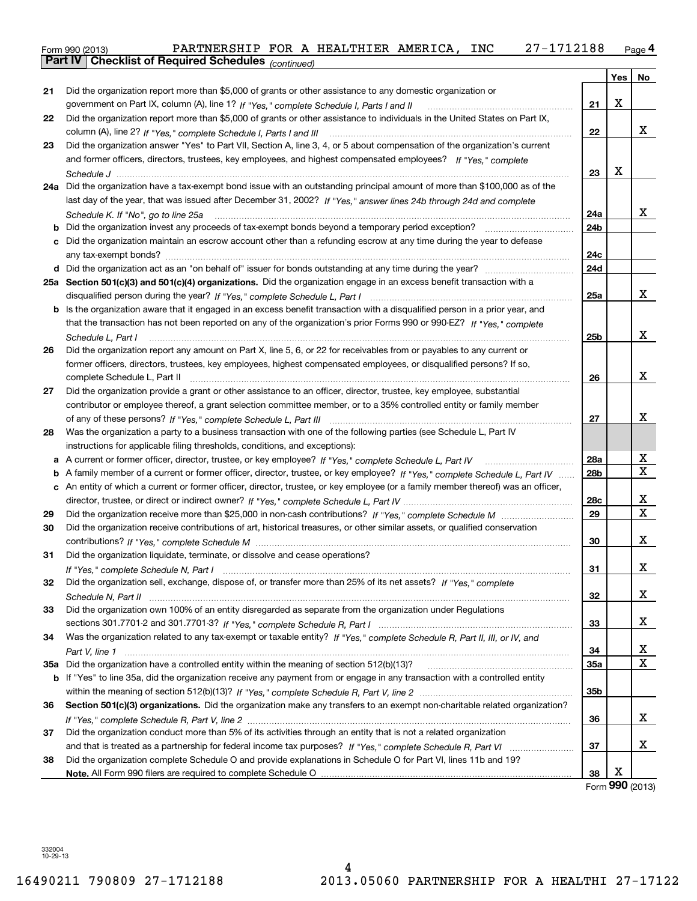Form 990 (2013) PARTNERSHIP FOR A HEALTHIER AMERICA, INC 27-1712188 Page 4

**Part IV Checklist of Required Schedules** *(continued)*

| | | | Yes | No |
|---|---|---|---|---|
| 21 | Did the organization report more than $5,000 of grants or other assistance to any domestic organization or government on Part IX, column (A), line 1? *If "Yes," complete Schedule I, Parts I and II* | 21 | X | |
| 22 | Did the organization report more than $5,000 of grants or other assistance to individuals in the United States on Part IX, column (A), line 2? *If "Yes," complete Schedule I, Parts I and III* | 22 | | X |
| 23 | Did the organization answer "Yes" to Part VII, Section A, line 3, 4, or 5 about compensation of the organization's current and former officers, directors, trustees, key employees, and highest compensated employees? *If "Yes," complete Schedule J* | 23 | X | |
| 24a | Did the organization have a tax-exempt bond issue with an outstanding principal amount of more than $100,000 as of the last day of the year, that was issued after December 31, 2002? *If "Yes," answer lines 24b through 24d and complete Schedule K. If "No", go to line 25a* | 24a | | X |
| b | Did the organization invest any proceeds of tax-exempt bonds beyond a temporary period exception? | 24b | | |
| c | Did the organization maintain an escrow account other than a refunding escrow at any time during the year to defease any tax-exempt bonds? | 24c | | |
| d | Did the organization act as an "on behalf of" issuer for bonds outstanding at any time during the year? | 24d | | |
| 25a | **Section 501(c)(3) and 501(c)(4) organizations.** Did the organization engage in an excess benefit transaction with a disqualified person during the year? *If "Yes," complete Schedule L, Part I* | 25a | | X |
| b | Is the organization aware that it engaged in an excess benefit transaction with a disqualified person in a prior year, and that the transaction has not been reported on any of the organization's prior Forms 990 or 990-EZ? *If "Yes," complete Schedule L, Part I* | 25b | | X |
| 26 | Did the organization report any amount on Part X, line 5, 6, or 22 for receivables from or payables to any current or former officers, directors, trustees, key employees, highest compensated employees, or disqualified persons? If so, complete Schedule L, Part II | 26 | | X |
| 27 | Did the organization provide a grant or other assistance to an officer, director, trustee, key employee, substantial contributor or employee thereof, a grant selection committee member, or to a 35% controlled entity or family member of any of these persons? *If "Yes," complete Schedule L, Part III* | 27 | | X |
| 28 | Was the organization a party to a business transaction with one of the following parties (see Schedule L, Part IV instructions for applicable filing thresholds, conditions, and exceptions): | | | |
| a | A current or former officer, director, trustee, or key employee? *If "Yes," complete Schedule L, Part IV* | 28a | | X |
| b | A family member of a current or former officer, director, trustee, or key employee? *If "Yes," complete Schedule L, Part IV* | 28b | | X |
| c | An entity of which a current or former officer, director, trustee, or key employee (or a family member thereof) was an officer, director, trustee, or direct or indirect owner? *If "Yes," complete Schedule L, Part IV* | 28c | | X |
| 29 | Did the organization receive more than $25,000 in non-cash contributions? *If "Yes," complete Schedule M* | 29 | | X |
| 30 | Did the organization receive contributions of art, historical treasures, or other similar assets, or qualified conservation contributions? *If "Yes," complete Schedule M* | 30 | | X |
| 31 | Did the organization liquidate, terminate, or dissolve and cease operations? *If "Yes," complete Schedule N, Part I* | 31 | | X |
| 32 | Did the organization sell, exchange, dispose of, or transfer more than 25% of its net assets? *If "Yes," complete Schedule N, Part II* | 32 | | X |
| 33 | Did the organization own 100% of an entity disregarded as separate from the organization under Regulations sections 301.7701-2 and 301.7701-3? *If "Yes," complete Schedule R, Part I* | 33 | | X |
| 34 | Was the organization related to any tax-exempt or taxable entity? *If "Yes," complete Schedule R, Part II, III, or IV, and Part V, line 1* | 34 | | X |
| 35a | Did the organization have a controlled entity within the meaning of section 512(b)(13)? | 35a | | X |
| b | If "Yes" to line 35a, did the organization receive any payment from or engage in any transaction with a controlled entity within the meaning of section 512(b)(13)? *If "Yes," complete Schedule R, Part V, line 2* | 35b | | |
| 36 | **Section 501(c)(3) organizations.** Did the organization make any transfers to an exempt non-charitable related organization? *If "Yes," complete Schedule R, Part V, line 2* | 36 | | X |
| 37 | Did the organization conduct more than 5% of its activities through an entity that is not a related organization and that is treated as a partnership for federal income tax purposes? *If "Yes," complete Schedule R, Part VI* | 37 | | X |
| 38 | Did the organization complete Schedule O and provide explanations in Schedule O for Part VI, lines 11b and 19? **Note.** All Form 990 filers are required to complete Schedule O | 38 | X | |

Form **990** (2013)

332004 10-29-13

16490211 790809 27-1712188 2013.05060 PARTNERSHIP FOR A HEALTHI 27-17122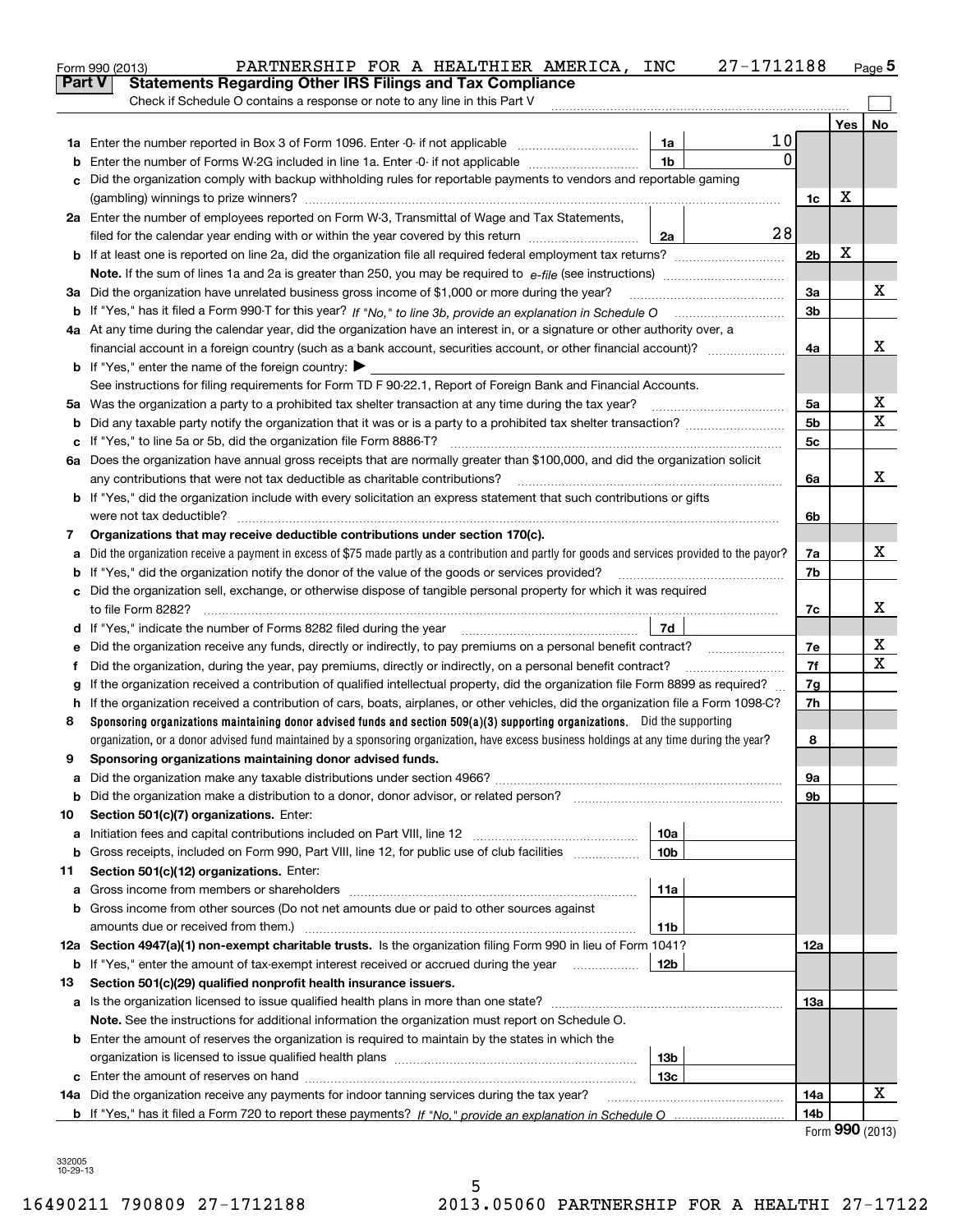Form 990 (2013) PARTNERSHIP FOR A HEALTHIER AMERICA, INC 27-1712188 Page 5

## Part V Statements Regarding Other IRS Filings and Tax Compliance

Check if Schedule O contains a response or note to any line in this Part V

| | | | | | Yes | No |
|---|---|---|---|---|---|---|
| 1a | Enter the number reported in Box 3 of Form 1096. Enter -0- if not applicable | 1a | 10 | | | |
| b | Enter the number of Forms W-2G included in line 1a. Enter -0- if not applicable | 1b | 0 | | | |
| c | Did the organization comply with backup withholding rules for reportable payments to vendors and reportable gaming (gambling) winnings to prize winners? | | | 1c | X | |
| 2a | Enter the number of employees reported on Form W-3, Transmittal of Wage and Tax Statements, filed for the calendar year ending with or within the year covered by this return | 2a | 28 | | | |
| b | If at least one is reported on line 2a, did the organization file all required federal employment tax returns? | | | 2b | X | |
| | Note. If the sum of lines 1a and 2a is greater than 250, you may be required to e-file (see instructions) | | | | | |
| 3a | Did the organization have unrelated business gross income of $1,000 or more during the year? | | | 3a | | X |
| b | If "Yes," has it filed a Form 990-T for this year? If "No," to line 3b, provide an explanation in Schedule O | | | 3b | | |
| 4a | At any time during the calendar year, did the organization have an interest in, or a signature or other authority over, a financial account in a foreign country (such as a bank account, securities account, or other financial account)? | | | 4a | | X |
| b | If "Yes," enter the name of the foreign country: ▶ | | | | | |
| | See instructions for filing requirements for Form TD F 90-22.1, Report of Foreign Bank and Financial Accounts. | | | | | |
| 5a | Was the organization a party to a prohibited tax shelter transaction at any time during the tax year? | | | 5a | | X |
| b | Did any taxable party notify the organization that it was or is a party to a prohibited tax shelter transaction? | | | 5b | | X |
| c | If "Yes," to line 5a or 5b, did the organization file Form 8886-T? | | | 5c | | |
| 6a | Does the organization have annual gross receipts that are normally greater than $100,000, and did the organization solicit any contributions that were not tax deductible as charitable contributions? | | | 6a | | X |
| b | If "Yes," did the organization include with every solicitation an express statement that such contributions or gifts were not tax deductible? | | | 6b | | |
| 7 | **Organizations that may receive deductible contributions under section 170(c).** | | | | | |
| a | Did the organization receive a payment in excess of $75 made partly as a contribution and partly for goods and services provided to the payor? | | | 7a | | X |
| b | If "Yes," did the organization notify the donor of the value of the goods or services provided? | | | 7b | | |
| c | Did the organization sell, exchange, or otherwise dispose of tangible personal property for which it was required to file Form 8282? | | | 7c | | X |
| d | If "Yes," indicate the number of Forms 8282 filed during the year | 7d | | | | |
| e | Did the organization receive any funds, directly or indirectly, to pay premiums on a personal benefit contract? | | | 7e | | X |
| f | Did the organization, during the year, pay premiums, directly or indirectly, on a personal benefit contract? | | | 7f | | X |
| g | If the organization received a contribution of qualified intellectual property, did the organization file Form 8899 as required? | | | 7g | | |
| h | If the organization received a contribution of cars, boats, airplanes, or other vehicles, did the organization file a Form 1098-C? | | | 7h | | |
| 8 | **Sponsoring organizations maintaining donor advised funds and section 509(a)(3) supporting organizations.** Did the supporting organization, or a donor advised fund maintained by a sponsoring organization, have excess business holdings at any time during the year? | | | 8 | | |
| 9 | **Sponsoring organizations maintaining donor advised funds.** | | | | | |
| a | Did the organization make any taxable distributions under section 4966? | | | 9a | | |
| b | Did the organization make a distribution to a donor, donor advisor, or related person? | | | 9b | | |
| 10 | **Section 501(c)(7) organizations.** Enter: | | | | | |
| a | Initiation fees and capital contributions included on Part VIII, line 12 | 10a | | | | |
| b | Gross receipts, included on Form 990, Part VIII, line 12, for public use of club facilities | 10b | | | | |
| 11 | **Section 501(c)(12) organizations.** Enter: | | | | | |
| a | Gross income from members or shareholders | 11a | | | | |
| b | Gross income from other sources (Do not net amounts due or paid to other sources against amounts due or received from them.) | 11b | | | | |
| 12a | **Section 4947(a)(1) non-exempt charitable trusts.** Is the organization filing Form 990 in lieu of Form 1041? | | | 12a | | |
| b | If "Yes," enter the amount of tax-exempt interest received or accrued during the year | 12b | | | | |
| 13 | **Section 501(c)(29) qualified nonprofit health insurance issuers.** | | | | | |
| a | Is the organization licensed to issue qualified health plans in more than one state? | | | 13a | | |
| | **Note.** See the instructions for additional information the organization must report on Schedule O. | | | | | |
| b | Enter the amount of reserves the organization is required to maintain by the states in which the organization is licensed to issue qualified health plans | 13b | | | | |
| c | Enter the amount of reserves on hand | 13c | | | | |
| 14a | Did the organization receive any payments for indoor tanning services during the tax year? | | | 14a | | X |
| b | If "Yes," has it filed a Form 720 to report these payments? If "No," provide an explanation in Schedule O | | | 14b | | |

Form **990** (2013)

332005 10-29-13

16490211 790809 27-1712188 2013.05060 PARTNERSHIP FOR A HEALTHI 27-17122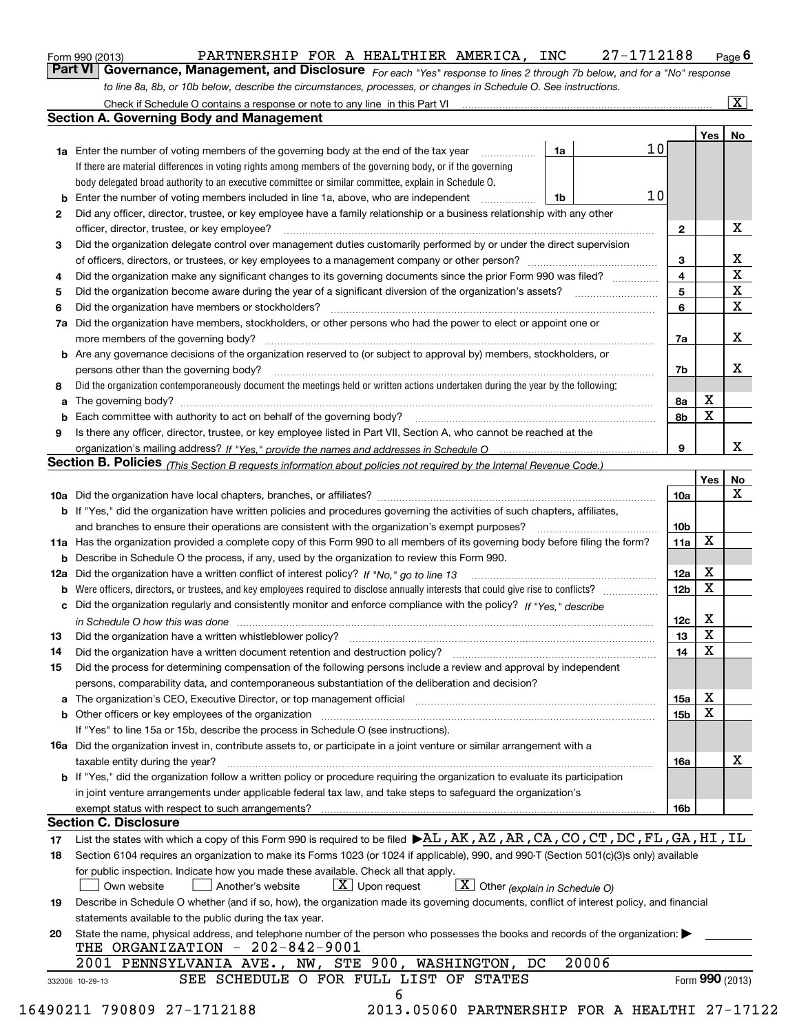Form 990 (2013) PARTNERSHIP FOR A HEALTHIER AMERICA, INC 27-1712188 Page 6

## Part VI Governance, Management, and Disclosure

*For each "Yes" response to lines 2 through 7b below, and for a "No" response to line 8a, 8b, or 10b below, describe the circumstances, processes, or changes in Schedule O. See instructions.*

Check if Schedule O contains a response or note to any line in this Part VI ..... [X]

### Section A. Governing Body and Management

| | | | | Yes | No |
|---|---|---|---|---|---|
| **1a** | Enter the number of voting members of the governing body at the end of the tax year ..... If there are material differences in voting rights among members of the governing body, or if the governing body delegated broad authority to an executive committee or similar committee, explain in Schedule O. | 1a | 10 | | |
| **b** | Enter the number of voting members included in line 1a, above, who are independent ..... | 1b | 10 | | |
| **2** | Did any officer, director, trustee, or key employee have a family relationship or a business relationship with any other officer, director, trustee, or key employee? ..... | 2 | | | X |
| **3** | Did the organization delegate control over management duties customarily performed by or under the direct supervision of officers, directors, or trustees, or key employees to a management company or other person? ..... | 3 | | | X |
| **4** | Did the organization make any significant changes to its governing documents since the prior Form 990 was filed? ..... | 4 | | | X |
| **5** | Did the organization become aware during the year of a significant diversion of the organization's assets? ..... | 5 | | | X |
| **6** | Did the organization have members or stockholders? ..... | 6 | | | X |
| **7a** | Did the organization have members, stockholders, or other persons who had the power to elect or appoint one or more members of the governing body? ..... | 7a | | | X |
| **b** | Are any governance decisions of the organization reserved to (or subject to approval by) members, stockholders, or persons other than the governing body? ..... | 7b | | | X |
| **8** | Did the organization contemporaneously document the meetings held or written actions undertaken during the year by the following: | | | | |
| **a** | The governing body? ..... | 8a | | X | |
| **b** | Each committee with authority to act on behalf of the governing body? ..... | 8b | | X | |
| **9** | Is there any officer, director, trustee, or key employee listed in Part VII, Section A, who cannot be reached at the organization's mailing address? *If "Yes," provide the names and addresses in Schedule O* ..... | 9 | | | X |

### Section B. Policies *(This Section B requests information about policies not required by the Internal Revenue Code.)*

| | | | Yes | No |
|---|---|---|---|---|
| **10a** | Did the organization have local chapters, branches, or affiliates? ..... | 10a | | X |
| **b** | If "Yes," did the organization have written policies and procedures governing the activities of such chapters, affiliates, and branches to ensure their operations are consistent with the organization's exempt purposes? ..... | 10b | | |
| **11a** | Has the organization provided a complete copy of this Form 990 to all members of its governing body before filing the form? | 11a | X | |
| **b** | Describe in Schedule O the process, if any, used by the organization to review this Form 990. | | | |
| **12a** | Did the organization have a written conflict of interest policy? *If "No," go to line 13* ..... | 12a | X | |
| **b** | Were officers, directors, or trustees, and key employees required to disclose annually interests that could give rise to conflicts? ..... | 12b | X | |
| **c** | Did the organization regularly and consistently monitor and enforce compliance with the policy? *If "Yes," describe in Schedule O how this was done* ..... | 12c | X | |
| **13** | Did the organization have a written whistleblower policy? ..... | 13 | X | |
| **14** | Did the organization have a written document retention and destruction policy? ..... | 14 | X | |
| **15** | Did the process for determining compensation of the following persons include a review and approval by independent persons, comparability data, and contemporaneous substantiation of the deliberation and decision? | | | |
| **a** | The organization's CEO, Executive Director, or top management official ..... | 15a | X | |
| **b** | Other officers or key employees of the organization ..... If "Yes" to line 15a or 15b, describe the process in Schedule O (see instructions). | 15b | X | |
| **16a** | Did the organization invest in, contribute assets to, or participate in a joint venture or similar arrangement with a taxable entity during the year? ..... | 16a | | X |
| **b** | If "Yes," did the organization follow a written policy or procedure requiring the organization to evaluate its participation in joint venture arrangements under applicable federal tax law, and take steps to safeguard the organization's exempt status with respect to such arrangements? ..... | 16b | | |

### Section C. Disclosure

**17** List the states with which a copy of this Form 990 is required to be filed ▶ AL,AK,AZ,AR,CA,CO,CT,DC,FL,GA,HI,IL

**18** Section 6104 requires an organization to make its Forms 1023 (or 1024 if applicable), 990, and 990-T (Section 501(c)(3)s only) available for public inspection. Indicate how you made these available. Check all that apply.

[ ] Own website [ ] Another's website [X] Upon request [X] Other *(explain in Schedule O)*

**19** Describe in Schedule O whether (and if so, how), the organization made its governing documents, conflict of interest policy, and financial statements available to the public during the tax year.

**20** State the name, physical address, and telephone number of the person who possesses the books and records of the organization: ▶

THE ORGANIZATION - 202-842-9001
2001 PENNSYLVANIA AVE., NW, STE 900, WASHINGTON, DC 20006

SEE SCHEDULE O FOR FULL LIST OF STATES

Form **990** (2013)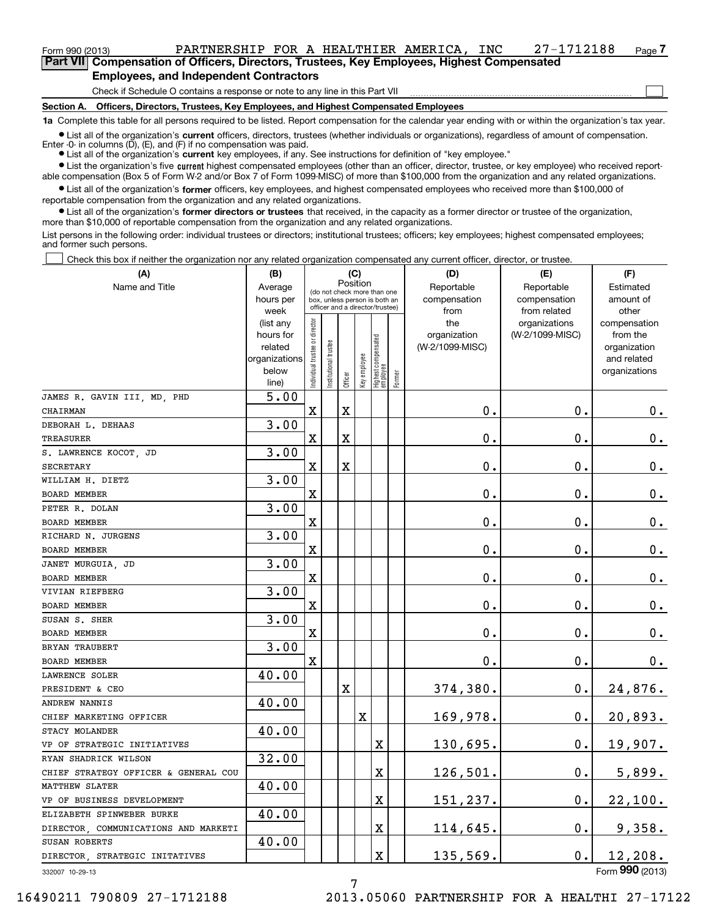Form 990 (2013) PARTNERSHIP FOR A HEALTHIER AMERICA, INC 27-1712188 Page 7

## Part VII Compensation of Officers, Directors, Trustees, Key Employees, Highest Compensated Employees, and Independent Contractors

Check if Schedule O contains a response or note to any line in this Part VII

### Section A. Officers, Directors, Trustees, Key Employees, and Highest Compensated Employees

**1a** Complete this table for all persons required to be listed. Report compensation for the calendar year ending with or within the organization's tax year.

- List all of the organization's **current** officers, directors, trustees (whether individuals or organizations), regardless of amount of compensation. Enter -0- in columns (D), (E), and (F) if no compensation was paid.
- List all of the organization's **current** key employees, if any. See instructions for definition of "key employee."
- List the organization's five **current** highest compensated employees (other than an officer, director, trustee, or key employee) who received reportable compensation (Box 5 of Form W-2 and/or Box 7 of Form 1099-MISC) of more than $100,000 from the organization and any related organizations.
- List all of the organization's **former** officers, key employees, and highest compensated employees who received more than $100,000 of reportable compensation from the organization and any related organizations.
- List all of the organization's **former directors or trustees** that received, in the capacity as a former director or trustee of the organization, more than $10,000 of reportable compensation from the organization and any related organizations.

List persons in the following order: individual trustees or directors; institutional trustees; officers; key employees; highest compensated employees; and former such persons.

Check this box if neither the organization nor any related organization compensated any current officer, director, or trustee.

| (A) Name and Title | (B) Average hours per week (list any hours for related organizations below line) | (C) Position (do not check more than one box, unless person is both an officer and a director/trustee) | | | | | | (D) Reportable compensation from the organization (W-2/1099-MISC) | (E) Reportable compensation from related organizations (W-2/1099-MISC) | (F) Estimated amount of other compensation from the organization and related organizations |
|---|---|---|---|---|---|---|---|---|---|---|
| | | Individual trustee or director | Institutional trustee | Officer | Key employee | Highest compensated employee | Former | | | |
| JAMES R. GAVIN III, MD, PHD<br>CHAIRMAN | 5.00 | X | | X | | | | 0. | 0. | 0. |
| DEBORAH L. DEHAAS<br>TREASURER | 3.00 | X | | X | | | | 0. | 0. | 0. |
| S. LAWRENCE KOCOT, JD<br>SECRETARY | 3.00 | X | | X | | | | 0. | 0. | 0. |
| WILLIAM H. DIETZ<br>BOARD MEMBER | 3.00 | X | | | | | | 0. | 0. | 0. |
| PETER R. DOLAN<br>BOARD MEMBER | 3.00 | X | | | | | | 0. | 0. | 0. |
| RICHARD N. JURGENS<br>BOARD MEMBER | 3.00 | X | | | | | | 0. | 0. | 0. |
| JANET MURGUIA, JD<br>BOARD MEMBER | 3.00 | X | | | | | | 0. | 0. | 0. |
| VIVIAN RIEFBERG<br>BOARD MEMBER | 3.00 | X | | | | | | 0. | 0. | 0. |
| SUSAN S. SHER<br>BOARD MEMBER | 3.00 | X | | | | | | 0. | 0. | 0. |
| BRYAN TRAUBERT<br>BOARD MEMBER | 3.00 | X | | | | | | 0. | 0. | 0. |
| LAWRENCE SOLER<br>PRESIDENT & CEO | 40.00 | | | X | | | | 374,380. | 0. | 24,876. |
| ANDREW NANNIS<br>CHIEF MARKETING OFFICER | 40.00 | | | | X | | | 169,978. | 0. | 20,893. |
| STACY MOLANDER<br>VP OF STRATEGIC INITIATIVES | 40.00 | | | | | X | | 130,695. | 0. | 19,907. |
| RYAN SHADRICK WILSON<br>CHIEF STRATEGY OFFICER & GENERAL COU | 32.00 | | | | | X | | 126,501. | 0. | 5,899. |
| MATTHEW SLATER<br>VP OF BUSINESS DEVELOPMENT | 40.00 | | | | | X | | 151,237. | 0. | 22,100. |
| ELIZABETH SPINWEBER BURKE<br>DIRECTOR, COMMUNICATIONS AND MARKETI | 40.00 | | | | | X | | 114,645. | 0. | 9,358. |
| SUSAN ROBERTS<br>DIRECTOR, STRATEGIC INITATIVES | 40.00 | | | | | X | | 135,569. | 0. | 12,208. |

332007 10-29-13 Form 990 (2013)

16490211 790809 27-1712188 2013.05060 PARTNERSHIP FOR A HEALTHI 27-17122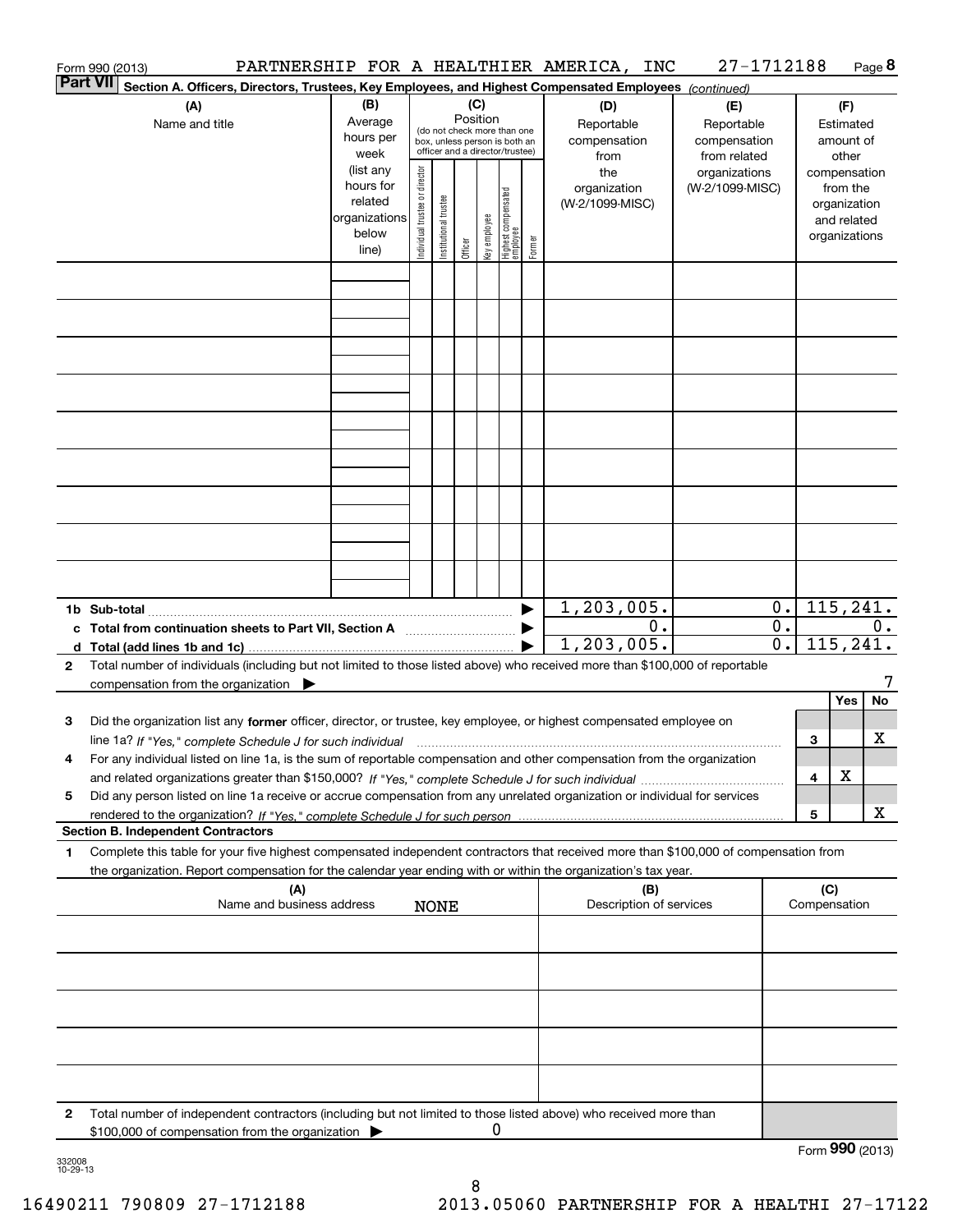Form 990 (2013) PARTNERSHIP FOR A HEALTHIER AMERICA, INC 27-1712188 Page 8

**Part VII Section A. Officers, Directors, Trustees, Key Employees, and Highest Compensated Employees** *(continued)*

| (A) Name and title | (B) Average hours per week (list any hours for related organizations below line) | (C) Position (do not check more than one box, unless person is both an officer and a director/trustee): Individual trustee or director | Institutional trustee | Officer | Key employee | Highest compensated employee | Former | (D) Reportable compensation from the organization (W-2/1099-MISC) | (E) Reportable compensation from related organizations (W-2/1099-MISC) | (F) Estimated amount of other compensation from the organization and related organizations |
|---|---|---|---|---|---|---|---|---|---|---|
| | | | | | | | | | | |
| | | | | | | | | | | |
| | | | | | | | | | | |
| | | | | | | | | | | |
| | | | | | | | | | | |
| | | | | | | | | | | |
| | | | | | | | | | | |
| | | | | | | | | | | |
| | | | | | | | | | | |
| **1b Sub-total** | | | | | | | | 1,203,005. | 0. | 115,241. |
| **c Total from continuation sheets to Part VII, Section A** | | | | | | | | 0. | 0. | 0. |
| **d Total (add lines 1b and 1c)** | | | | | | | | 1,203,005. | 0. | 115,241. |

**2** Total number of individuals (including but not limited to those listed above) who received more than $100,000 of reportable compensation from the organization ▶ 7

| | | | Yes | No |
|---|---|---|---|---|
| **3** | Did the organization list any **former** officer, director, or trustee, key employee, or highest compensated employee on line 1a? *If "Yes," complete Schedule J for such individual* | 3 | | X |
| **4** | For any individual listed on line 1a, is the sum of reportable compensation and other compensation from the organization and related organizations greater than $150,000? *If "Yes," complete Schedule J for such individual* | 4 | X | |
| **5** | Did any person listed on line 1a receive or accrue compensation from any unrelated organization or individual for services rendered to the organization? *If "Yes," complete Schedule J for such person* | 5 | | X |

**Section B. Independent Contractors**

**1** Complete this table for your five highest compensated independent contractors that received more than $100,000 of compensation from the organization. Report compensation for the calendar year ending with or within the organization's tax year.

| (A) Name and business address NONE | (B) Description of services | (C) Compensation |
|---|---|---|
| | | |
| | | |
| | | |
| | | |
| | | |

**2** Total number of independent contractors (including but not limited to those listed above) who received more than $100,000 of compensation from the organization ▶ 0

Form **990** (2013)

332008 10-29-13

16490211 790809 27-1712188 2013.05060 PARTNERSHIP FOR A HEALTHI 27-17122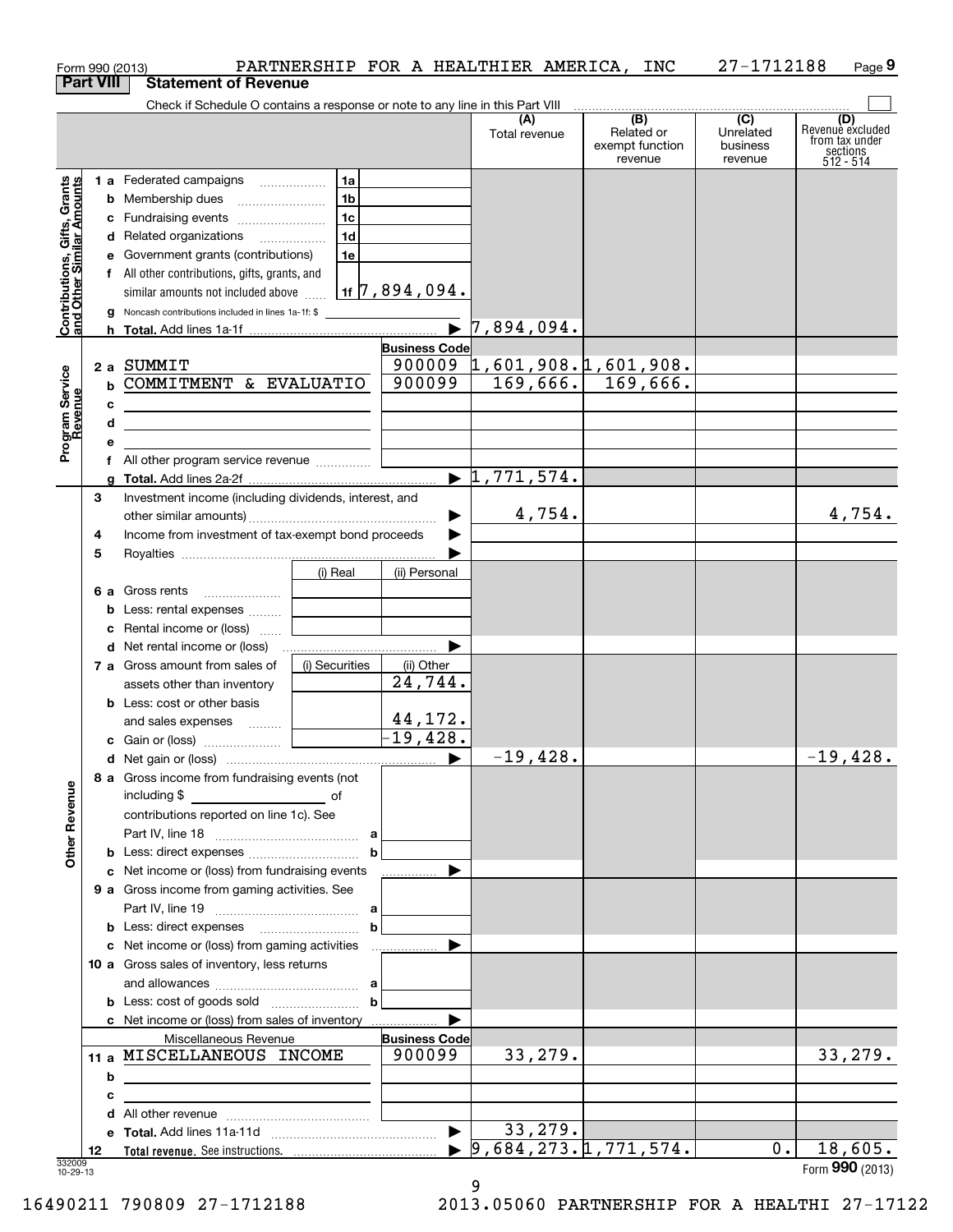Form 990 (2013) PARTNERSHIP FOR A HEALTHIER AMERICA, INC 27-1712188

## Part VIII Statement of Revenue

Check if Schedule O contains a response or note to any line in this Part VIII

| | | | (A) Total revenue | (B) Related or exempt function revenue | (C) Unrelated business revenue | (D) Revenue excluded from tax under sections 512 - 514 |
|---|---|---|---|---|---|---|
| **Contributions, Gifts, Grants and Other Similar Amounts** | 1 a Federated campaigns | 1a | | | | |
| | b Membership dues | 1b | | | | |
| | c Fundraising events | 1c | | | | |
| | d Related organizations | 1d | | | | |
| | e Government grants (contributions) | 1e | | | | |
| | f All other contributions, gifts, grants, and similar amounts not included above | 1f 7,894,094. | | | | |
| | g Noncash contributions included in lines 1a-1f: $ | | | | | |
| | h **Total.** Add lines 1a-1f | ▶ | 7,894,094. | | | |
| **Program Service Revenue** | | **Business Code** | | | | |
| | 2 a SUMMIT | 900009 | 1,601,908. | 1,601,908. | | |
| | b COMMITMENT & EVALUATIO | 900099 | 169,666. | 169,666. | | |
| | c | | | | | |
| | d | | | | | |
| | e | | | | | |
| | f All other program service revenue | | | | | |
| | g **Total.** Add lines 2a-2f | ▶ | 1,771,574. | | | |
| **Other Revenue** | 3 Investment income (including dividends, interest, and other similar amounts) | ▶ | 4,754. | | | 4,754. |
| | 4 Income from investment of tax-exempt bond proceeds | ▶ | | | | |
| | 5 Royalties | ▶ | | | | |
| | | (i) Real / (ii) Personal | | | | |
| | 6 a Gross rents | | | | | |
| | b Less: rental expenses | | | | | |
| | c Rental income or (loss) | | | | | |
| | d Net rental income or (loss) | ▶ | | | | |
| | | (i) Securities / (ii) Other | | | | |
| | 7 a Gross amount from sales of assets other than inventory | (ii) 24,744. | | | | |
| | b Less: cost or other basis and sales expenses | (ii) 44,172. | | | | |
| | c Gain or (loss) | (ii) -19,428. | | | | |
| | d Net gain or (loss) | ▶ | -19,428. | | | -19,428. |
| | 8 a Gross income from fundraising events (not including $ of contributions reported on line 1c). See Part IV, line 18 | a | | | | |
| | b Less: direct expenses | b | | | | |
| | c Net income or (loss) from fundraising events | ▶ | | | | |
| | 9 a Gross income from gaming activities. See Part IV, line 19 | a | | | | |
| | b Less: direct expenses | b | | | | |
| | c Net income or (loss) from gaming activities | ▶ | | | | |
| | 10 a Gross sales of inventory, less returns and allowances | a | | | | |
| | b Less: cost of goods sold | b | | | | |
| | c Net income or (loss) from sales of inventory | ▶ | | | | |
| | Miscellaneous Revenue | **Business Code** | | | | |
| | 11 a MISCELLANEOUS INCOME | 900099 | 33,279. | | | 33,279. |
| | b | | | | | |
| | c | | | | | |
| | d All other revenue | | | | | |
| | e **Total.** Add lines 11a-11d | ▶ | 33,279. | | | |
| | 12 **Total revenue.** See instructions. | ▶ | 9,684,273. | 1,771,574. | 0. | 18,605. |

332009 10-29-13

Form **990** (2013)

16490211 790809 27-1712188 2013.05060 PARTNERSHIP FOR A HEALTHI 27-17122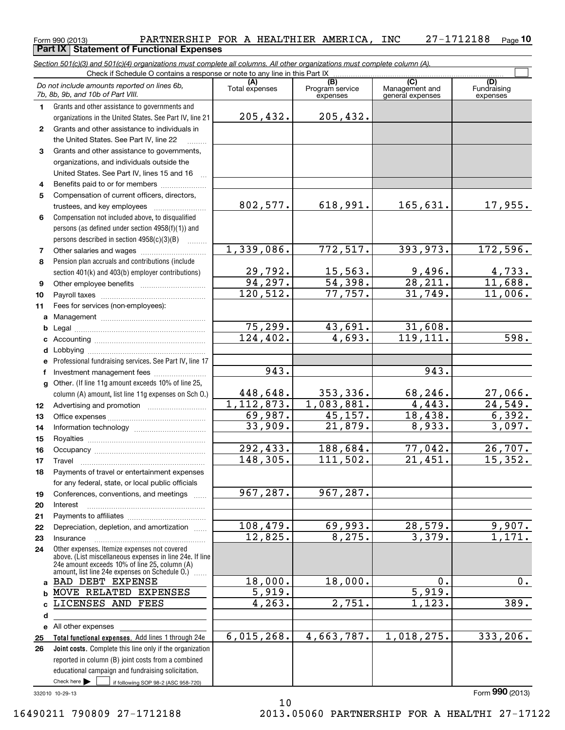Form 990 (2013) PARTNERSHIP FOR A HEALTHIER AMERICA, INC 27-1712188 Page 10

**Part IX Statement of Functional Expenses**

*Section 501(c)(3) and 501(c)(4) organizations must complete all columns. All other organizations must complete column (A).*

Check if Schedule O contains a response or note to any line in this Part IX

| *Do not include amounts reported on lines 6b, 7b, 8b, 9b, and 10b of Part VIII.* | (A) Total expenses | (B) Program service expenses | (C) Management and general expenses | (D) Fundraising expenses |
|---|---|---|---|---|
| 1 Grants and other assistance to governments and organizations in the United States. See Part IV, line 21 | 205,432. | 205,432. | | |
| 2 Grants and other assistance to individuals in the United States. See Part IV, line 22 | | | | |
| 3 Grants and other assistance to governments, organizations, and individuals outside the United States. See Part IV, lines 15 and 16 | | | | |
| 4 Benefits paid to or for members | | | | |
| 5 Compensation of current officers, directors, trustees, and key employees | 802,577. | 618,991. | 165,631. | 17,955. |
| 6 Compensation not included above, to disqualified persons (as defined under section 4958(f)(1)) and persons described in section 4958(c)(3)(B) | | | | |
| 7 Other salaries and wages | 1,339,086. | 772,517. | 393,973. | 172,596. |
| 8 Pension plan accruals and contributions (include section 401(k) and 403(b) employer contributions) | 29,792. | 15,563. | 9,496. | 4,733. |
| 9 Other employee benefits | 94,297. | 54,398. | 28,211. | 11,688. |
| 10 Payroll taxes | 120,512. | 77,757. | 31,749. | 11,006. |
| 11 Fees for services (non-employees): | | | | |
| a Management | | | | |
| b Legal | 75,299. | 43,691. | 31,608. | |
| c Accounting | 124,402. | 4,693. | 119,111. | 598. |
| d Lobbying | | | | |
| e Professional fundraising services. See Part IV, line 17 | | | | |
| f Investment management fees | 943. | | 943. | |
| g Other. (If line 11g amount exceeds 10% of line 25, column (A) amount, list line 11g expenses on Sch O.) | 448,648. | 353,336. | 68,246. | 27,066. |
| 12 Advertising and promotion | 1,112,873. | 1,083,881. | 4,443. | 24,549. |
| 13 Office expenses | 69,987. | 45,157. | 18,438. | 6,392. |
| 14 Information technology | 33,909. | 21,879. | 8,933. | 3,097. |
| 15 Royalties | | | | |
| 16 Occupancy | 292,433. | 188,684. | 77,042. | 26,707. |
| 17 Travel | 148,305. | 111,502. | 21,451. | 15,352. |
| 18 Payments of travel or entertainment expenses for any federal, state, or local public officials | | | | |
| 19 Conferences, conventions, and meetings | 967,287. | 967,287. | | |
| 20 Interest | | | | |
| 21 Payments to affiliates | | | | |
| 22 Depreciation, depletion, and amortization | 108,479. | 69,993. | 28,579. | 9,907. |
| 23 Insurance | 12,825. | 8,275. | 3,379. | 1,171. |
| 24 Other expenses. Itemize expenses not covered above. (List miscellaneous expenses in line 24e. If line 24e amount exceeds 10% of line 25, column (A) amount, list line 24e expenses on Schedule O.) | | | | |
| a BAD DEBT EXPENSE | 18,000. | 18,000. | 0. | 0. |
| b MOVE RELATED EXPENSES | 5,919. | | 5,919. | |
| c LICENSES AND FEES | 4,263. | 2,751. | 1,123. | 389. |
| d | | | | |
| e All other expenses | | | | |
| 25 **Total functional expenses.** Add lines 1 through 24e | 6,015,268. | 4,663,787. | 1,018,275. | 333,206. |
| 26 **Joint costs.** Complete this line only if the organization reported in column (B) joint costs from a combined educational campaign and fundraising solicitation. Check here ☐ if following SOP 98-2 (ASC 958-720) | | | | |

332010 10-29-13

Form **990** (2013)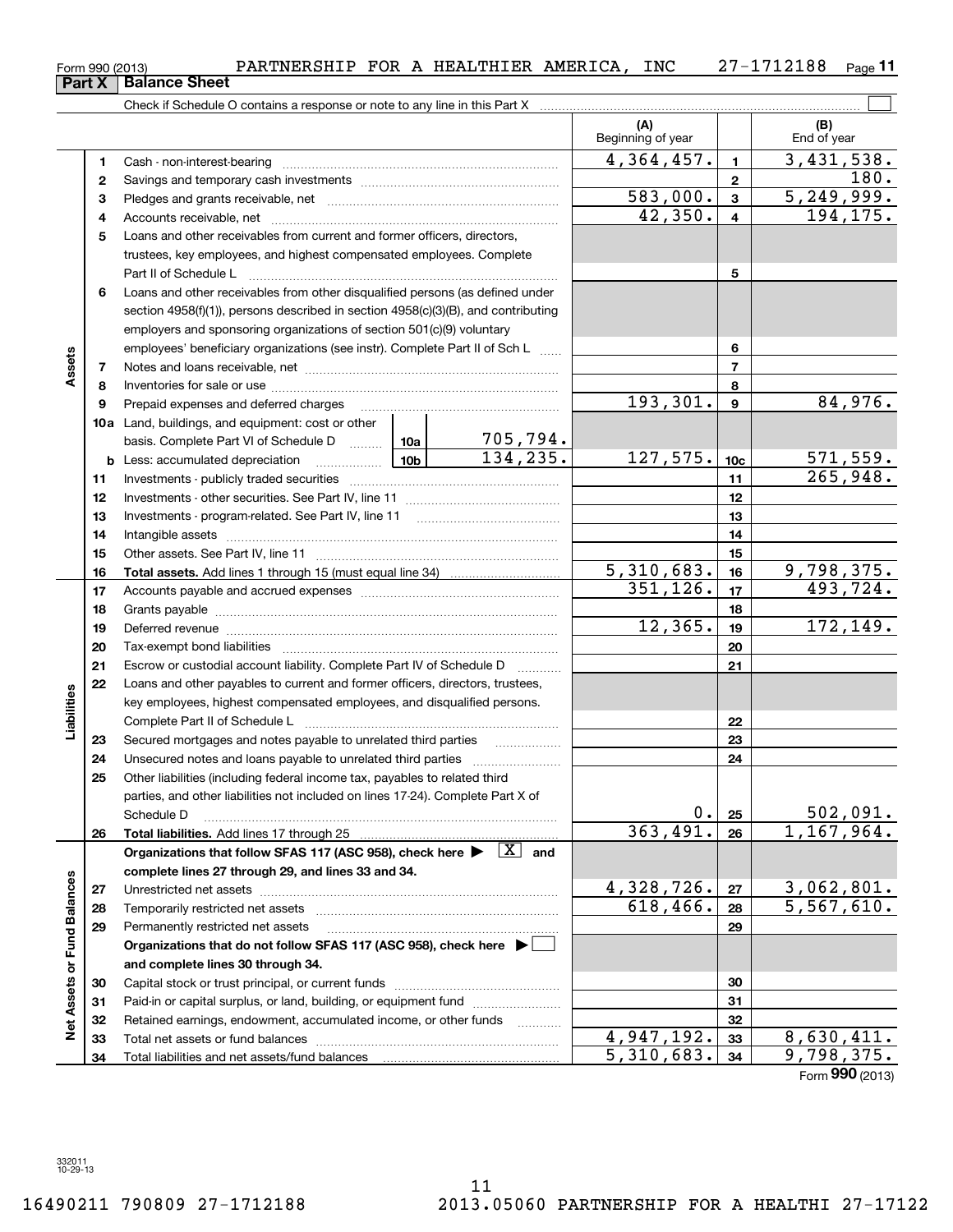Form 990 (2013) PARTNERSHIP FOR A HEALTHIER AMERICA, INC 27-1712188

## Part X Balance Sheet

Check if Schedule O contains a response or note to any line in this Part X

| | | | | (A) Beginning of year | | (B) End of year |
|---|---|---|---|---|---|---|
| **Assets** | 1 | Cash - non-interest-bearing | | 4,364,457. | 1 | 3,431,538. |
| | 2 | Savings and temporary cash investments | | | 2 | 180. |
| | 3 | Pledges and grants receivable, net | | 583,000. | 3 | 5,249,999. |
| | 4 | Accounts receivable, net | | 42,350. | 4 | 194,175. |
| | 5 | Loans and other receivables from current and former officers, directors, trustees, key employees, and highest compensated employees. Complete Part II of Schedule L | | | 5 | |
| | 6 | Loans and other receivables from other disqualified persons (as defined under section 4958(f)(1)), persons described in section 4958(c)(3)(B), and contributing employers and sponsoring organizations of section 501(c)(9) voluntary employees' beneficiary organizations (see instr). Complete Part II of Sch L | | | 6 | |
| | 7 | Notes and loans receivable, net | | | 7 | |
| | 8 | Inventories for sale or use | | | 8 | |
| | 9 | Prepaid expenses and deferred charges | | 193,301. | 9 | 84,976. |
| | 10a | Land, buildings, and equipment: cost or other basis. Complete Part VI of Schedule D | 10a 705,794. | | | |
| | b | Less: accumulated depreciation | 10b 134,235. | 127,575. | 10c | 571,559. |
| | 11 | Investments - publicly traded securities | | | 11 | 265,948. |
| | 12 | Investments - other securities. See Part IV, line 11 | | | 12 | |
| | 13 | Investments - program-related. See Part IV, line 11 | | | 13 | |
| | 14 | Intangible assets | | | 14 | |
| | 15 | Other assets. See Part IV, line 11 | | | 15 | |
| | 16 | **Total assets.** Add lines 1 through 15 (must equal line 34) | | 5,310,683. | 16 | 9,798,375. |
| **Liabilities** | 17 | Accounts payable and accrued expenses | | 351,126. | 17 | 493,724. |
| | 18 | Grants payable | | | 18 | |
| | 19 | Deferred revenue | | 12,365. | 19 | 172,149. |
| | 20 | Tax-exempt bond liabilities | | | 20 | |
| | 21 | Escrow or custodial account liability. Complete Part IV of Schedule D | | | 21 | |
| | 22 | Loans and other payables to current and former officers, directors, trustees, key employees, highest compensated employees, and disqualified persons. Complete Part II of Schedule L | | | 22 | |
| | 23 | Secured mortgages and notes payable to unrelated third parties | | | 23 | |
| | 24 | Unsecured notes and loans payable to unrelated third parties | | | 24 | |
| | 25 | Other liabilities (including federal income tax, payables to related third parties, and other liabilities not included on lines 17-24). Complete Part X of Schedule D | | 0. | 25 | 502,091. |
| | 26 | **Total liabilities.** Add lines 17 through 25 | | 363,491. | 26 | 1,167,964. |
| **Net Assets or Fund Balances** | | **Organizations that follow SFAS 117 (ASC 958), check here ▶ [X] and complete lines 27 through 29, and lines 33 and 34.** | | | | |
| | 27 | Unrestricted net assets | | 4,328,726. | 27 | 3,062,801. |
| | 28 | Temporarily restricted net assets | | 618,466. | 28 | 5,567,610. |
| | 29 | Permanently restricted net assets | | | 29 | |
| | | **Organizations that do not follow SFAS 117 (ASC 958), check here ▶ [ ] and complete lines 30 through 34.** | | | | |
| | 30 | Capital stock or trust principal, or current funds | | | 30 | |
| | 31 | Paid-in or capital surplus, or land, building, or equipment fund | | | 31 | |
| | 32 | Retained earnings, endowment, accumulated income, or other funds | | | 32 | |
| | 33 | Total net assets or fund balances | | 4,947,192. | 33 | 8,630,411. |
| | 34 | Total liabilities and net assets/fund balances | | 5,310,683. | 34 | 9,798,375. |

Form **990** (2013)

332011 10-29-13

16490211 790809 27-1712188 2013.05060 PARTNERSHIP FOR A HEALTHI 27-17122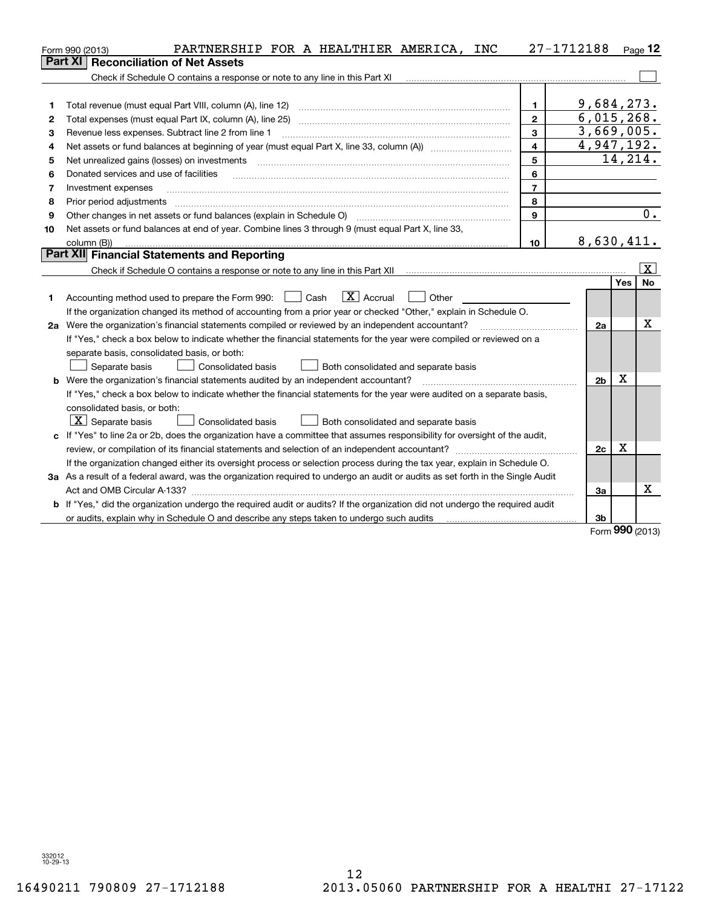Form 990 (2013) PARTNERSHIP FOR A HEALTHIER AMERICA, INC 27-1712188

## Part XI Reconciliation of Net Assets

Check if Schedule O contains a response or note to any line in this Part XI [ ]

| | | | |
|---|---|---|---|
| 1 | Total revenue (must equal Part VIII, column (A), line 12) | 1 | 9,684,273. |
| 2 | Total expenses (must equal Part IX, column (A), line 25) | 2 | 6,015,268. |
| 3 | Revenue less expenses. Subtract line 2 from line 1 | 3 | 3,669,005. |
| 4 | Net assets or fund balances at beginning of year (must equal Part X, line 33, column (A)) | 4 | 4,947,192. |
| 5 | Net unrealized gains (losses) on investments | 5 | 14,214. |
| 6 | Donated services and use of facilities | 6 | |
| 7 | Investment expenses | 7 | |
| 8 | Prior period adjustments | 8 | |
| 9 | Other changes in net assets or fund balances (explain in Schedule O) | 9 | 0. |
| 10 | Net assets or fund balances at end of year. Combine lines 3 through 9 (must equal Part X, line 33, column (B)) | 10 | 8,630,411. |

## Part XII Financial Statements and Reporting

Check if Schedule O contains a response or note to any line in this Part XII [X]

| | | | Yes | No |
|---|---|---|---|---|
| 1 | Accounting method used to prepare the Form 990: [ ] Cash [X] Accrual [ ] Other<br>If the organization changed its method of accounting from a prior year or checked "Other," explain in Schedule O. | | | |
| 2a | Were the organization's financial statements compiled or reviewed by an independent accountant?<br>If "Yes," check a box below to indicate whether the financial statements for the year were compiled or reviewed on a separate basis, consolidated basis, or both:<br>[ ] Separate basis [ ] Consolidated basis [ ] Both consolidated and separate basis | 2a | | X |
| b | Were the organization's financial statements audited by an independent accountant?<br>If "Yes," check a box below to indicate whether the financial statements for the year were audited on a separate basis, consolidated basis, or both:<br>[X] Separate basis [ ] Consolidated basis [ ] Both consolidated and separate basis | 2b | X | |
| c | If "Yes" to line 2a or 2b, does the organization have a committee that assumes responsibility for oversight of the audit, review, or compilation of its financial statements and selection of an independent accountant?<br>If the organization changed either its oversight process or selection process during the tax year, explain in Schedule O. | 2c | X | |
| 3a | As a result of a federal award, was the organization required to undergo an audit or audits as set forth in the Single Audit Act and OMB Circular A-133? | 3a | | X |
| b | If "Yes," did the organization undergo the required audit or audits? If the organization did not undergo the required audit or audits, explain why in Schedule O and describe any steps taken to undergo such audits | 3b | | |

Form 990 (2013)

332012 10-29-13

16490211 790809 27-1712188 2013.05060 PARTNERSHIP FOR A HEALTHI 27-17122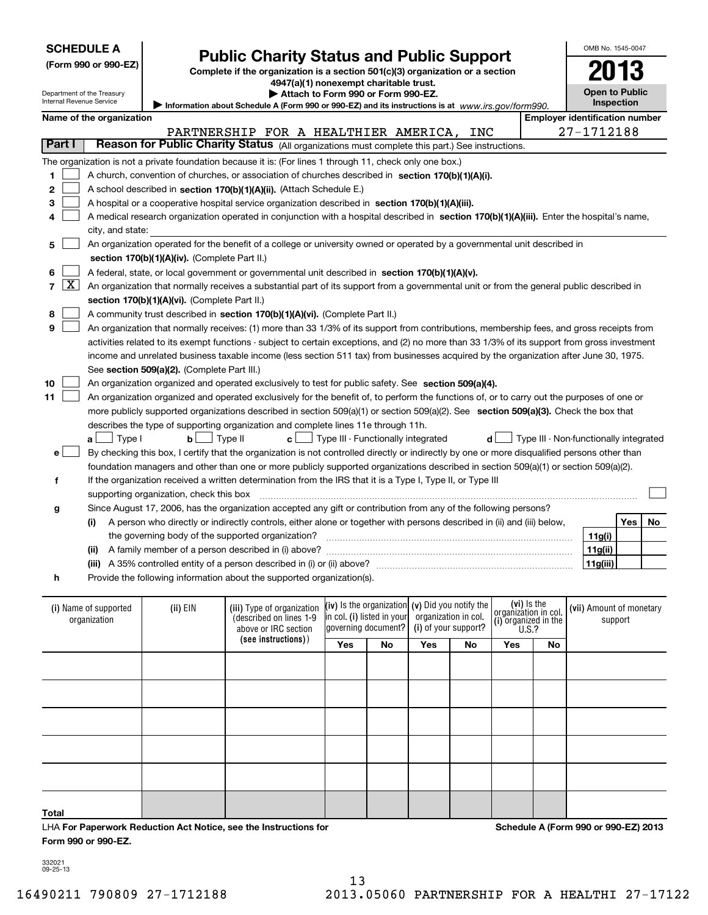**SCHEDULE A**
**(Form 990 or 990-EZ)**

Department of the Treasury
Internal Revenue Service

# Public Charity Status and Public Support

**Complete if the organization is a section 501(c)(3) organization or a section 4947(a)(1) nonexempt charitable trust.**
**▶ Attach to Form 990 or Form 990-EZ.**
**▶ Information about Schedule A (Form 990 or 990-EZ) and its instructions is at** *www.irs.gov/form990.*

OMB No. 1545-0047
**2013**
**Open to Public Inspection**

**Name of the organization:** PARTNERSHIP FOR A HEALTHIER AMERICA, INC
**Employer identification number:** 27-1712188

**Part I — Reason for Public Charity Status** (All organizations must complete this part.) See instructions.

The organization is not a private foundation because it is: (For lines 1 through 11, check only one box.)

1. ☐ A church, convention of churches, or association of churches described in **section 170(b)(1)(A)(i).**
2. ☐ A school described in **section 170(b)(1)(A)(ii).** (Attach Schedule E.)
3. ☐ A hospital or a cooperative hospital service organization described in **section 170(b)(1)(A)(iii).**
4. ☐ A medical research organization operated in conjunction with a hospital described in **section 170(b)(1)(A)(iii).** Enter the hospital's name, city, and state:
5. ☐ An organization operated for the benefit of a college or university owned or operated by a governmental unit described in **section 170(b)(1)(A)(iv).** (Complete Part II.)
6. ☐ A federal, state, or local government or governmental unit described in **section 170(b)(1)(A)(v).**
7. ☒ An organization that normally receives a substantial part of its support from a governmental unit or from the general public described in **section 170(b)(1)(A)(vi).** (Complete Part II.)
8. ☐ A community trust described in **section 170(b)(1)(A)(vi).** (Complete Part II.)
9. ☐ An organization that normally receives: (1) more than 33 1/3% of its support from contributions, membership fees, and gross receipts from activities related to its exempt functions - subject to certain exceptions, and (2) no more than 33 1/3% of its support from gross investment income and unrelated business taxable income (less section 511 tax) from businesses acquired by the organization after June 30, 1975. See **section 509(a)(2).** (Complete Part III.)
10. ☐ An organization organized and operated exclusively to test for public safety. See **section 509(a)(4).**
11. ☐ An organization organized and operated exclusively for the benefit of, to perform the functions of, or to carry out the purposes of one or more publicly supported organizations described in section 509(a)(1) or section 509(a)(2). See **section 509(a)(3).** Check the box that describes the type of supporting organization and complete lines 11e through 11h.
   - **a** ☐ Type I  **b** ☐ Type II  **c** ☐ Type III - Functionally integrated  **d** ☐ Type III - Non-functionally integrated
   - **e** ☐ By checking this box, I certify that the organization is not controlled directly or indirectly by one or more disqualified persons other than foundation managers and other than one or more publicly supported organizations described in section 509(a)(1) or section 509(a)(2).
   - **f** If the organization received a written determination from the IRS that it is a Type I, Type II, or Type III supporting organization, check this box ☐
   - **g** Since August 17, 2006, has the organization accepted any gift or contribution from any of the following persons?

| | | Yes | No |
|---|---|---|---|
| (i) A person who directly or indirectly controls, either alone or together with persons described in (ii) and (iii) below, the governing body of the supported organization? | 11g(i) | | |
| (ii) A family member of a person described in (i) above? | 11g(ii) | | |
| (iii) A 35% controlled entity of a person described in (i) or (ii) above? | 11g(iii) | | |

   - **h** Provide the following information about the supported organization(s).

| (i) Name of supported organization | (ii) EIN | (iii) Type of organization (described on lines 1-9 above or IRC section (see instructions)) | (iv) Is the organization in col. (i) listed in your governing document? Yes | No | (v) Did you notify the organization in col. (i) of your support? Yes | No | (vi) Is the organization in col. (i) organized in the U.S.? Yes | No | (vii) Amount of monetary support |
|---|---|---|---|---|---|---|---|---|---|
| | | | | | | | | | |
| | | | | | | | | | |
| | | | | | | | | | |
| | | | | | | | | | |
| | | | | | | | | | |
| **Total** | | | | | | | | | |

LHA **For Paperwork Reduction Act Notice, see the Instructions for Form 990 or 990-EZ.**

**Schedule A (Form 990 or 990-EZ) 2013**

332021
09-25-13

16490211 790809 27-1712188  2013.05060 PARTNERSHIP FOR A HEALTHI 27-17122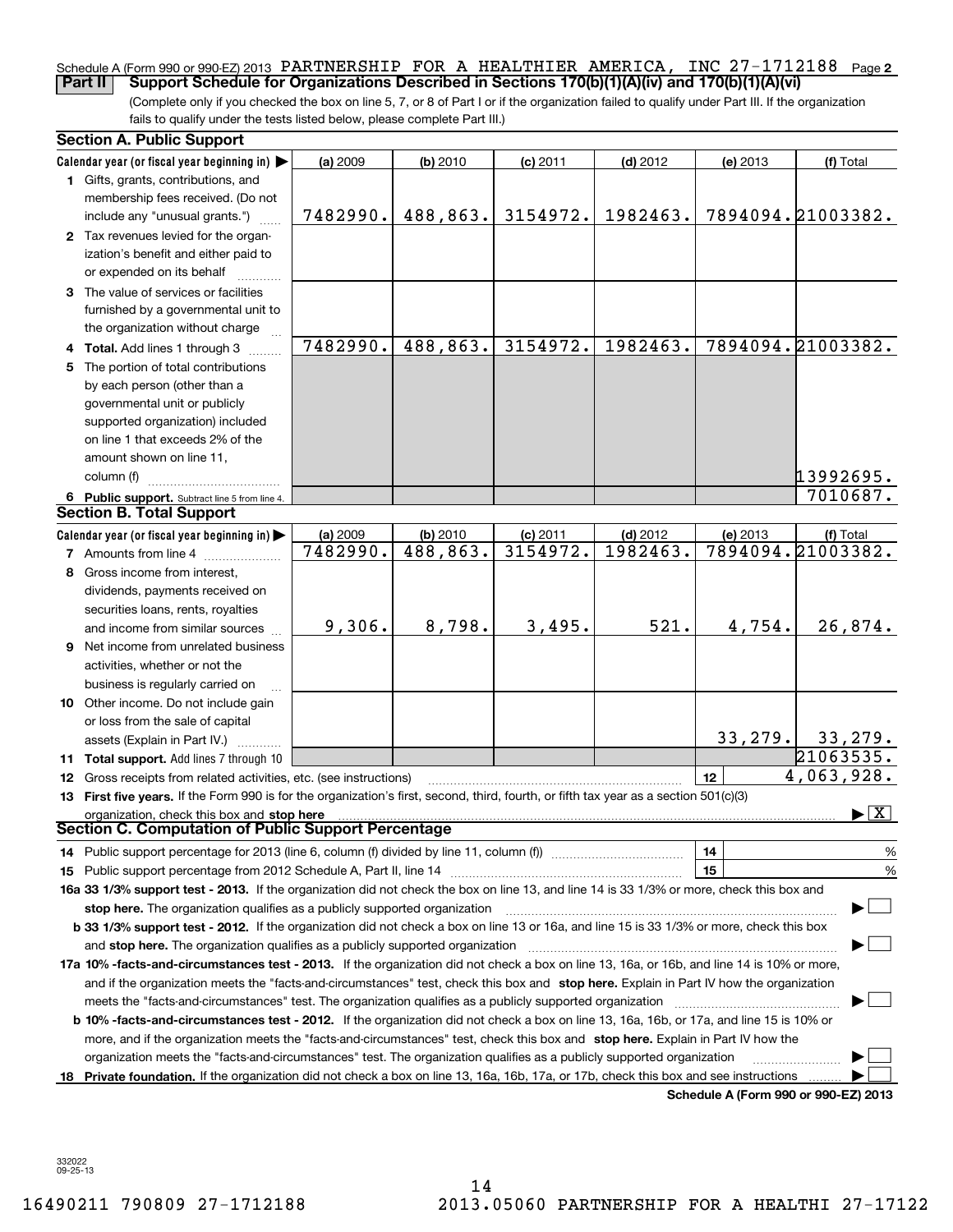Schedule A (Form 990 or 990-EZ) 2013 PARTNERSHIP FOR A HEALTHIER AMERICA, INC 27-1712188 Page **2**

**Part II** **Support Schedule for Organizations Described in Sections 170(b)(1)(A)(iv) and 170(b)(1)(A)(vi)**

(Complete only if you checked the box on line 5, 7, or 8 of Part I or if the organization failed to qualify under Part III. If the organization fails to qualify under the tests listed below, please complete Part III.)

## Section A. Public Support

| Calendar year (or fiscal year beginning in) ▶ | (a) 2009 | (b) 2010 | (c) 2011 | (d) 2012 | (e) 2013 | (f) Total |
|---|---|---|---|---|---|---|
| **1** Gifts, grants, contributions, and membership fees received. (Do not include any "unusual grants.") | 7482990. | 488,863. | 3154972. | 1982463. | 7894094. | 21003382. |
| **2** Tax revenues levied for the organization's benefit and either paid to or expended on its behalf | | | | | | |
| **3** The value of services or facilities furnished by a governmental unit to the organization without charge | | | | | | |
| **4 Total.** Add lines 1 through 3 | 7482990. | 488,863. | 3154972. | 1982463. | 7894094. | 21003382. |
| **5** The portion of total contributions by each person (other than a governmental unit or publicly supported organization) included on line 1 that exceeds 2% of the amount shown on line 11, column (f) | | | | | | 13992695. |
| **6 Public support.** Subtract line 5 from line 4. | | | | | | 7010687. |

## Section B. Total Support

| Calendar year (or fiscal year beginning in) ▶ | (a) 2009 | (b) 2010 | (c) 2011 | (d) 2012 | (e) 2013 | (f) Total |
|---|---|---|---|---|---|---|
| **7** Amounts from line 4 | 7482990. | 488,863. | 3154972. | 1982463. | 7894094. | 21003382. |
| **8** Gross income from interest, dividends, payments received on securities loans, rents, royalties and income from similar sources | 9,306. | 8,798. | 3,495. | 521. | 4,754. | 26,874. |
| **9** Net income from unrelated business activities, whether or not the business is regularly carried on | | | | | | |
| **10** Other income. Do not include gain or loss from the sale of capital assets (Explain in Part IV.) | | | | | 33,279. | 33,279. |
| **11 Total support.** Add lines 7 through 10 | | | | | | 21063535. |
| **12** Gross receipts from related activities, etc. (see instructions) | | | | | **12** | 4,063,928. |

**13 First five years.** If the Form 990 is for the organization's first, second, third, fourth, or fifth tax year as a section 501(c)(3) organization, check this box and **stop here** ▶ [X]

## Section C. Computation of Public Support Percentage

**14** Public support percentage for 2013 (line 6, column (f) divided by line 11, column (f)) **14** ____ %

**15** Public support percentage from 2012 Schedule A, Part II, line 14 **15** ____ %

**16a 33 1/3% support test - 2013.** If the organization did not check the box on line 13, and line 14 is 33 1/3% or more, check this box and **stop here.** The organization qualifies as a publicly supported organization ▶ [ ]

**b 33 1/3% support test - 2012.** If the organization did not check a box on line 13 or 16a, and line 15 is 33 1/3% or more, check this box and **stop here.** The organization qualifies as a publicly supported organization ▶ [ ]

**17a 10% -facts-and-circumstances test - 2013.** If the organization did not check a box on line 13, 16a, or 16b, and line 14 is 10% or more, and if the organization meets the "facts-and-circumstances" test, check this box and **stop here.** Explain in Part IV how the organization meets the "facts-and-circumstances" test. The organization qualifies as a publicly supported organization ▶ [ ]

**b 10% -facts-and-circumstances test - 2012.** If the organization did not check a box on line 13, 16a, 16b, or 17a, and line 15 is 10% or more, and if the organization meets the "facts-and-circumstances" test, check this box and **stop here.** Explain in Part IV how the organization meets the "facts-and-circumstances" test. The organization qualifies as a publicly supported organization ▶ [ ]

**18 Private foundation.** If the organization did not check a box on line 13, 16a, 16b, 17a, or 17b, check this box and see instructions ▶ [ ]

**Schedule A (Form 990 or 990-EZ) 2013**

332022
09-25-13

16490211 790809 27-1712188 2013.05060 PARTNERSHIP FOR A HEALTHI 27-17122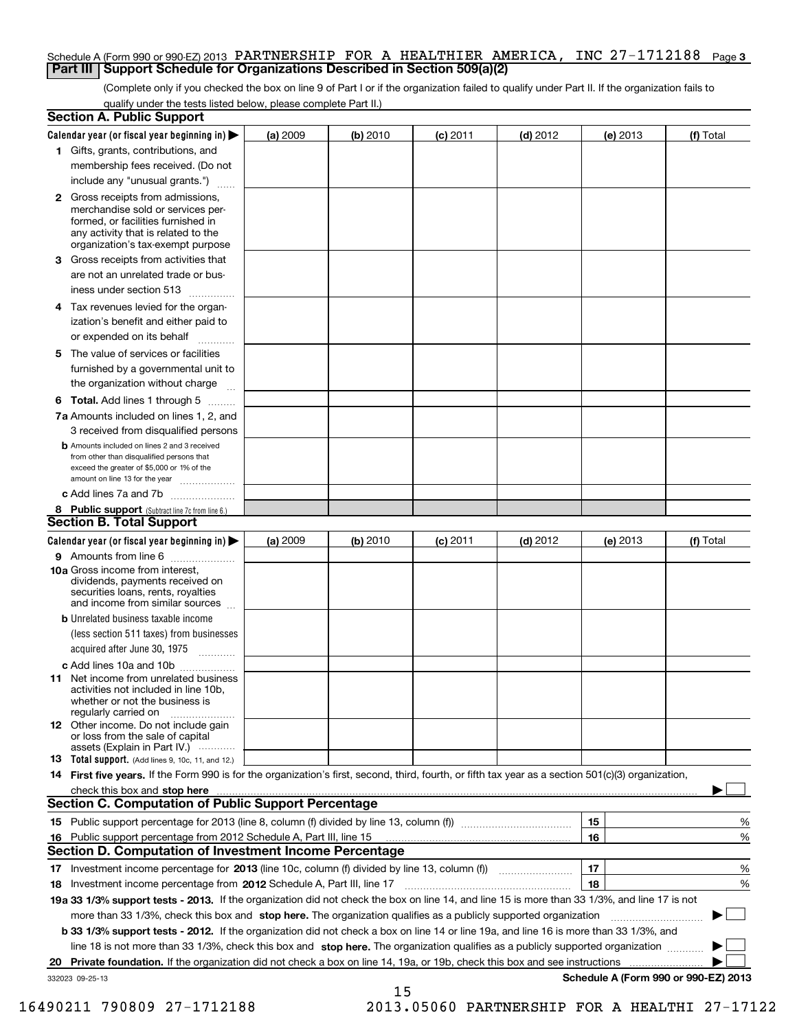Schedule A (Form 990 or 990-EZ) 2013 PARTNERSHIP FOR A HEALTHIER AMERICA, INC 27-1712188 Page 3

## Part III Support Schedule for Organizations Described in Section 509(a)(2)

(Complete only if you checked the box on line 9 of Part I or if the organization failed to qualify under Part II. If the organization fails to qualify under the tests listed below, please complete Part II.)

### Section A. Public Support

| Calendar year (or fiscal year beginning in) ▶ | (a) 2009 | (b) 2010 | (c) 2011 | (d) 2012 | (e) 2013 | (f) Total |
|---|---|---|---|---|---|---|
| 1 Gifts, grants, contributions, and membership fees received. (Do not include any "unusual grants.") | | | | | | |
| 2 Gross receipts from admissions, merchandise sold or services performed, or facilities furnished in any activity that is related to the organization's tax-exempt purpose | | | | | | |
| 3 Gross receipts from activities that are not an unrelated trade or business under section 513 | | | | | | |
| 4 Tax revenues levied for the organization's benefit and either paid to or expended on its behalf | | | | | | |
| 5 The value of services or facilities furnished by a governmental unit to the organization without charge | | | | | | |
| 6 **Total.** Add lines 1 through 5 | | | | | | |
| 7a Amounts included on lines 1, 2, and 3 received from disqualified persons | | | | | | |
| b Amounts included on lines 2 and 3 received from other than disqualified persons that exceed the greater of $5,000 or 1% of the amount on line 13 for the year | | | | | | |
| c Add lines 7a and 7b | | | | | | |
| 8 **Public support** (Subtract line 7c from line 6.) | | | | | | |

### Section B. Total Support

| Calendar year (or fiscal year beginning in) ▶ | (a) 2009 | (b) 2010 | (c) 2011 | (d) 2012 | (e) 2013 | (f) Total |
|---|---|---|---|---|---|---|
| 9 Amounts from line 6 | | | | | | |
| 10a Gross income from interest, dividends, payments received on securities loans, rents, royalties and income from similar sources | | | | | | |
| b Unrelated business taxable income (less section 511 taxes) from businesses acquired after June 30, 1975 | | | | | | |
| c Add lines 10a and 10b | | | | | | |
| 11 Net income from unrelated business activities not included in line 10b, whether or not the business is regularly carried on | | | | | | |
| 12 Other income. Do not include gain or loss from the sale of capital assets (Explain in Part IV.) | | | | | | |
| 13 **Total support.** (Add lines 9, 10c, 11, and 12.) | | | | | | |

**14 First five years.** If the Form 990 is for the organization's first, second, third, fourth, or fifth tax year as a section 501(c)(3) organization, check this box and **stop here** ▶ ☐

### Section C. Computation of Public Support Percentage

| | | | |
|---|---|---|---|
| 15 | Public support percentage for 2013 (line 8, column (f) divided by line 13, column (f)) | 15 | % |
| 16 | Public support percentage from 2012 Schedule A, Part III, line 15 | 16 | % |

### Section D. Computation of Investment Income Percentage

| | | | |
|---|---|---|---|
| 17 | Investment income percentage for **2013** (line 10c, column (f) divided by line 13, column (f)) | 17 | % |
| 18 | Investment income percentage from **2012** Schedule A, Part III, line 17 | 18 | % |

**19a 33 1/3% support tests - 2013.** If the organization did not check the box on line 14, and line 15 is more than 33 1/3%, and line 17 is not more than 33 1/3%, check this box and **stop here.** The organization qualifies as a publicly supported organization ▶ ☐

**b 33 1/3% support tests - 2012.** If the organization did not check a box on line 14 or line 19a, and line 16 is more than 33 1/3%, and line 18 is not more than 33 1/3%, check this box and **stop here.** The organization qualifies as a publicly supported organization ▶ ☐

**20 Private foundation.** If the organization did not check a box on line 14, 19a, or 19b, check this box and see instructions ▶ ☐

332023 09-25-13 **Schedule A (Form 990 or 990-EZ) 2013**

16490211 790809 27-1712188 2013.05060 PARTNERSHIP FOR A HEALTHI 27-17122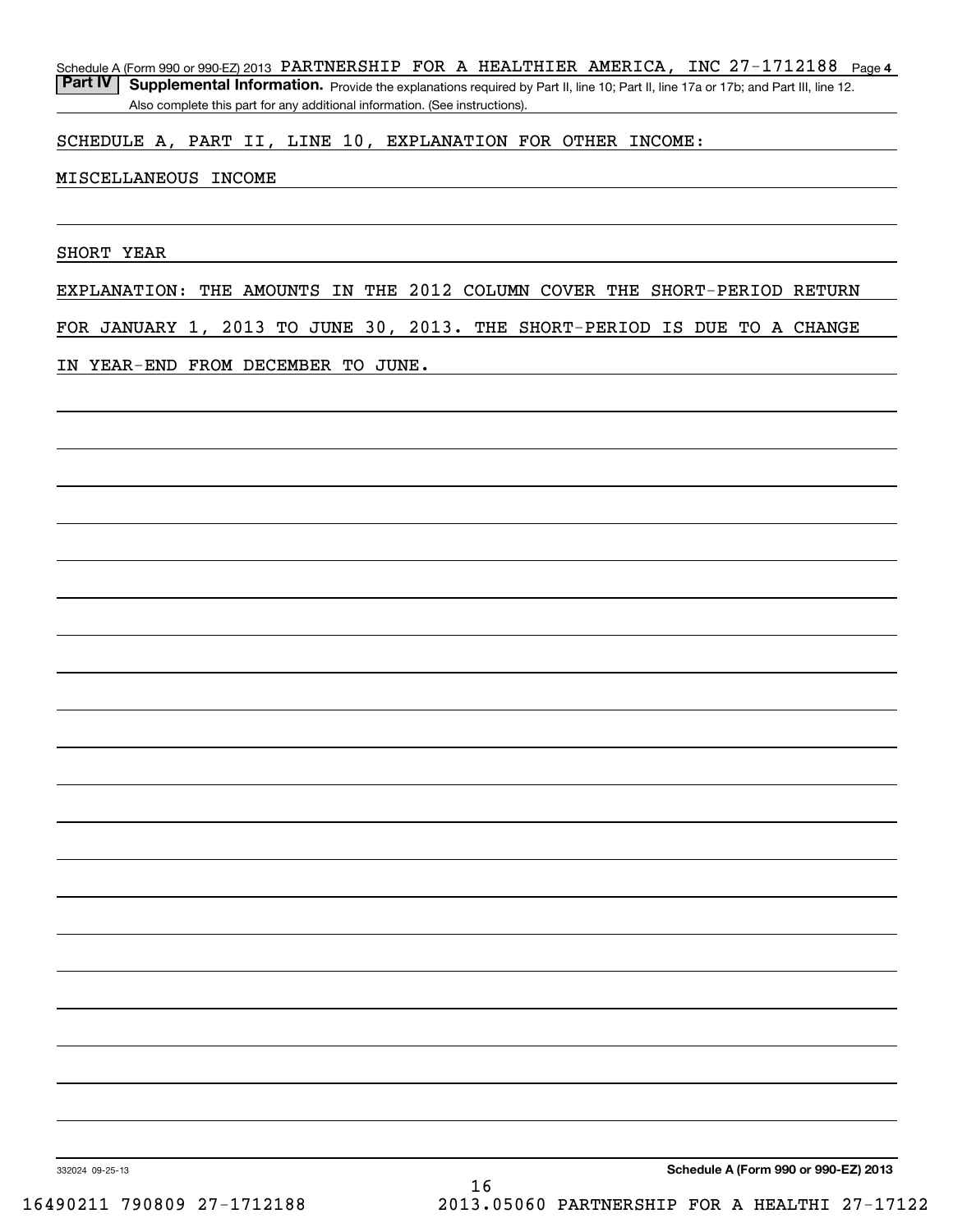Schedule A (Form 990 or 990-EZ) 2013 PARTNERSHIP FOR A HEALTHIER AMERICA, INC 27-1712188 Page 4

**Part IV** **Supplemental Information.** Provide the explanations required by Part II, line 10; Part II, line 17a or 17b; and Part III, line 12. Also complete this part for any additional information. (See instructions).

SCHEDULE A, PART II, LINE 10, EXPLANATION FOR OTHER INCOME:

MISCELLANEOUS INCOME

SHORT YEAR

EXPLANATION: THE AMOUNTS IN THE 2012 COLUMN COVER THE SHORT-PERIOD RETURN FOR JANUARY 1, 2013 TO JUNE 30, 2013. THE SHORT-PERIOD IS DUE TO A CHANGE IN YEAR-END FROM DECEMBER TO JUNE.

332024 09-25-13

**Schedule A (Form 990 or 990-EZ) 2013**

16490211 790809 27-1712188 2013.05060 PARTNERSHIP FOR A HEALTHI 27-17122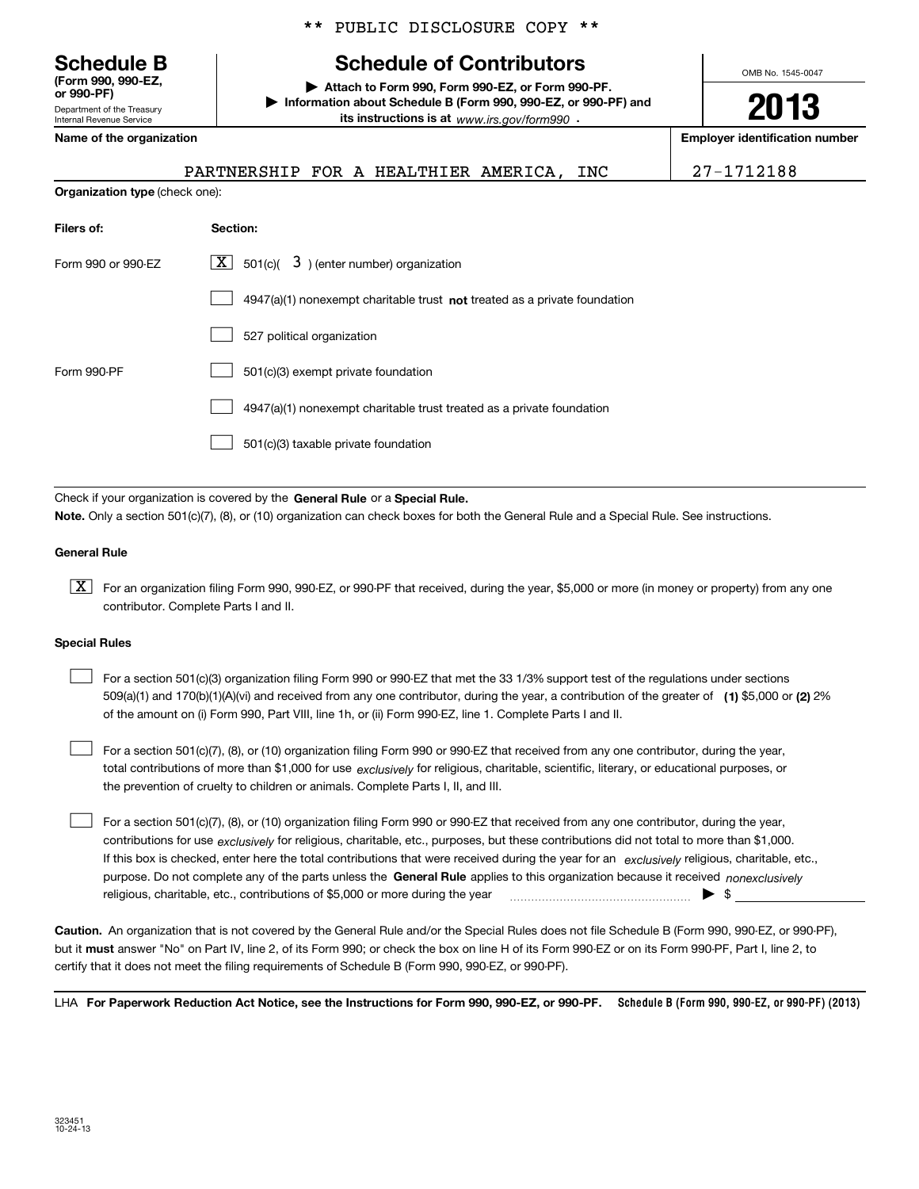** PUBLIC DISCLOSURE COPY **

**Schedule B**
**(Form 990, 990-EZ, or 990-PF)**
Department of the Treasury
Internal Revenue Service

# Schedule of Contributors

▶ **Attach to Form 990, Form 990-EZ, or Form 990-PF.**
▶ **Information about Schedule B (Form 990, 990-EZ, or 990-PF) and its instructions is at** *www.irs.gov/form990* .

OMB No. 1545-0047

**2013**

| Name of the organization | Employer identification number |
|---|---|
| PARTNERSHIP FOR A HEALTHIER AMERICA, INC | 27-1712188 |

**Organization type** (check one):

| Filers of: | Section: |
|---|---|
| Form 990 or 990-EZ | [X] 501(c)( 3 ) (enter number) organization |
| | [ ] 4947(a)(1) nonexempt charitable trust **not** treated as a private foundation |
| | [ ] 527 political organization |
| Form 990-PF | [ ] 501(c)(3) exempt private foundation |
| | [ ] 4947(a)(1) nonexempt charitable trust treated as a private foundation |
| | [ ] 501(c)(3) taxable private foundation |

Check if your organization is covered by the **General Rule** or a **Special Rule.**
**Note.** Only a section 501(c)(7), (8), or (10) organization can check boxes for both the General Rule and a Special Rule. See instructions.

**General Rule**

[X] For an organization filing Form 990, 990-EZ, or 990-PF that received, during the year, $5,000 or more (in money or property) from any one contributor. Complete Parts I and II.

**Special Rules**

[ ] For a section 501(c)(3) organization filing Form 990 or 990-EZ that met the 33 1/3% support test of the regulations under sections 509(a)(1) and 170(b)(1)(A)(vi) and received from any one contributor, during the year, a contribution of the greater of **(1)** $5,000 or **(2)** 2% of the amount on (i) Form 990, Part VIII, line 1h, or (ii) Form 990-EZ, line 1. Complete Parts I and II.

[ ] For a section 501(c)(7), (8), or (10) organization filing Form 990 or 990-EZ that received from any one contributor, during the year, total contributions of more than $1,000 for use *exclusively* for religious, charitable, scientific, literary, or educational purposes, or the prevention of cruelty to children or animals. Complete Parts I, II, and III.

[ ] For a section 501(c)(7), (8), or (10) organization filing Form 990 or 990-EZ that received from any one contributor, during the year, contributions for use *exclusively* for religious, charitable, etc., purposes, but these contributions did not total to more than $1,000. If this box is checked, enter here the total contributions that were received during the year for an *exclusively* religious, charitable, etc., purpose. Do not complete any of the parts unless the **General Rule** applies to this organization because it received *nonexclusively* religious, charitable, etc., contributions of $5,000 or more during the year ........ ▶ $ ________

**Caution.** An organization that is not covered by the General Rule and/or the Special Rules does not file Schedule B (Form 990, 990-EZ, or 990-PF), but it **must** answer "No" on Part IV, line 2, of its Form 990; or check the box on line H of its Form 990-EZ or on its Form 990-PF, Part I, line 2, to certify that it does not meet the filing requirements of Schedule B (Form 990, 990-EZ, or 990-PF).

LHA **For Paperwork Reduction Act Notice, see the Instructions for Form 990, 990-EZ, or 990-PF.** Schedule B (Form 990, 990-EZ, or 990-PF) (2013)

323451
10-24-13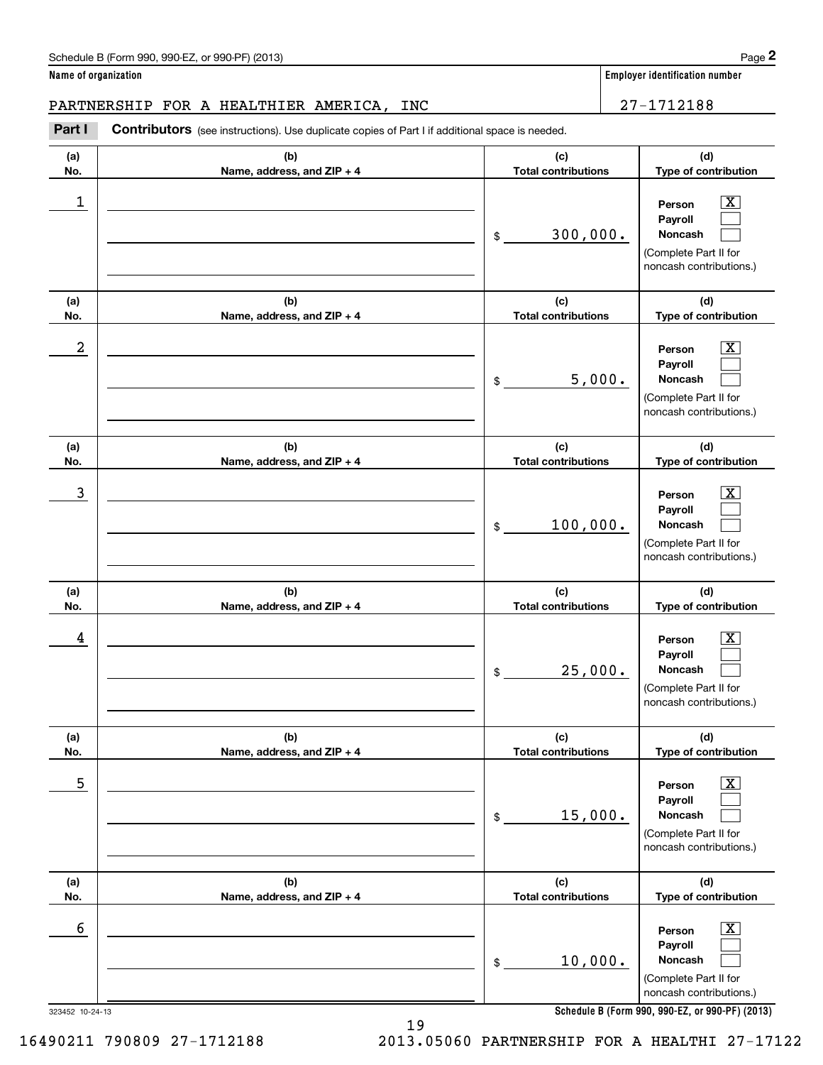Schedule B (Form 990, 990-EZ, or 990-PF) (2013)

**Name of organization**

PARTNERSHIP FOR A HEALTHIER AMERICA, INC

**Employer identification number**

27-1712188

**Part I** **Contributors** (see instructions). Use duplicate copies of Part I if additional space is needed.

| (a) No. | (b) Name, address, and ZIP + 4 | (c) Total contributions | (d) Type of contribution |
|---|---|---|---|
| 1 | | $ 300,000. | Person [X] Payroll [ ] Noncash [ ] (Complete Part II for noncash contributions.) |
| 2 | | $ 5,000. | Person [X] Payroll [ ] Noncash [ ] (Complete Part II for noncash contributions.) |
| 3 | | $ 100,000. | Person [X] Payroll [ ] Noncash [ ] (Complete Part II for noncash contributions.) |
| 4 | | $ 25,000. | Person [X] Payroll [ ] Noncash [ ] (Complete Part II for noncash contributions.) |
| 5 | | $ 15,000. | Person [X] Payroll [ ] Noncash [ ] (Complete Part II for noncash contributions.) |
| 6 | | $ 10,000. | Person [X] Payroll [ ] Noncash [ ] (Complete Part II for noncash contributions.) |

323452 10-24-13

**Schedule B (Form 990, 990-EZ, or 990-PF) (2013)**

16490211 790809 27-1712188 2013.05060 PARTNERSHIP FOR A HEALTHI 27-17122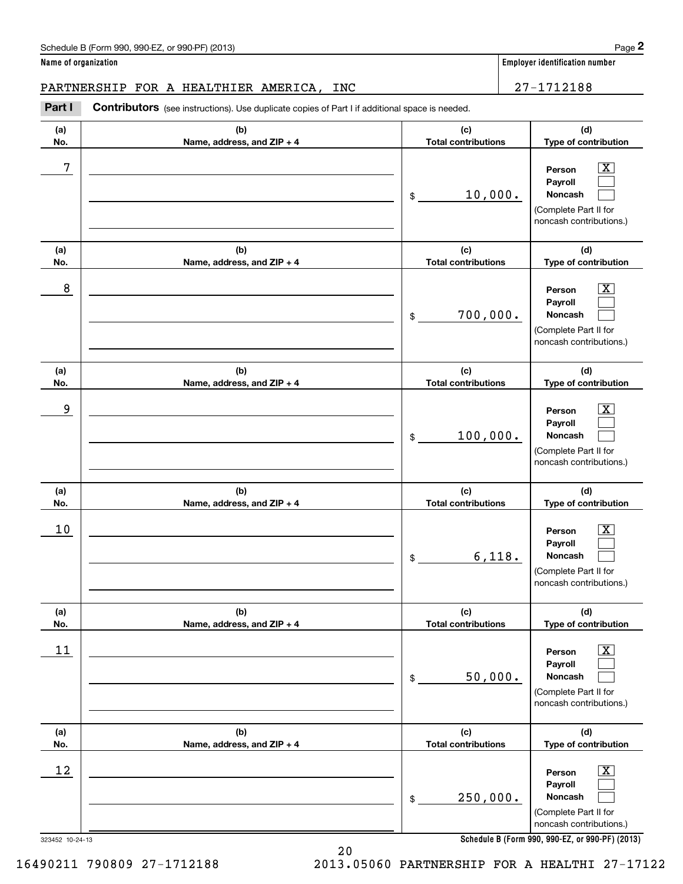Schedule B (Form 990, 990-EZ, or 990-PF) (2013)

**Name of organization**

PARTNERSHIP FOR A HEALTHIER AMERICA, INC

**Employer identification number**

27-1712188

**Part I** **Contributors** (see instructions). Use duplicate copies of Part I if additional space is needed.

| (a) No. | (b) Name, address, and ZIP + 4 | (c) Total contributions | (d) Type of contribution |
|---|---|---|---|
| 7 | | $ 10,000. | Person [X] Payroll [ ] Noncash [ ] (Complete Part II for noncash contributions.) |
| 8 | | $ 700,000. | Person [X] Payroll [ ] Noncash [ ] (Complete Part II for noncash contributions.) |
| 9 | | $ 100,000. | Person [X] Payroll [ ] Noncash [ ] (Complete Part II for noncash contributions.) |
| 10 | | $ 6,118. | Person [X] Payroll [ ] Noncash [ ] (Complete Part II for noncash contributions.) |
| 11 | | $ 50,000. | Person [X] Payroll [ ] Noncash [ ] (Complete Part II for noncash contributions.) |
| 12 | | $ 250,000. | Person [X] Payroll [ ] Noncash [ ] (Complete Part II for noncash contributions.) |

323452 10-24-13

**Schedule B (Form 990, 990-EZ, or 990-PF) (2013)**

16490211 790809 27-1712188 2013.05060 PARTNERSHIP FOR A HEALTHI 27-17122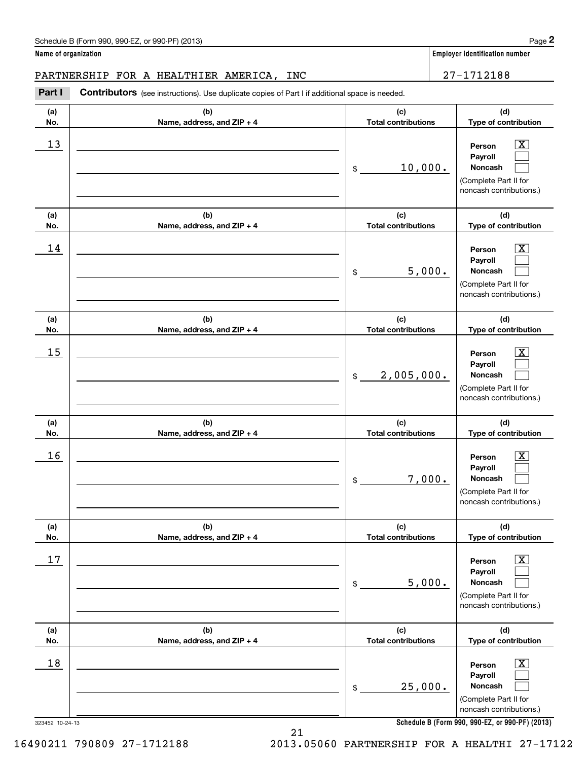Schedule B (Form 990, 990-EZ, or 990-PF) (2013)

**Name of organization**

PARTNERSHIP FOR A HEALTHIER AMERICA, INC

**Employer identification number**

27-1712188

**Part I** **Contributors** (see instructions). Use duplicate copies of Part I if additional space is needed.

| (a) No. | (b) Name, address, and ZIP + 4 | (c) Total contributions | (d) Type of contribution |
|---|---|---|---|
| 13 | | $ 10,000. | Person [X] Payroll [ ] Noncash [ ] (Complete Part II for noncash contributions.) |
| 14 | | $ 5,000. | Person [X] Payroll [ ] Noncash [ ] (Complete Part II for noncash contributions.) |
| 15 | | $ 2,005,000. | Person [X] Payroll [ ] Noncash [ ] (Complete Part II for noncash contributions.) |
| 16 | | $ 7,000. | Person [X] Payroll [ ] Noncash [ ] (Complete Part II for noncash contributions.) |
| 17 | | $ 5,000. | Person [X] Payroll [ ] Noncash [ ] (Complete Part II for noncash contributions.) |
| 18 | | $ 25,000. | Person [X] Payroll [ ] Noncash [ ] (Complete Part II for noncash contributions.) |

323452 10-24-13

**Schedule B (Form 990, 990-EZ, or 990-PF) (2013)**

16490211 790809 27-1712188 2013.05060 PARTNERSHIP FOR A HEALTHI 27-17122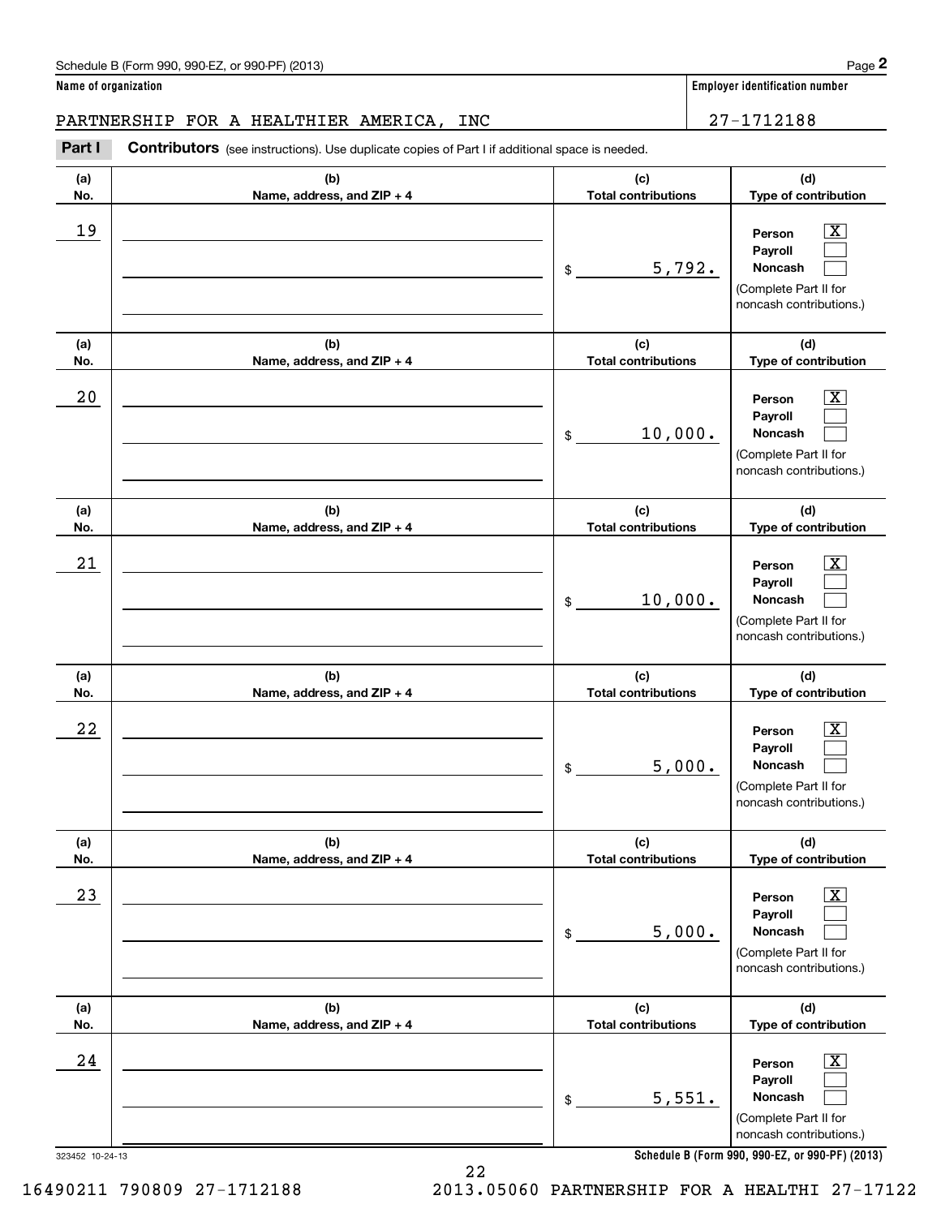Schedule B (Form 990, 990-EZ, or 990-PF) (2013)

**Name of organization**

PARTNERSHIP FOR A HEALTHIER AMERICA, INC

**Employer identification number**

27-1712188

**Part I** **Contributors** (see instructions). Use duplicate copies of Part I if additional space is needed.

| (a) No. | (b) Name, address, and ZIP + 4 | (c) Total contributions | (d) Type of contribution |
|---|---|---|---|
| 19 | | $ 5,792. | Person [X] Payroll [ ] Noncash [ ] (Complete Part II for noncash contributions.) |
| 20 | | $ 10,000. | Person [X] Payroll [ ] Noncash [ ] (Complete Part II for noncash contributions.) |
| 21 | | $ 10,000. | Person [X] Payroll [ ] Noncash [ ] (Complete Part II for noncash contributions.) |
| 22 | | $ 5,000. | Person [X] Payroll [ ] Noncash [ ] (Complete Part II for noncash contributions.) |
| 23 | | $ 5,000. | Person [X] Payroll [ ] Noncash [ ] (Complete Part II for noncash contributions.) |
| 24 | | $ 5,551. | Person [X] Payroll [ ] Noncash [ ] (Complete Part II for noncash contributions.) |

323452 10-24-13

**Schedule B (Form 990, 990-EZ, or 990-PF) (2013)**

16490211 790809 27-1712188 2013.05060 PARTNERSHIP FOR A HEALTHI 27-17122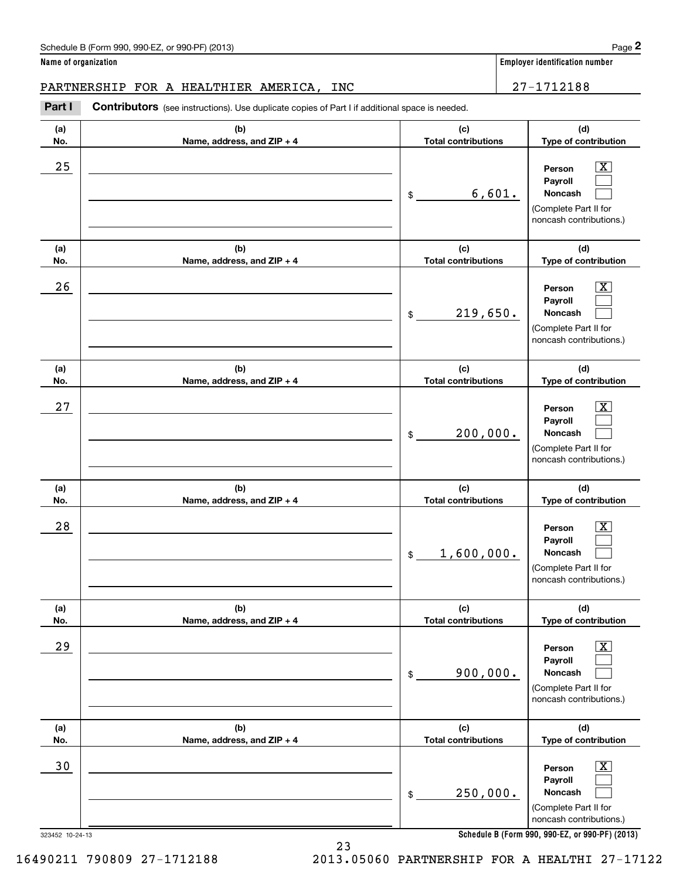Schedule B (Form 990, 990-EZ, or 990-PF) (2013)

**Name of organization**

PARTNERSHIP FOR A HEALTHIER AMERICA, INC

**Employer identification number**

27-1712188

**Part I Contributors** (see instructions). Use duplicate copies of Part I if additional space is needed.

| (a) No. | (b) Name, address, and ZIP + 4 | (c) Total contributions | (d) Type of contribution |
|---|---|---|---|
| 25 | | $ 6,601. | Person [X] Payroll [ ] Noncash [ ] (Complete Part II for noncash contributions.) |
| 26 | | $ 219,650. | Person [X] Payroll [ ] Noncash [ ] (Complete Part II for noncash contributions.) |
| 27 | | $ 200,000. | Person [X] Payroll [ ] Noncash [ ] (Complete Part II for noncash contributions.) |
| 28 | | $ 1,600,000. | Person [X] Payroll [ ] Noncash [ ] (Complete Part II for noncash contributions.) |
| 29 | | $ 900,000. | Person [X] Payroll [ ] Noncash [ ] (Complete Part II for noncash contributions.) |
| 30 | | $ 250,000. | Person [X] Payroll [ ] Noncash [ ] (Complete Part II for noncash contributions.) |

323452 10-24-13

**Schedule B (Form 990, 990-EZ, or 990-PF) (2013)**

16490211 790809 27-1712188 2013.05060 PARTNERSHIP FOR A HEALTHI 27-17122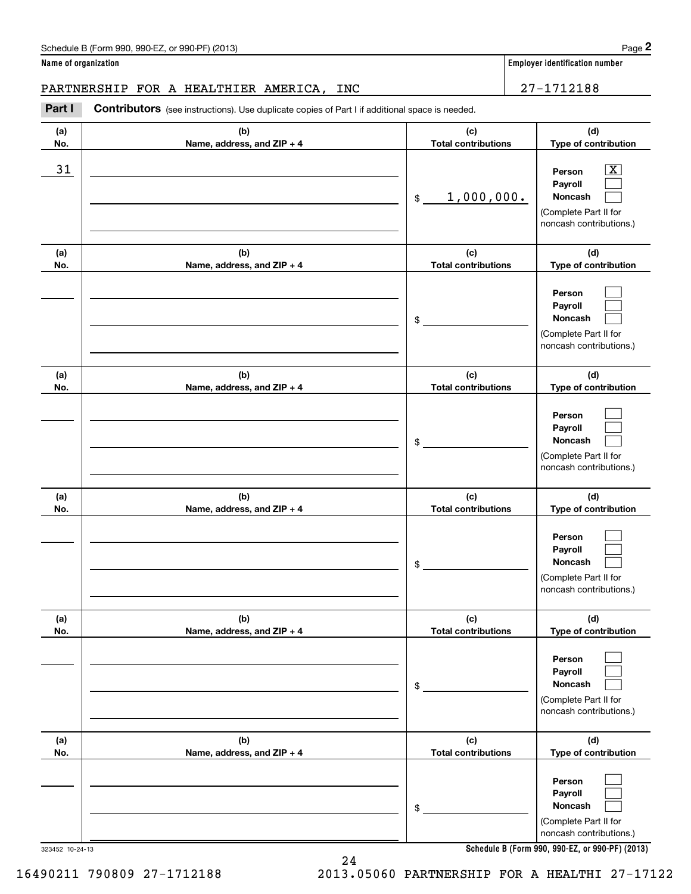Schedule B (Form 990, 990-EZ, or 990-PF) (2013)

**Name of organization**

PARTNERSHIP FOR A HEALTHIER AMERICA, INC

**Employer identification number**

27-1712188

**Part I** **Contributors** (see instructions). Use duplicate copies of Part I if additional space is needed.

| (a) No. | (b) Name, address, and ZIP + 4 | (c) Total contributions | (d) Type of contribution |
|---|---|---|---|
| 31 | | $ 1,000,000. | Person [X] Payroll [ ] Noncash [ ] (Complete Part II for noncash contributions.) |
| | | $ | Person [ ] Payroll [ ] Noncash [ ] (Complete Part II for noncash contributions.) |
| | | $ | Person [ ] Payroll [ ] Noncash [ ] (Complete Part II for noncash contributions.) |
| | | $ | Person [ ] Payroll [ ] Noncash [ ] (Complete Part II for noncash contributions.) |
| | | $ | Person [ ] Payroll [ ] Noncash [ ] (Complete Part II for noncash contributions.) |
| | | $ | Person [ ] Payroll [ ] Noncash [ ] (Complete Part II for noncash contributions.) |

323452 10-24-13

**Schedule B (Form 990, 990-EZ, or 990-PF) (2013)**

16490211 790809 27-1712188 2013.05060 PARTNERSHIP FOR A HEALTHI 27-17122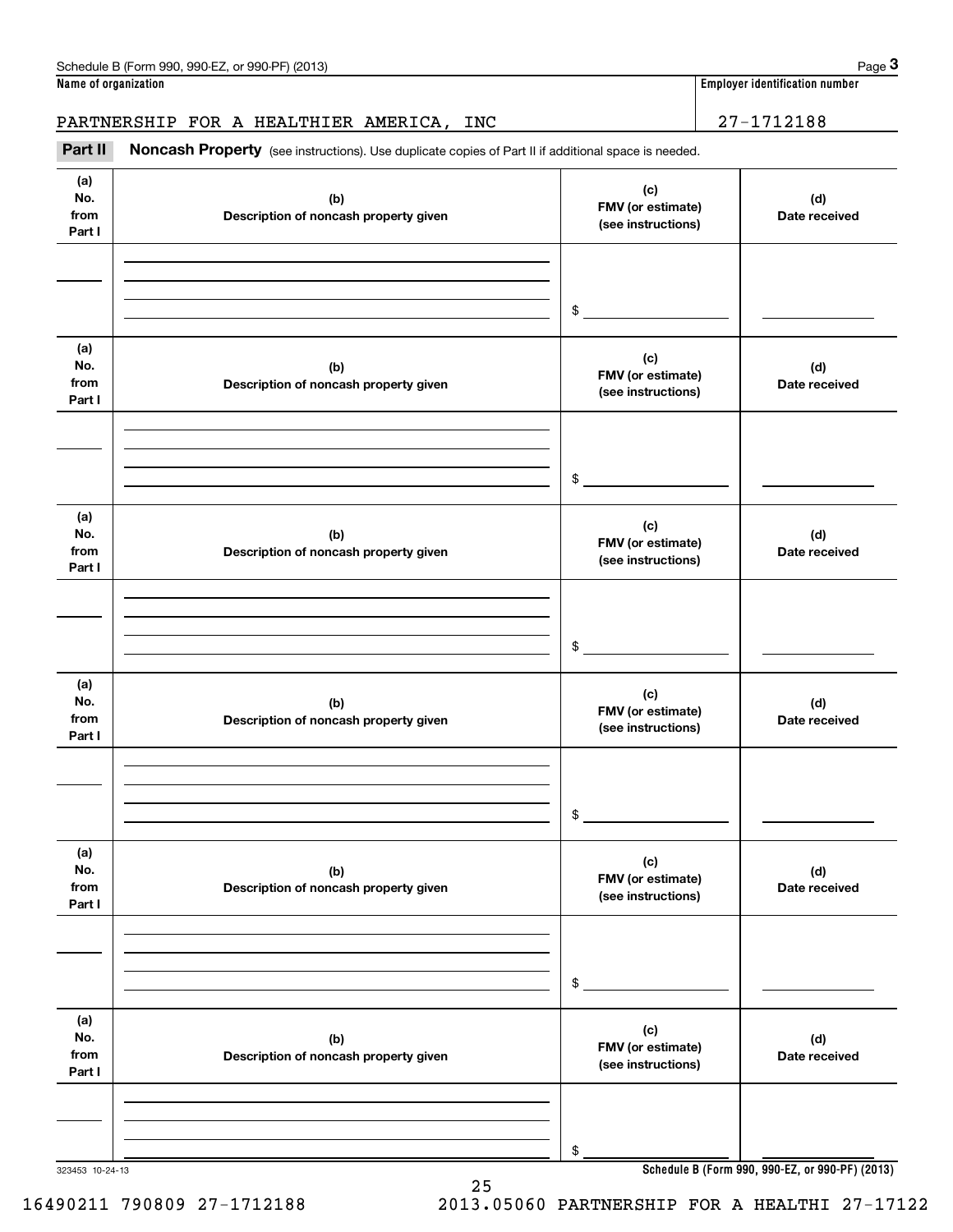Schedule B (Form 990, 990-EZ, or 990-PF) (2013)

**Name of organization**

PARTNERSHIP FOR A HEALTHIER AMERICA, INC

**Employer identification number**

27-1712188

**Part II** **Noncash Property** (see instructions). Use duplicate copies of Part II if additional space is needed.

| (a) No. from Part I | (b) Description of noncash property given | (c) FMV (or estimate) (see instructions) | (d) Date received |
|---|---|---|---|
| | | $ | |

| (a) No. from Part I | (b) Description of noncash property given | (c) FMV (or estimate) (see instructions) | (d) Date received |
|---|---|---|---|
| | | $ | |

| (a) No. from Part I | (b) Description of noncash property given | (c) FMV (or estimate) (see instructions) | (d) Date received |
|---|---|---|---|
| | | $ | |

| (a) No. from Part I | (b) Description of noncash property given | (c) FMV (or estimate) (see instructions) | (d) Date received |
|---|---|---|---|
| | | $ | |

| (a) No. from Part I | (b) Description of noncash property given | (c) FMV (or estimate) (see instructions) | (d) Date received |
|---|---|---|---|
| | | $ | |

| (a) No. from Part I | (b) Description of noncash property given | (c) FMV (or estimate) (see instructions) | (d) Date received |
|---|---|---|---|
| | | $ | |

323453 10-24-13

**Schedule B (Form 990, 990-EZ, or 990-PF) (2013)**

16490211 790809 27-1712188 2013.05060 PARTNERSHIP FOR A HEALTHI 27-17122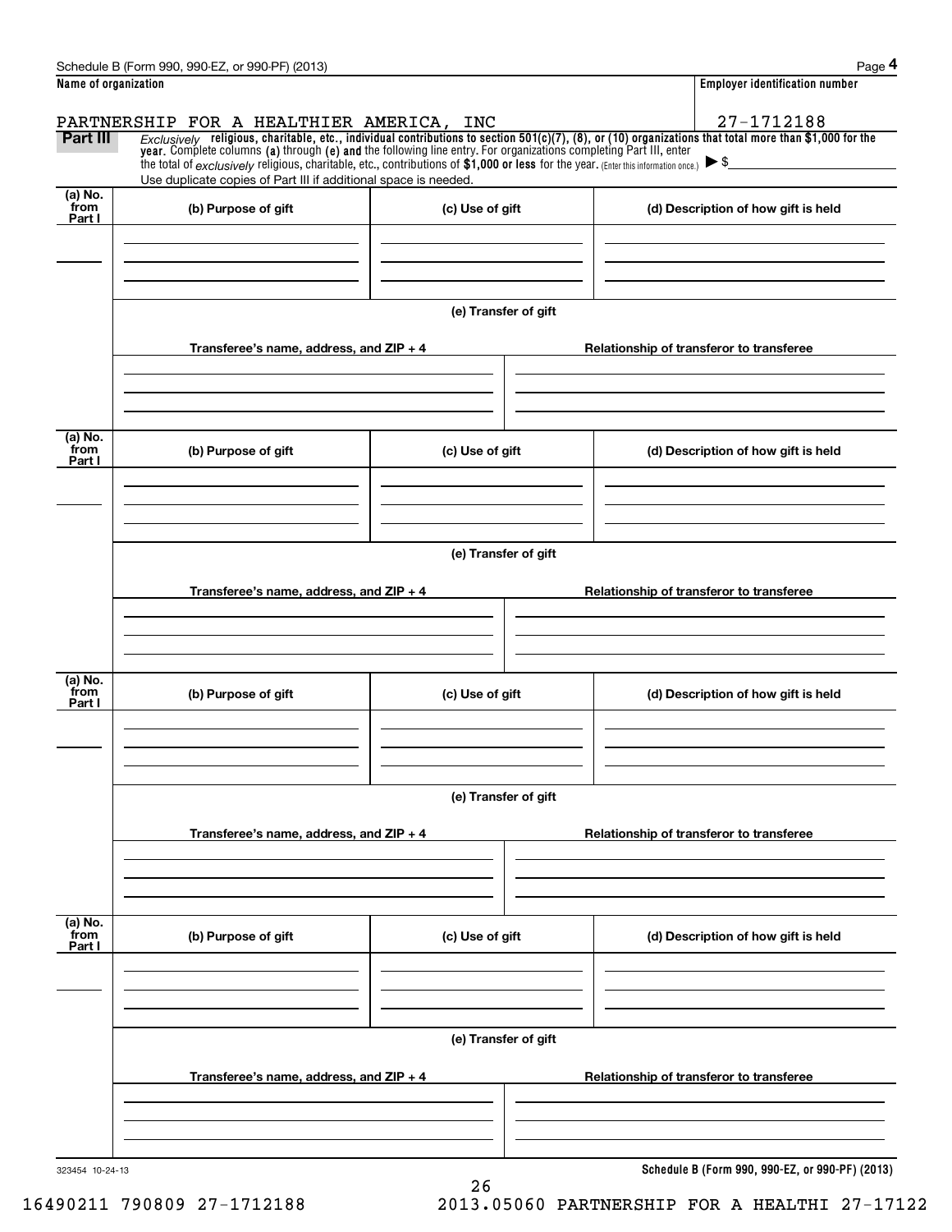Schedule B (Form 990, 990-EZ, or 990-PF) (2013) Page **4**

**Name of organization**

PARTNERSHIP FOR A HEALTHIER AMERICA, INC

**Employer identification number**

27-1712188

**Part III** *Exclusively* **religious, charitable, etc., individual contributions to section 501(c)(7), (8), or (10) organizations that total more than $1,000 for the year.** Complete columns **(a)** through **(e) and** the following line entry. For organizations completing Part III, enter the total of *exclusively* religious, charitable, etc., contributions of **$1,000 or less** for the year. (Enter this information once.) ▶ $

Use duplicate copies of Part III if additional space is needed.

| (a) No. from Part I | (b) Purpose of gift | (c) Use of gift | (d) Description of how gift is held |
|---|---|---|---|
| | | | |

**(e) Transfer of gift**

| Transferee's name, address, and ZIP + 4 | Relationship of transferor to transferee |
|---|---|
| | |

| (a) No. from Part I | (b) Purpose of gift | (c) Use of gift | (d) Description of how gift is held |
|---|---|---|---|
| | | | |

**(e) Transfer of gift**

| Transferee's name, address, and ZIP + 4 | Relationship of transferor to transferee |
|---|---|
| | |

| (a) No. from Part I | (b) Purpose of gift | (c) Use of gift | (d) Description of how gift is held |
|---|---|---|---|
| | | | |

**(e) Transfer of gift**

| Transferee's name, address, and ZIP + 4 | Relationship of transferor to transferee |
|---|---|
| | |

| (a) No. from Part I | (b) Purpose of gift | (c) Use of gift | (d) Description of how gift is held |
|---|---|---|---|
| | | | |

**(e) Transfer of gift**

| Transferee's name, address, and ZIP + 4 | Relationship of transferor to transferee |
|---|---|
| | |

323454 10-24-13 **Schedule B (Form 990, 990-EZ, or 990-PF) (2013)**

16490211 790809 27-1712188 2013.05060 PARTNERSHIP FOR A HEALTHI 27-17122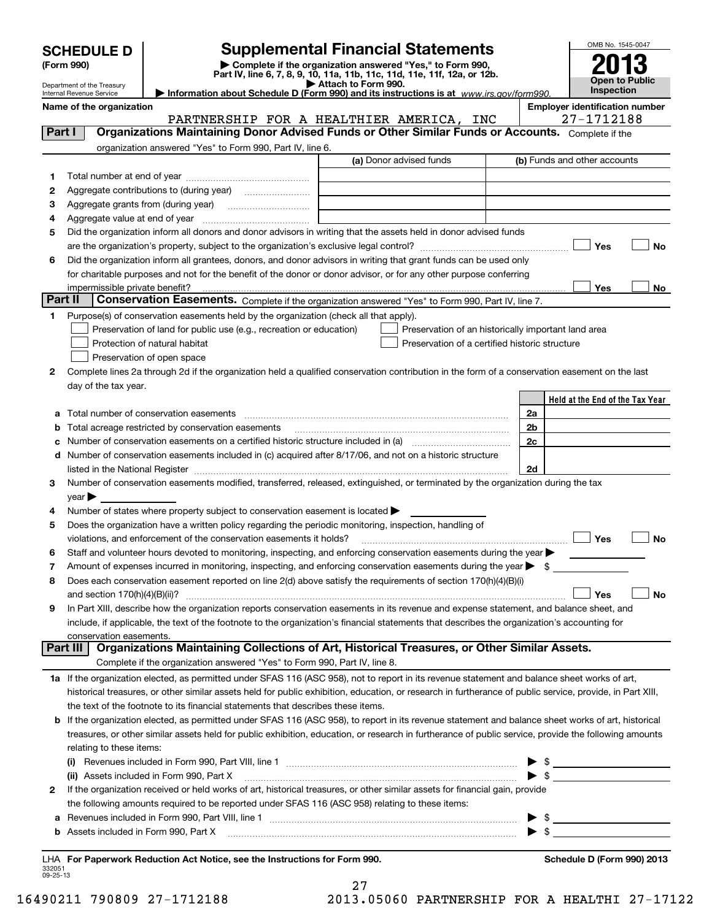# SCHEDULE D (Form 990)

Department of the Treasury
Internal Revenue Service

## Supplemental Financial Statements

▶ Complete if the organization answered "Yes," to Form 990, Part IV, line 6, 7, 8, 9, 10, 11a, 11b, 11c, 11d, 11e, 11f, 12a, or 12b.
▶ Attach to Form 990.
▶ Information about Schedule D (Form 990) and its instructions is at www.irs.gov/form990.

OMB No. 1545-0047

**2013**

**Open to Public Inspection**

**Name of the organization:** PARTNERSHIP FOR A HEALTHIER AMERICA, INC

**Employer identification number:** 27-1712188

## Part I — Organizations Maintaining Donor Advised Funds or Other Similar Funds or Accounts.

Complete if the organization answered "Yes" to Form 990, Part IV, line 6.

| | | (a) Donor advised funds | (b) Funds and other accounts |
|---|---|---|---|
| 1 | Total number at end of year | | |
| 2 | Aggregate contributions to (during year) | | |
| 3 | Aggregate grants from (during year) | | |
| 4 | Aggregate value at end of year | | |

5 Did the organization inform all donors and donor advisors in writing that the assets held in donor advised funds are the organization's property, subject to the organization's exclusive legal control? ☐ Yes ☐ No

6 Did the organization inform all grantees, donors, and donor advisors in writing that grant funds can be used only for charitable purposes and not for the benefit of the donor or donor advisor, or for any other purpose conferring impermissible private benefit? ☐ Yes ☐ No

## Part II — Conservation Easements.

Complete if the organization answered "Yes" to Form 990, Part IV, line 7.

1 Purpose(s) of conservation easements held by the organization (check all that apply).

- ☐ Preservation of land for public use (e.g., recreation or education)
- ☐ Preservation of an historically important land area
- ☐ Protection of natural habitat
- ☐ Preservation of a certified historic structure
- ☐ Preservation of open space

2 Complete lines 2a through 2d if the organization held a qualified conservation contribution in the form of a conservation easement on the last day of the tax year.

| | | | Held at the End of the Tax Year |
|---|---|---|---|
| a | Total number of conservation easements | 2a | |
| b | Total acreage restricted by conservation easements | 2b | |
| c | Number of conservation easements on a certified historic structure included in (a) | 2c | |
| d | Number of conservation easements included in (c) acquired after 8/17/06, and not on a historic structure listed in the National Register | 2d | |

3 Number of conservation easements modified, transferred, released, extinguished, or terminated by the organization during the tax year ▶

4 Number of states where property subject to conservation easement is located ▶

5 Does the organization have a written policy regarding the periodic monitoring, inspection, handling of violations, and enforcement of the conservation easements it holds? ☐ Yes ☐ No

6 Staff and volunteer hours devoted to monitoring, inspecting, and enforcing conservation easements during the year ▶

7 Amount of expenses incurred in monitoring, inspecting, and enforcing conservation easements during the year ▶ $

8 Does each conservation easement reported on line 2(d) above satisfy the requirements of section 170(h)(4)(B)(i) and section 170(h)(4)(B)(ii)? ☐ Yes ☐ No

9 In Part XIII, describe how the organization reports conservation easements in its revenue and expense statement, and balance sheet, and include, if applicable, the text of the footnote to the organization's financial statements that describes the organization's accounting for conservation easements.

## Part III — Organizations Maintaining Collections of Art, Historical Treasures, or Other Similar Assets.

Complete if the organization answered "Yes" to Form 990, Part IV, line 8.

1a If the organization elected, as permitted under SFAS 116 (ASC 958), not to report in its revenue statement and balance sheet works of art, historical treasures, or other similar assets held for public exhibition, education, or research in furtherance of public service, provide, in Part XIII, the text of the footnote to its financial statements that describes these items.

b If the organization elected, as permitted under SFAS 116 (ASC 958), to report in its revenue statement and balance sheet works of art, historical treasures, or other similar assets held for public exhibition, education, or research in furtherance of public service, provide the following amounts relating to these items:

(i) Revenues included in Form 990, Part VIII, line 1 ▶ $

(ii) Assets included in Form 990, Part X ▶ $

2 If the organization received or held works of art, historical treasures, or other similar assets for financial gain, provide the following amounts required to be reported under SFAS 116 (ASC 958) relating to these items:

a Revenues included in Form 990, Part VIII, line 1 ▶ $

b Assets included in Form 990, Part X ▶ $

LHA For Paperwork Reduction Act Notice, see the Instructions for Form 990.

Schedule D (Form 990) 2013

332051 09-25-13

16490211 790809 27-1712188     2013.05060 PARTNERSHIP FOR A HEALTHI 27-17122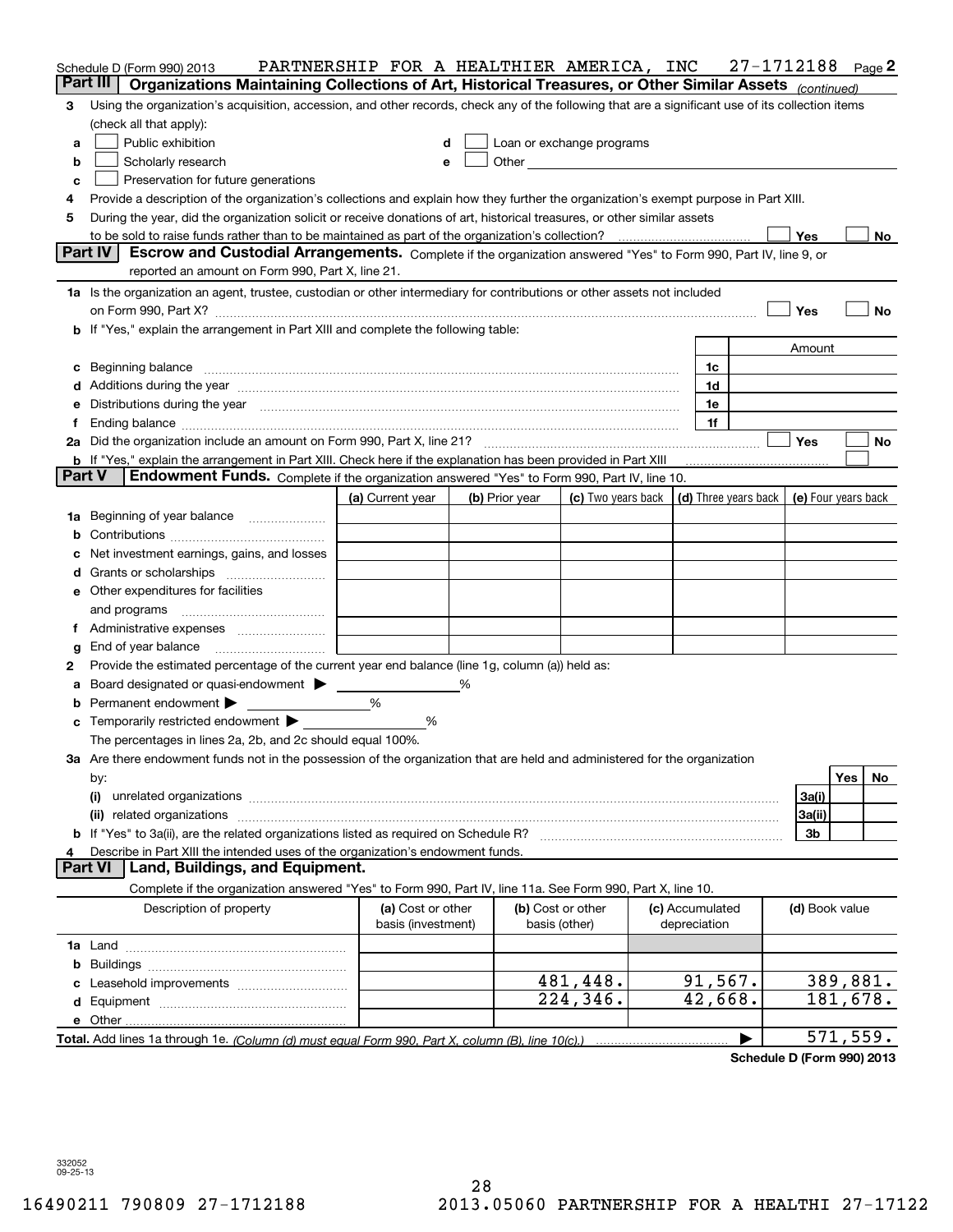Schedule D (Form 990) 2013 PARTNERSHIP FOR A HEALTHIER AMERICA, INC 27-1712188 Page 2

**Part III | Organizations Maintaining Collections of Art, Historical Treasures, or Other Similar Assets** *(continued)*

3 Using the organization's acquisition, accession, and other records, check any of the following that are a significant use of its collection items (check all that apply):

a ☐ Public exhibition
b ☐ Scholarly research
c ☐ Preservation for future generations
d ☐ Loan or exchange programs
e ☐ Other

4 Provide a description of the organization's collections and explain how they further the organization's exempt purpose in Part XIII.

5 During the year, did the organization solicit or receive donations of art, historical treasures, or other similar assets to be sold to raise funds rather than to be maintained as part of the organization's collection? ☐ Yes ☐ No

**Part IV | Escrow and Custodial Arrangements.** Complete if the organization answered "Yes" to Form 990, Part IV, line 9, or reported an amount on Form 990, Part X, line 21.

1a Is the organization an agent, trustee, custodian or other intermediary for contributions or other assets not included on Form 990, Part X? ☐ Yes ☐ No

b If "Yes," explain the arrangement in Part XIII and complete the following table:

| | | Amount |
|---|---|---|
| c Beginning balance | 1c | |
| d Additions during the year | 1d | |
| e Distributions during the year | 1e | |
| f Ending balance | 1f | |

2a Did the organization include an amount on Form 990, Part X, line 21? ☐ Yes ☐ No

b If "Yes," explain the arrangement in Part XIII. Check here if the explanation has been provided in Part XIII ☐

**Part V | Endowment Funds.** Complete if the organization answered "Yes" to Form 990, Part IV, line 10.

| | (a) Current year | (b) Prior year | (c) Two years back | (d) Three years back | (e) Four years back |
|---|---|---|---|---|---|
| 1a Beginning of year balance | | | | | |
| b Contributions | | | | | |
| c Net investment earnings, gains, and losses | | | | | |
| d Grants or scholarships | | | | | |
| e Other expenditures for facilities and programs | | | | | |
| f Administrative expenses | | | | | |
| g End of year balance | | | | | |

2 Provide the estimated percentage of the current year end balance (line 1g, column (a)) held as:

a Board designated or quasi-endowment ▶ ______ %
b Permanent endowment ▶ ______ %
c Temporarily restricted endowment ▶ ______ %

The percentages in lines 2a, 2b, and 2c should equal 100%.

3a Are there endowment funds not in the possession of the organization that are held and administered for the organization by:

| | | Yes | No |
|---|---|---|---|
| (i) unrelated organizations | 3a(i) | | |
| (ii) related organizations | 3a(ii) | | |
| b If "Yes" to 3a(ii), are the related organizations listed as required on Schedule R? | 3b | | |

4 Describe in Part XIII the intended uses of the organization's endowment funds.

**Part VI | Land, Buildings, and Equipment.**

Complete if the organization answered "Yes" to Form 990, Part IV, line 11a. See Form 990, Part X, line 10.

| Description of property | (a) Cost or other basis (investment) | (b) Cost or other basis (other) | (c) Accumulated depreciation | (d) Book value |
|---|---|---|---|---|
| 1a Land | | | | |
| b Buildings | | | | |
| c Leasehold improvements | | 481,448. | 91,567. | 389,881. |
| d Equipment | | 224,346. | 42,668. | 181,678. |
| e Other | | | | |
| **Total.** Add lines 1a through 1e. *(Column (d) must equal Form 990, Part X, column (B), line 10(c).)* | | | | 571,559. |

**Schedule D (Form 990) 2013**

332052 09-25-13

16490211 790809 27-1712188 2013.05060 PARTNERSHIP FOR A HEALTHI 27-17122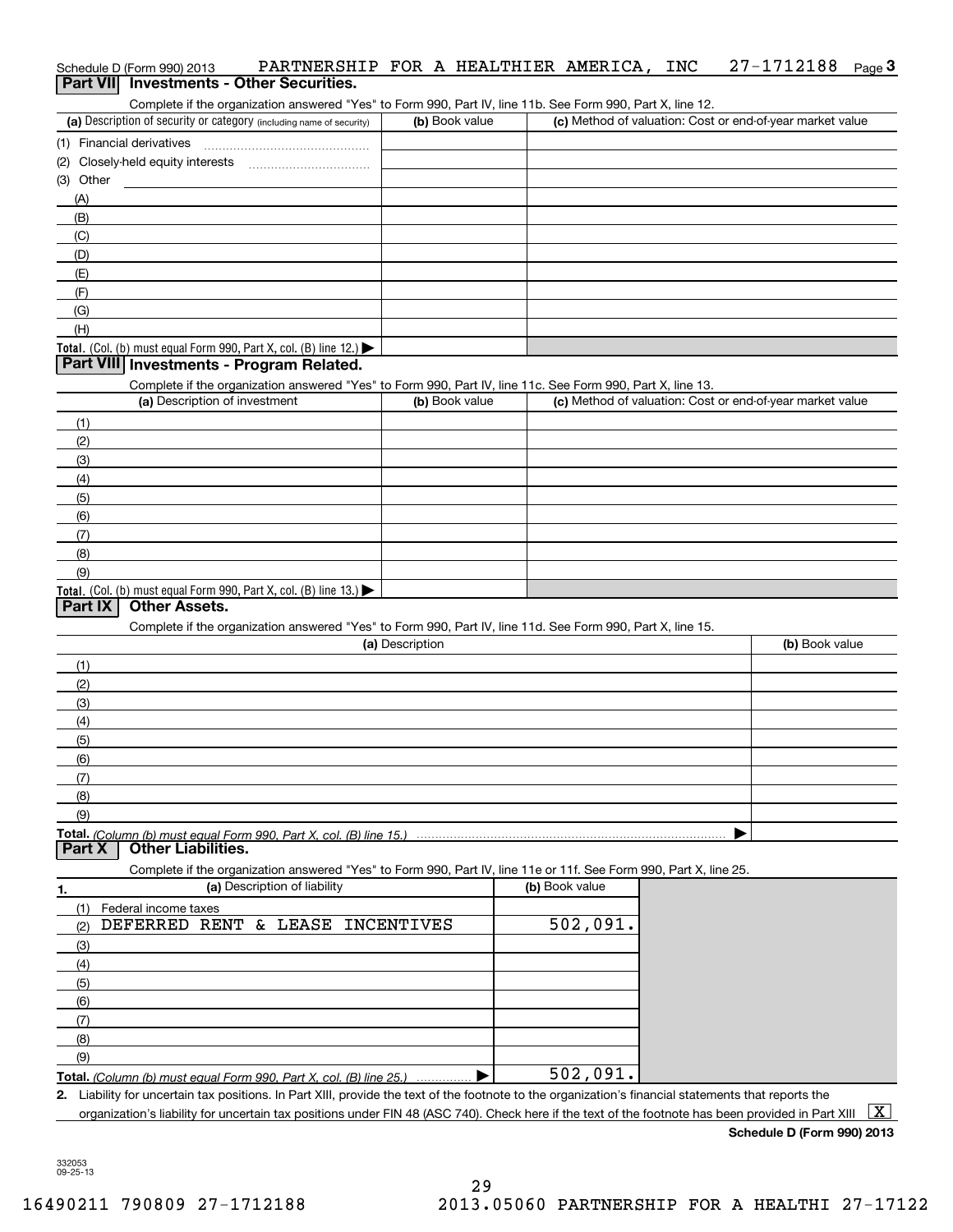Schedule D (Form 990) 2013 PARTNERSHIP FOR A HEALTHIER AMERICA, INC 27-1712188 Page 3

## Part VII Investments - Other Securities.

Complete if the organization answered "Yes" to Form 990, Part IV, line 11b. See Form 990, Part X, line 12.

| (a) Description of security or category (including name of security) | (b) Book value | (c) Method of valuation: Cost or end-of-year market value |
|---|---|---|
| (1) Financial derivatives | | |
| (2) Closely-held equity interests | | |
| (3) Other | | |
| (A) | | |
| (B) | | |
| (C) | | |
| (D) | | |
| (E) | | |
| (F) | | |
| (G) | | |
| (H) | | |
| **Total.** (Col. (b) must equal Form 990, Part X, col. (B) line 12.) ▶ | | |

## Part VIII Investments - Program Related.

Complete if the organization answered "Yes" to Form 990, Part IV, line 11c. See Form 990, Part X, line 13.

| (a) Description of investment | (b) Book value | (c) Method of valuation: Cost or end-of-year market value |
|---|---|---|
| (1) | | |
| (2) | | |
| (3) | | |
| (4) | | |
| (5) | | |
| (6) | | |
| (7) | | |
| (8) | | |
| (9) | | |
| **Total.** (Col. (b) must equal Form 990, Part X, col. (B) line 13.) ▶ | | |

## Part IX Other Assets.

Complete if the organization answered "Yes" to Form 990, Part IV, line 11d. See Form 990, Part X, line 15.

| (a) Description | (b) Book value |
|---|---|
| (1) | |
| (2) | |
| (3) | |
| (4) | |
| (5) | |
| (6) | |
| (7) | |
| (8) | |
| (9) | |
| **Total.** *(Column (b) must equal Form 990, Part X, col. (B) line 15.)* ▶ | |

## Part X Other Liabilities.

Complete if the organization answered "Yes" to Form 990, Part IV, line 11e or 11f. See Form 990, Part X, line 25.

| 1. (a) Description of liability | (b) Book value |
|---|---|
| (1) Federal income taxes | |
| (2) DEFERRED RENT & LEASE INCENTIVES | 502,091. |
| (3) | |
| (4) | |
| (5) | |
| (6) | |
| (7) | |
| (8) | |
| (9) | |
| **Total.** *(Column (b) must equal Form 990, Part X, col. (B) line 25.)* ▶ | 502,091. |

**2.** Liability for uncertain tax positions. In Part XIII, provide the text of the footnote to the organization's financial statements that reports the organization's liability for uncertain tax positions under FIN 48 (ASC 740). Check here if the text of the footnote has been provided in Part XIII [X]

**Schedule D (Form 990) 2013**

332053 09-25-13

16490211 790809 27-1712188 2013.05060 PARTNERSHIP FOR A HEALTHI 27-17122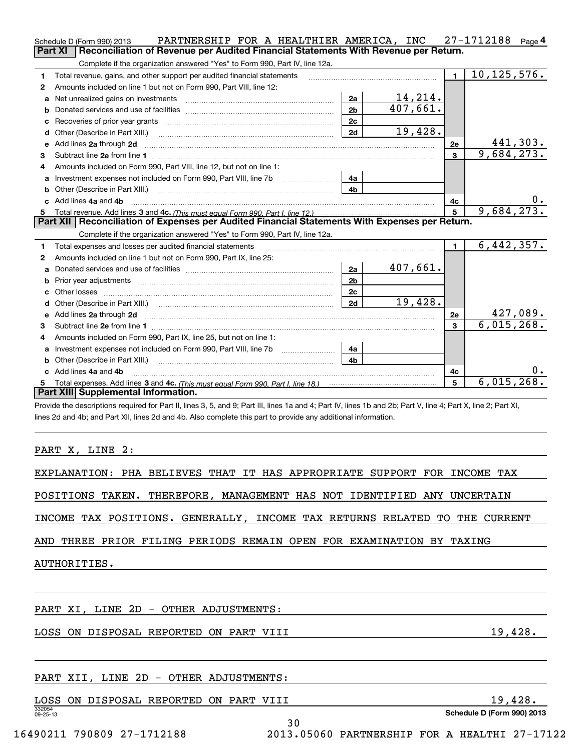Schedule D (Form 990) 2013 PARTNERSHIP FOR A HEALTHIER AMERICA, INC 27-1712188 Page 4

## Part XI Reconciliation of Revenue per Audited Financial Statements With Revenue per Return.

Complete if the organization answered "Yes" to Form 990, Part IV, line 12a.

| | | | | | |
|---|---|---|---|---|---|
| 1 | Total revenue, gains, and other support per audited financial statements | | | 1 | 10,125,576. |
| 2 | Amounts included on line 1 but not on Form 990, Part VIII, line 12: | | | | |
| a | Net unrealized gains on investments | 2a | 14,214. | | |
| b | Donated services and use of facilities | 2b | 407,661. | | |
| c | Recoveries of prior year grants | 2c | | | |
| d | Other (Describe in Part XIII.) | 2d | 19,428. | | |
| e | Add lines 2a through 2d | | | 2e | 441,303. |
| 3 | Subtract line 2e from line 1 | | | 3 | 9,684,273. |
| 4 | Amounts included on Form 990, Part VIII, line 12, but not on line 1: | | | | |
| a | Investment expenses not included on Form 990, Part VIII, line 7b | 4a | | | |
| b | Other (Describe in Part XIII.) | 4b | | | |
| c | Add lines 4a and 4b | | | 4c | 0. |
| 5 | Total revenue. Add lines 3 and 4c. *(This must equal Form 990, Part I, line 12.)* | | | 5 | 9,684,273. |

## Part XII Reconciliation of Expenses per Audited Financial Statements With Expenses per Return.

Complete if the organization answered "Yes" to Form 990, Part IV, line 12a.

| | | | | | |
|---|---|---|---|---|---|
| 1 | Total expenses and losses per audited financial statements | | | 1 | 6,442,357. |
| 2 | Amounts included on line 1 but not on Form 990, Part IX, line 25: | | | | |
| a | Donated services and use of facilities | 2a | 407,661. | | |
| b | Prior year adjustments | 2b | | | |
| c | Other losses | 2c | | | |
| d | Other (Describe in Part XIII.) | 2d | 19,428. | | |
| e | Add lines 2a through 2d | | | 2e | 427,089. |
| 3 | Subtract line 2e from line 1 | | | 3 | 6,015,268. |
| 4 | Amounts included on Form 990, Part IX, line 25, but not on line 1: | | | | |
| a | Investment expenses not included on Form 990, Part VIII, line 7b | 4a | | | |
| b | Other (Describe in Part XIII.) | 4b | | | |
| c | Add lines 4a and 4b | | | 4c | 0. |
| 5 | Total expenses. Add lines 3 and 4c. *(This must equal Form 990, Part I, line 18.)* | | | 5 | 6,015,268. |

## Part XIII Supplemental Information.

Provide the descriptions required for Part II, lines 3, 5, and 9; Part III, lines 1a and 4; Part IV, lines 1b and 2b; Part V, line 4; Part X, line 2; Part XI, lines 2d and 4b; and Part XII, lines 2d and 4b. Also complete this part to provide any additional information.

PART X, LINE 2:

EXPLANATION: PHA BELIEVES THAT IT HAS APPROPRIATE SUPPORT FOR INCOME TAX POSITIONS TAKEN. THEREFORE, MANAGEMENT HAS NOT IDENTIFIED ANY UNCERTAIN INCOME TAX POSITIONS. GENERALLY, INCOME TAX RETURNS RELATED TO THE CURRENT AND THREE PRIOR FILING PERIODS REMAIN OPEN FOR EXAMINATION BY TAXING AUTHORITIES.

PART XI, LINE 2D - OTHER ADJUSTMENTS:

LOSS ON DISPOSAL REPORTED ON PART VIII 19,428.

PART XII, LINE 2D - OTHER ADJUSTMENTS:

LOSS ON DISPOSAL REPORTED ON PART VIII 19,428.

332054 09-25-13

Schedule D (Form 990) 2013

16490211 790809 27-1712188 2013.05060 PARTNERSHIP FOR A HEALTHI 27-17122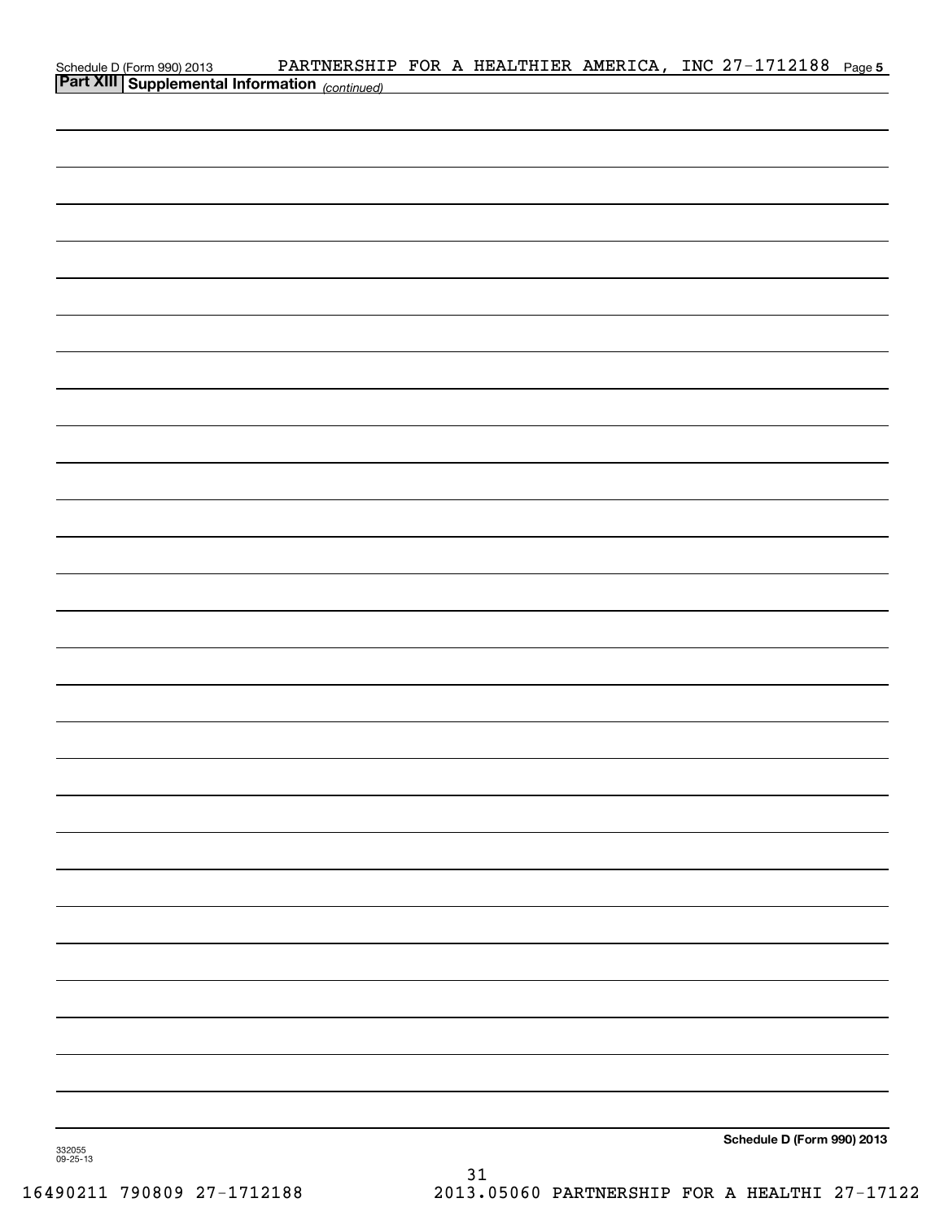Schedule D (Form 990) 2013 PARTNERSHIP FOR A HEALTHIER AMERICA, INC 27-1712188

**Part XIII** **Supplemental Information** *(continued)*

Schedule D (Form 990) 2013

332055
09-25-13

16490211 790809 27-1712188 2013.05060 PARTNERSHIP FOR A HEALTHI 27-17122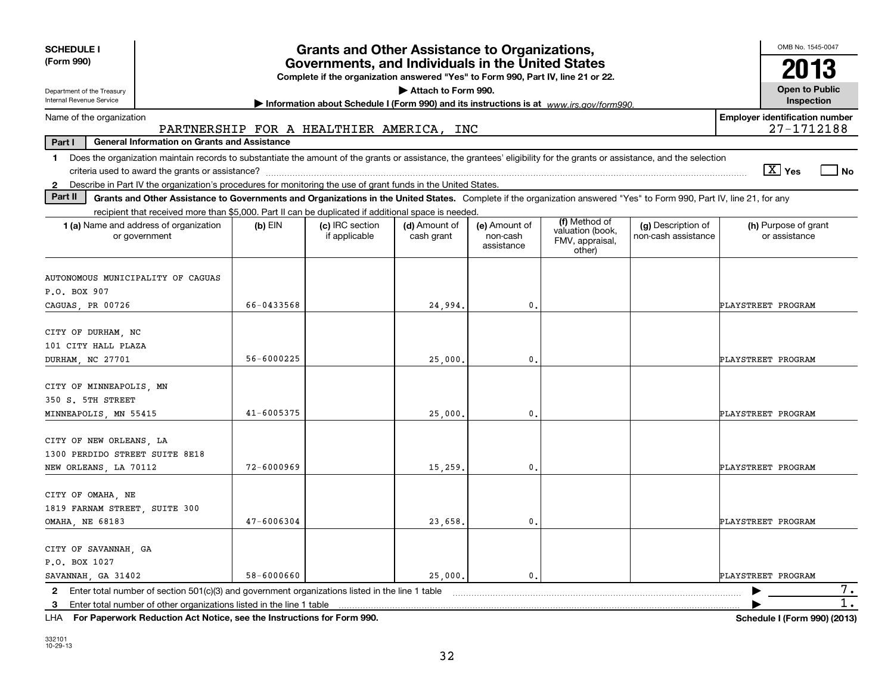**SCHEDULE I**
**(Form 990)**

Department of the Treasury
Internal Revenue Service

# Grants and Other Assistance to Organizations, Governments, and Individuals in the United States

**Complete if the organization answered "Yes" to Form 990, Part IV, line 21 or 22.**

**▶ Attach to Form 990.**

**▶ Information about Schedule I (Form 990) and its instructions is at** *www.irs.gov/form990.*

OMB No. 1545-0047

**2013**

**Open to Public Inspection**

Name of the organization: PARTNERSHIP FOR A HEALTHIER AMERICA, INC

**Employer identification number:** 27-1712188

**Part I — General Information on Grants and Assistance**

**1** Does the organization maintain records to substantiate the amount of the grants or assistance, the grantees' eligibility for the grants or assistance, and the selection criteria used to award the grants or assistance? [X] Yes [ ] No

**2** Describe in Part IV the organization's procedures for monitoring the use of grant funds in the United States.

**Part II — Grants and Other Assistance to Governments and Organizations in the United States.** Complete if the organization answered "Yes" to Form 990, Part IV, line 21, for any recipient that received more than $5,000. Part II can be duplicated if additional space is needed.

| 1 (a) Name and address of organization or government | (b) EIN | (c) IRC section if applicable | (d) Amount of cash grant | (e) Amount of non-cash assistance | (f) Method of valuation (book, FMV, appraisal, other) | (g) Description of non-cash assistance | (h) Purpose of grant or assistance |
|---|---|---|---|---|---|---|---|
| AUTONOMOUS MUNICIPALITY OF CAGUAS<br>P.O. BOX 907<br>CAGUAS, PR 00726 | 66-0433568 | | 24,994. | 0. | | | PLAYSTREET PROGRAM |
| CITY OF DURHAM, NC<br>101 CITY HALL PLAZA<br>DURHAM, NC 27701 | 56-6000225 | | 25,000. | 0. | | | PLAYSTREET PROGRAM |
| CITY OF MINNEAPOLIS, MN<br>350 S. 5TH STREET<br>MINNEAPOLIS, MN 55415 | 41-6005375 | | 25,000. | 0. | | | PLAYSTREET PROGRAM |
| CITY OF NEW ORLEANS, LA<br>1300 PERDIDO STREET SUITE 8E18<br>NEW ORLEANS, LA 70112 | 72-6000969 | | 15,259. | 0. | | | PLAYSTREET PROGRAM |
| CITY OF OMAHA, NE<br>1819 FARNAM STREET, SUITE 300<br>OMAHA, NE 68183 | 47-6006304 | | 23,658. | 0. | | | PLAYSTREET PROGRAM |
| CITY OF SAVANNAH, GA<br>P.O. BOX 1027<br>SAVANNAH, GA 31402 | 58-6000660 | | 25,000. | 0. | | | PLAYSTREET PROGRAM |

**2** Enter total number of section 501(c)(3) and government organizations listed in the line 1 table ▶ 7.

**3** Enter total number of other organizations listed in the line 1 table ▶ 1.

LHA **For Paperwork Reduction Act Notice, see the Instructions for Form 990.** **Schedule I (Form 990) (2013)**

332101
10-29-13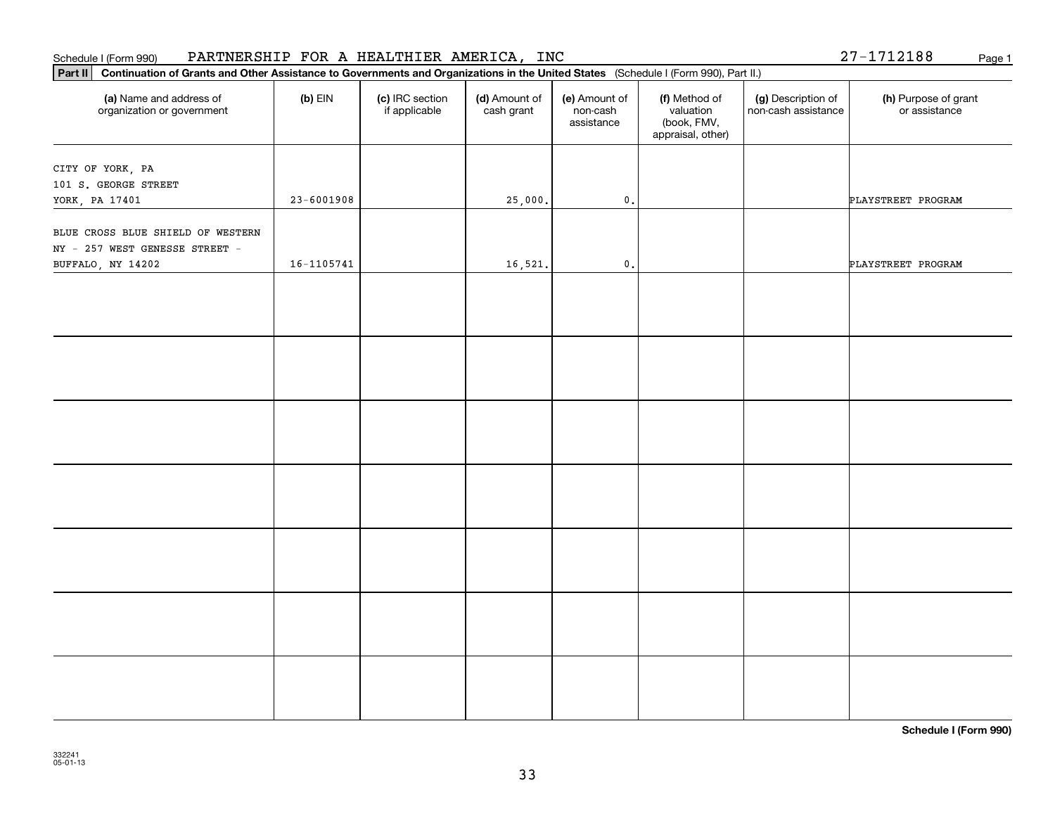Schedule I (Form 990) PARTNERSHIP FOR A HEALTHIER AMERICA, INC 27-1712188

**Part II** **Continuation of Grants and Other Assistance to Governments and Organizations in the United States** (Schedule I (Form 990), Part II.)

| (a) Name and address of organization or government | (b) EIN | (c) IRC section if applicable | (d) Amount of cash grant | (e) Amount of non-cash assistance | (f) Method of valuation (book, FMV, appraisal, other) | (g) Description of non-cash assistance | (h) Purpose of grant or assistance |
|---|---|---|---|---|---|---|---|
| CITY OF YORK, PA<br>101 S. GEORGE STREET<br>YORK, PA 17401 | 23-6001908 | | 25,000. | 0. | | | PLAYSTREET PROGRAM |
| BLUE CROSS BLUE SHIELD OF WESTERN NY - 257 WEST GENESSE STREET - BUFFALO, NY 14202 | 16-1105741 | | 16,521. | 0. | | | PLAYSTREET PROGRAM |
| | | | | | | | |
| | | | | | | | |
| | | | | | | | |
| | | | | | | | |
| | | | | | | | |
| | | | | | | | |
| | | | | | | | |

**Schedule I (Form 990)**

332241
05-01-13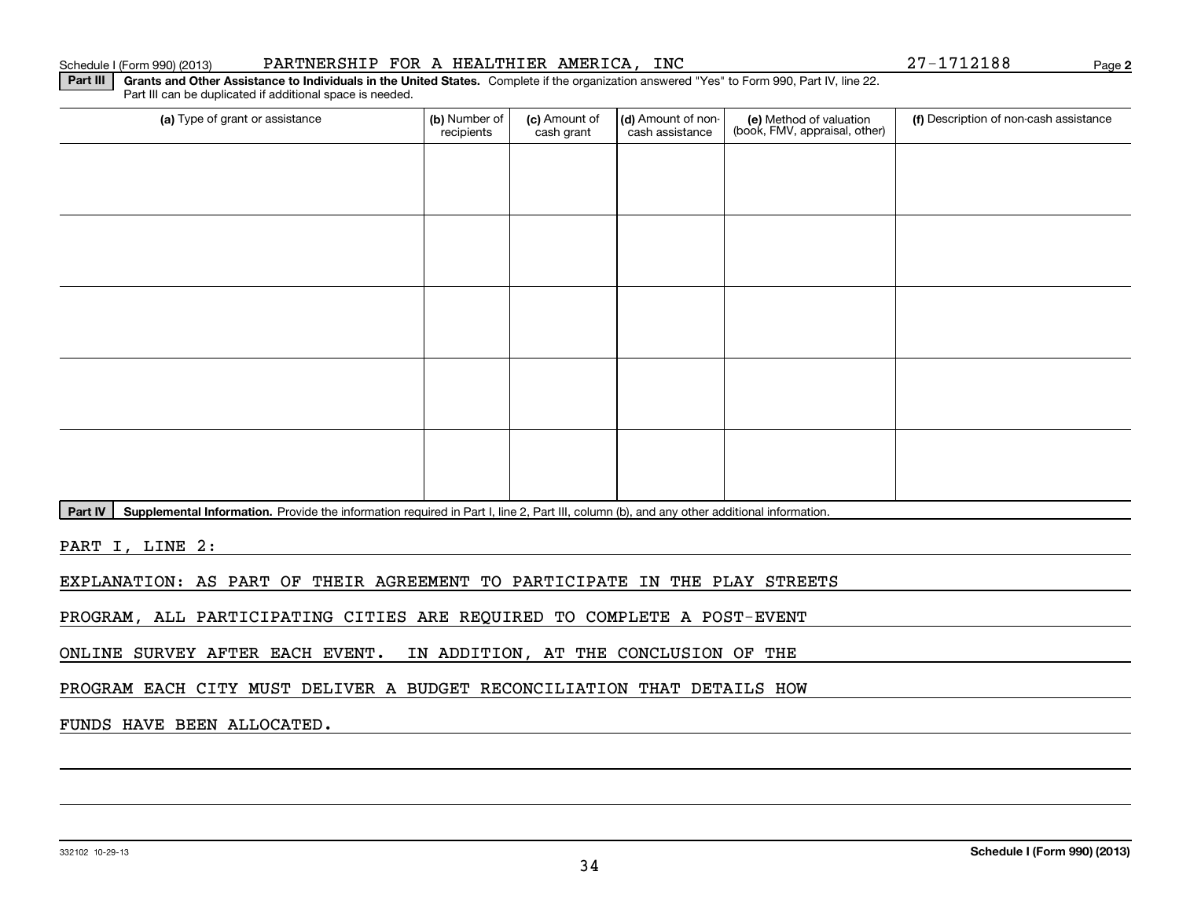Schedule I (Form 990) (2013) PARTNERSHIP FOR A HEALTHIER AMERICA, INC 27-1712188

**Part III** **Grants and Other Assistance to Individuals in the United States.** Complete if the organization answered "Yes" to Form 990, Part IV, line 22. Part III can be duplicated if additional space is needed.

| (a) Type of grant or assistance | (b) Number of recipients | (c) Amount of cash grant | (d) Amount of non-cash assistance | (e) Method of valuation (book, FMV, appraisal, other) | (f) Description of non-cash assistance |
|---|---|---|---|---|---|
| | | | | | |
| | | | | | |
| | | | | | |
| | | | | | |
| | | | | | |

**Part IV** **Supplemental Information.** Provide the information required in Part I, line 2, Part III, column (b), and any other additional information.

PART I, LINE 2:

EXPLANATION: AS PART OF THEIR AGREEMENT TO PARTICIPATE IN THE PLAY STREETS PROGRAM, ALL PARTICIPATING CITIES ARE REQUIRED TO COMPLETE A POST-EVENT ONLINE SURVEY AFTER EACH EVENT. IN ADDITION, AT THE CONCLUSION OF THE PROGRAM EACH CITY MUST DELIVER A BUDGET RECONCILIATION THAT DETAILS HOW FUNDS HAVE BEEN ALLOCATED.

332102 10-29-13

**Schedule I (Form 990) (2013)**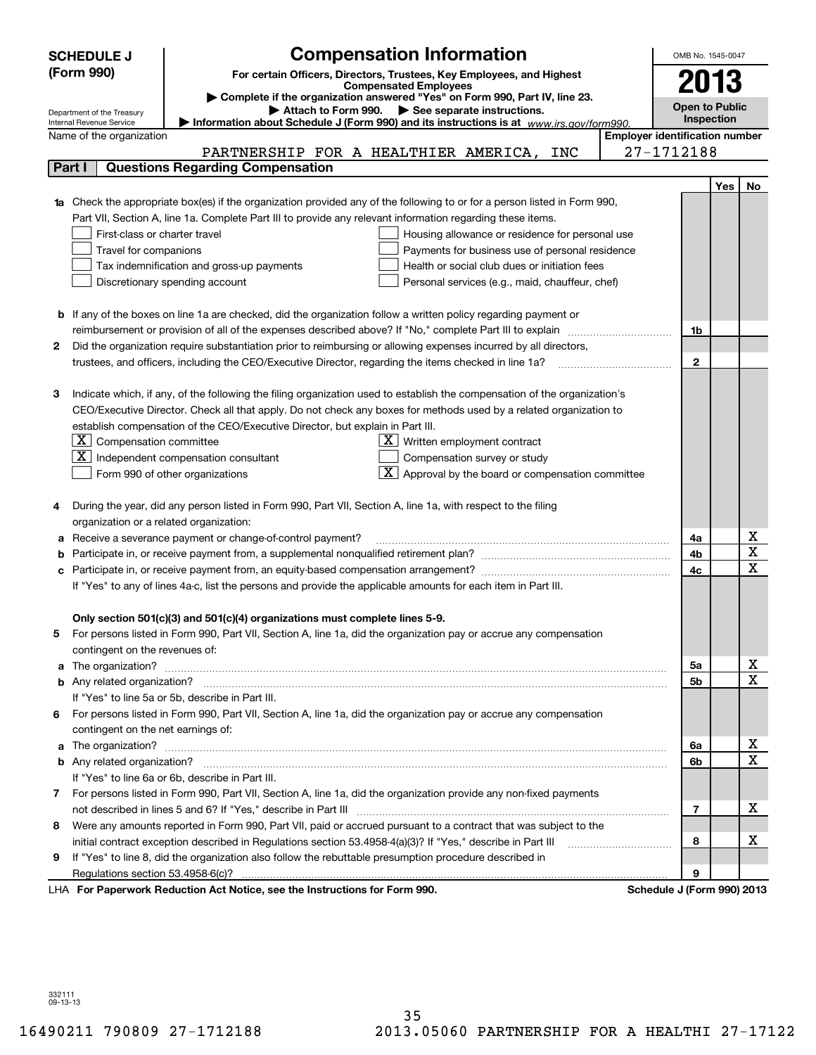**SCHEDULE J (Form 990)**

Department of the Treasury
Internal Revenue Service

# Compensation Information

**For certain Officers, Directors, Trustees, Key Employees, and Highest Compensated Employees**

▶ Complete if the organization answered "Yes" on Form 990, Part IV, line 23.
▶ Attach to Form 990. ▶ See separate instructions.
▶ Information about Schedule J (Form 990) and its instructions is at *www.irs.gov/form990.*

OMB No. 1545-0047

**2013**

**Open to Public Inspection**

Name of the organization: PARTNERSHIP FOR A HEALTHIER AMERICA, INC

Employer identification number: 27-1712188

## Part I Questions Regarding Compensation

| | | Line | Yes | No |
|---|---|---|---|---|
| **1a** | Check the appropriate box(es) if the organization provided any of the following to or for a person listed in Form 990, Part VII, Section A, line 1a. Complete Part III to provide any relevant information regarding these items.<br>☐ First-class or charter travel ☐ Housing allowance or residence for personal use<br>☐ Travel for companions ☐ Payments for business use of personal residence<br>☐ Tax indemnification and gross-up payments ☐ Health or social club dues or initiation fees<br>☐ Discretionary spending account ☐ Personal services (e.g., maid, chauffeur, chef) | | | |
| **b** | If any of the boxes on line 1a are checked, did the organization follow a written policy regarding payment or reimbursement or provision of all of the expenses described above? If "No," complete Part III to explain | 1b | | |
| **2** | Did the organization require substantiation prior to reimbursing or allowing expenses incurred by all directors, trustees, and officers, including the CEO/Executive Director, regarding the items checked in line 1a? | 2 | | |
| **3** | Indicate which, if any, of the following the filing organization used to establish the compensation of the organization's CEO/Executive Director. Check all that apply. Do not check any boxes for methods used by a related organization to establish compensation of the CEO/Executive Director, but explain in Part III.<br>☒ Compensation committee ☒ Written employment contract<br>☒ Independent compensation consultant ☐ Compensation survey or study<br>☐ Form 990 of other organizations ☒ Approval by the board or compensation committee | | | |
| **4** | During the year, did any person listed in Form 990, Part VII, Section A, line 1a, with respect to the filing organization or a related organization: | | | |
| **a** | Receive a severance payment or change-of-control payment? | 4a | | X |
| **b** | Participate in, or receive payment from, a supplemental nonqualified retirement plan? | 4b | | X |
| **c** | Participate in, or receive payment from, an equity-based compensation arrangement? | 4c | | X |
| | If "Yes" to any of lines 4a-c, list the persons and provide the applicable amounts for each item in Part III. | | | |
| | **Only section 501(c)(3) and 501(c)(4) organizations must complete lines 5-9.** | | | |
| **5** | For persons listed in Form 990, Part VII, Section A, line 1a, did the organization pay or accrue any compensation contingent on the revenues of: | | | |
| **a** | The organization? | 5a | | X |
| **b** | Any related organization? | 5b | | X |
| | If "Yes" to line 5a or 5b, describe in Part III. | | | |
| **6** | For persons listed in Form 990, Part VII, Section A, line 1a, did the organization pay or accrue any compensation contingent on the net earnings of: | | | |
| **a** | The organization? | 6a | | X |
| **b** | Any related organization? | 6b | | X |
| | If "Yes" to line 6a or 6b, describe in Part III. | | | |
| **7** | For persons listed in Form 990, Part VII, Section A, line 1a, did the organization provide any non-fixed payments not described in lines 5 and 6? If "Yes," describe in Part III | 7 | | X |
| **8** | Were any amounts reported in Form 990, Part VII, paid or accrued pursuant to a contract that was subject to the initial contract exception described in Regulations section 53.4958-4(a)(3)? If "Yes," describe in Part III | 8 | | X |
| **9** | If "Yes" to line 8, did the organization also follow the rebuttable presumption procedure described in Regulations section 53.4958-6(c)? | 9 | | |

LHA **For Paperwork Reduction Act Notice, see the Instructions for Form 990.** **Schedule J (Form 990) 2013**

332111 09-13-13

16490211 790809 27-1712188 2013.05060 PARTNERSHIP FOR A HEALTHI 27-17122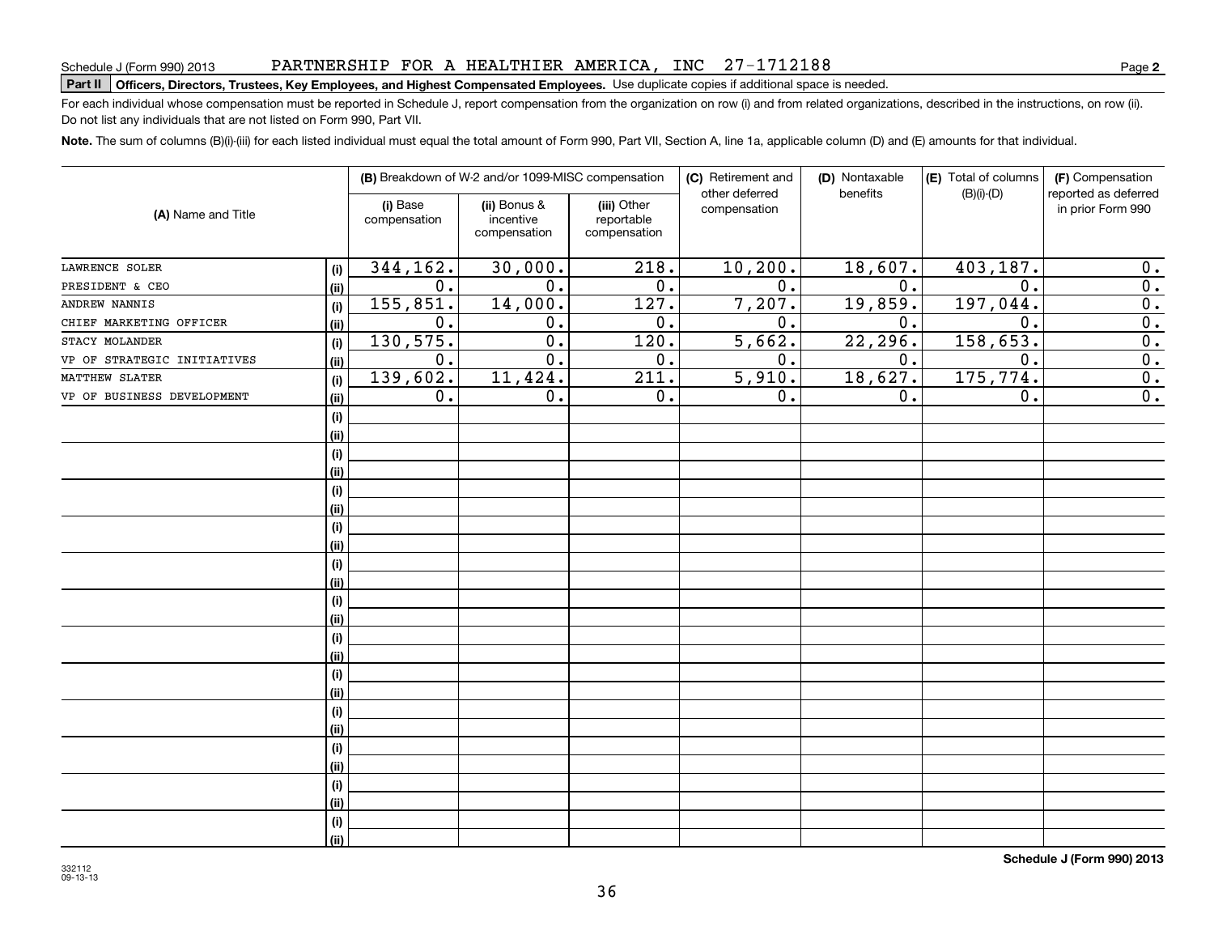Schedule J (Form 990) 2013 PARTNERSHIP FOR A HEALTHIER AMERICA, INC 27-1712188

**Part II Officers, Directors, Trustees, Key Employees, and Highest Compensated Employees.** Use duplicate copies if additional space is needed.

For each individual whose compensation must be reported in Schedule J, report compensation from the organization on row (i) and from related organizations, described in the instructions, on row (ii). Do not list any individuals that are not listed on Form 990, Part VII.

**Note.** The sum of columns (B)(i)-(iii) for each listed individual must equal the total amount of Form 990, Part VII, Section A, line 1a, applicable column (D) and (E) amounts for that individual.

| (A) Name and Title | | (B) Breakdown of W-2 and/or 1099-MISC compensation | | | (C) Retirement and other deferred compensation | (D) Nontaxable benefits | (E) Total of columns (B)(i)-(D) | (F) Compensation reported as deferred in prior Form 990 |
|---|---|---|---|---|---|---|---|---|
| | | (i) Base compensation | (ii) Bonus & incentive compensation | (iii) Other reportable compensation | | | | |
| LAWRENCE SOLER | (i) | 344,162. | 30,000. | 218. | 10,200. | 18,607. | 403,187. | 0. |
| PRESIDENT & CEO | (ii) | 0. | 0. | 0. | 0. | 0. | 0. | 0. |
| ANDREW NANNIS | (i) | 155,851. | 14,000. | 127. | 7,207. | 19,859. | 197,044. | 0. |
| CHIEF MARKETING OFFICER | (ii) | 0. | 0. | 0. | 0. | 0. | 0. | 0. |
| STACY MOLANDER | (i) | 130,575. | 0. | 120. | 5,662. | 22,296. | 158,653. | 0. |
| VP OF STRATEGIC INITIATIVES | (ii) | 0. | 0. | 0. | 0. | 0. | 0. | 0. |
| MATTHEW SLATER | (i) | 139,602. | 11,424. | 211. | 5,910. | 18,627. | 175,774. | 0. |
| VP OF BUSINESS DEVELOPMENT | (ii) | 0. | 0. | 0. | 0. | 0. | 0. | 0. |

**Schedule J (Form 990) 2013**

332112 09-13-13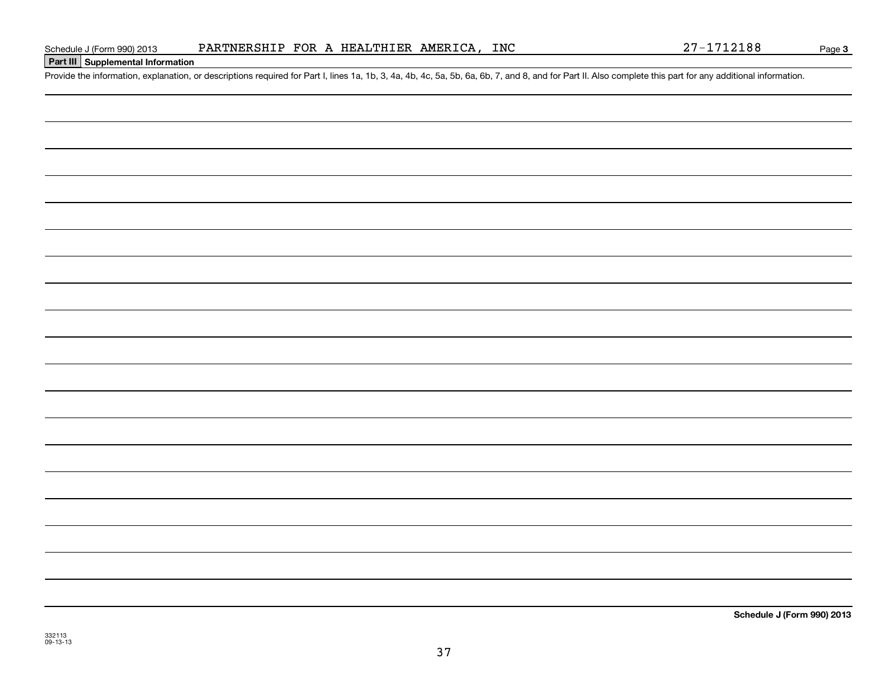Schedule J (Form 990) 2013 PARTNERSHIP FOR A HEALTHIER AMERICA, INC 27-1712188 Page **3**

**Part III Supplemental Information**

Provide the information, explanation, or descriptions required for Part I, lines 1a, 1b, 3, 4a, 4b, 4c, 5a, 5b, 6a, 6b, 7, and 8, and for Part II. Also complete this part for any additional information.

**Schedule J (Form 990) 2013**

332113
09-13-13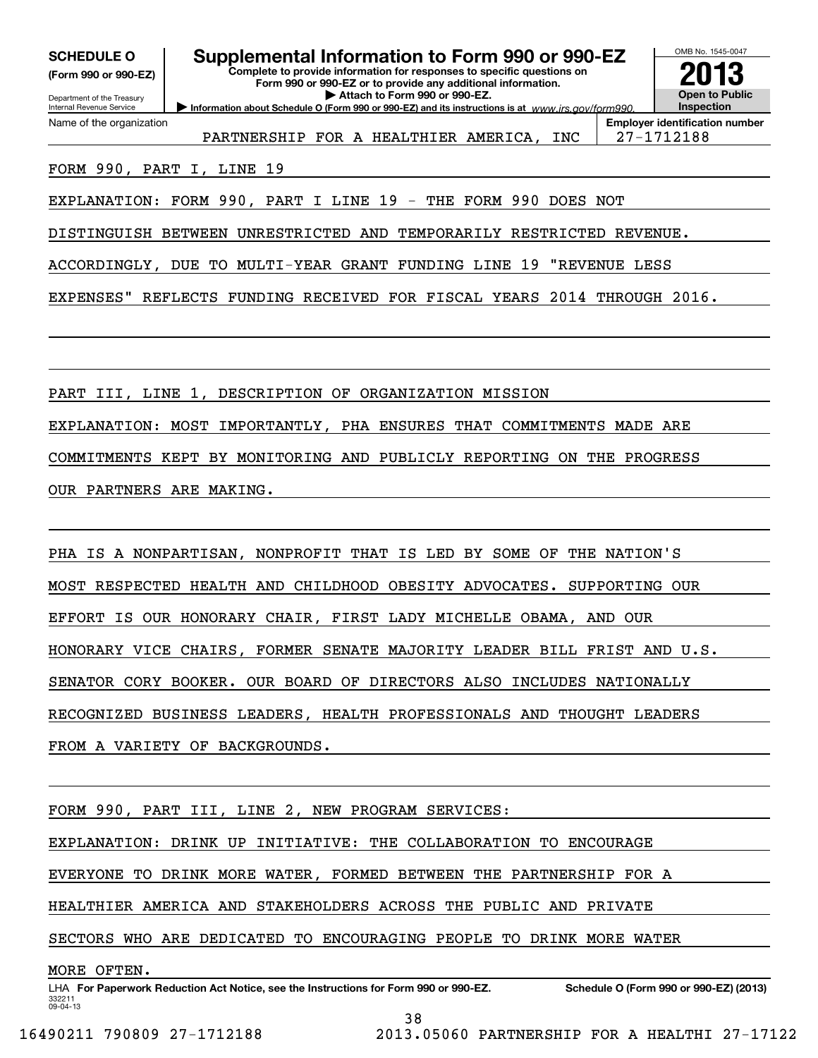**SCHEDULE O**
**(Form 990 or 990-EZ)**

Department of the Treasury
Internal Revenue Service

# Supplemental Information to Form 990 or 990-EZ

**Complete to provide information for responses to specific questions on Form 990 or 990-EZ or to provide any additional information.**
**▶ Attach to Form 990 or 990-EZ.**
**▶ Information about Schedule O (Form 990 or 990-EZ) and its instructions is at** *www.irs.gov/form990.*

OMB No. 1545-0047
**2013**
**Open to Public Inspection**

| Name of the organization | Employer identification number |
|---|---|
| PARTNERSHIP FOR A HEALTHIER AMERICA, INC | 27-1712188 |

FORM 990, PART I, LINE 19

EXPLANATION: FORM 990, PART I LINE 19 - THE FORM 990 DOES NOT DISTINGUISH BETWEEN UNRESTRICTED AND TEMPORARILY RESTRICTED REVENUE. ACCORDINGLY, DUE TO MULTI-YEAR GRANT FUNDING LINE 19 "REVENUE LESS EXPENSES" REFLECTS FUNDING RECEIVED FOR FISCAL YEARS 2014 THROUGH 2016.

PART III, LINE 1, DESCRIPTION OF ORGANIZATION MISSION

EXPLANATION: MOST IMPORTANTLY, PHA ENSURES THAT COMMITMENTS MADE ARE COMMITMENTS KEPT BY MONITORING AND PUBLICLY REPORTING ON THE PROGRESS OUR PARTNERS ARE MAKING.

PHA IS A NONPARTISAN, NONPROFIT THAT IS LED BY SOME OF THE NATION'S MOST RESPECTED HEALTH AND CHILDHOOD OBESITY ADVOCATES. SUPPORTING OUR EFFORT IS OUR HONORARY CHAIR, FIRST LADY MICHELLE OBAMA, AND OUR HONORARY VICE CHAIRS, FORMER SENATE MAJORITY LEADER BILL FRIST AND U.S. SENATOR CORY BOOKER. OUR BOARD OF DIRECTORS ALSO INCLUDES NATIONALLY RECOGNIZED BUSINESS LEADERS, HEALTH PROFESSIONALS AND THOUGHT LEADERS FROM A VARIETY OF BACKGROUNDS.

FORM 990, PART III, LINE 2, NEW PROGRAM SERVICES:

EXPLANATION: DRINK UP INITIATIVE: THE COLLABORATION TO ENCOURAGE EVERYONE TO DRINK MORE WATER, FORMED BETWEEN THE PARTNERSHIP FOR A HEALTHIER AMERICA AND STAKEHOLDERS ACROSS THE PUBLIC AND PRIVATE SECTORS WHO ARE DEDICATED TO ENCOURAGING PEOPLE TO DRINK MORE WATER MORE OFTEN.

LHA **For Paperwork Reduction Act Notice, see the Instructions for Form 990 or 990-EZ.** **Schedule O (Form 990 or 990-EZ) (2013)**
332211
09-04-13

16490211 790809 27-1712188 2013.05060 PARTNERSHIP FOR A HEALTHI 27-17122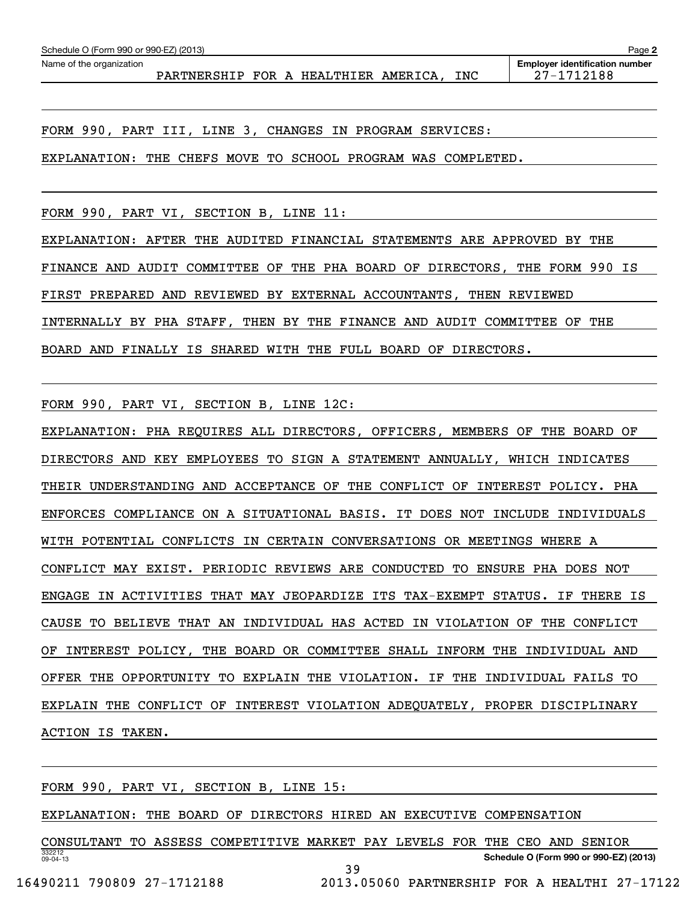Schedule O (Form 990 or 990-EZ) (2013)

Name of the organization: PARTNERSHIP FOR A HEALTHIER AMERICA, INC

Employer identification number: 27-1712188

FORM 990, PART III, LINE 3, CHANGES IN PROGRAM SERVICES:

EXPLANATION: THE CHEFS MOVE TO SCHOOL PROGRAM WAS COMPLETED.

FORM 990, PART VI, SECTION B, LINE 11:

EXPLANATION: AFTER THE AUDITED FINANCIAL STATEMENTS ARE APPROVED BY THE FINANCE AND AUDIT COMMITTEE OF THE PHA BOARD OF DIRECTORS, THE FORM 990 IS FIRST PREPARED AND REVIEWED BY EXTERNAL ACCOUNTANTS, THEN REVIEWED INTERNALLY BY PHA STAFF, THEN BY THE FINANCE AND AUDIT COMMITTEE OF THE BOARD AND FINALLY IS SHARED WITH THE FULL BOARD OF DIRECTORS.

FORM 990, PART VI, SECTION B, LINE 12C:

EXPLANATION: PHA REQUIRES ALL DIRECTORS, OFFICERS, MEMBERS OF THE BOARD OF DIRECTORS AND KEY EMPLOYEES TO SIGN A STATEMENT ANNUALLY, WHICH INDICATES THEIR UNDERSTANDING AND ACCEPTANCE OF THE CONFLICT OF INTEREST POLICY. PHA ENFORCES COMPLIANCE ON A SITUATIONAL BASIS. IT DOES NOT INCLUDE INDIVIDUALS WITH POTENTIAL CONFLICTS IN CERTAIN CONVERSATIONS OR MEETINGS WHERE A CONFLICT MAY EXIST. PERIODIC REVIEWS ARE CONDUCTED TO ENSURE PHA DOES NOT ENGAGE IN ACTIVITIES THAT MAY JEOPARDIZE ITS TAX-EXEMPT STATUS. IF THERE IS CAUSE TO BELIEVE THAT AN INDIVIDUAL HAS ACTED IN VIOLATION OF THE CONFLICT OF INTEREST POLICY, THE BOARD OR COMMITTEE SHALL INFORM THE INDIVIDUAL AND OFFER THE OPPORTUNITY TO EXPLAIN THE VIOLATION. IF THE INDIVIDUAL FAILS TO EXPLAIN THE CONFLICT OF INTEREST VIOLATION ADEQUATELY, PROPER DISCIPLINARY ACTION IS TAKEN.

FORM 990, PART VI, SECTION B, LINE 15:

EXPLANATION: THE BOARD OF DIRECTORS HIRED AN EXECUTIVE COMPENSATION CONSULTANT TO ASSESS COMPETITIVE MARKET PAY LEVELS FOR THE CEO AND SENIOR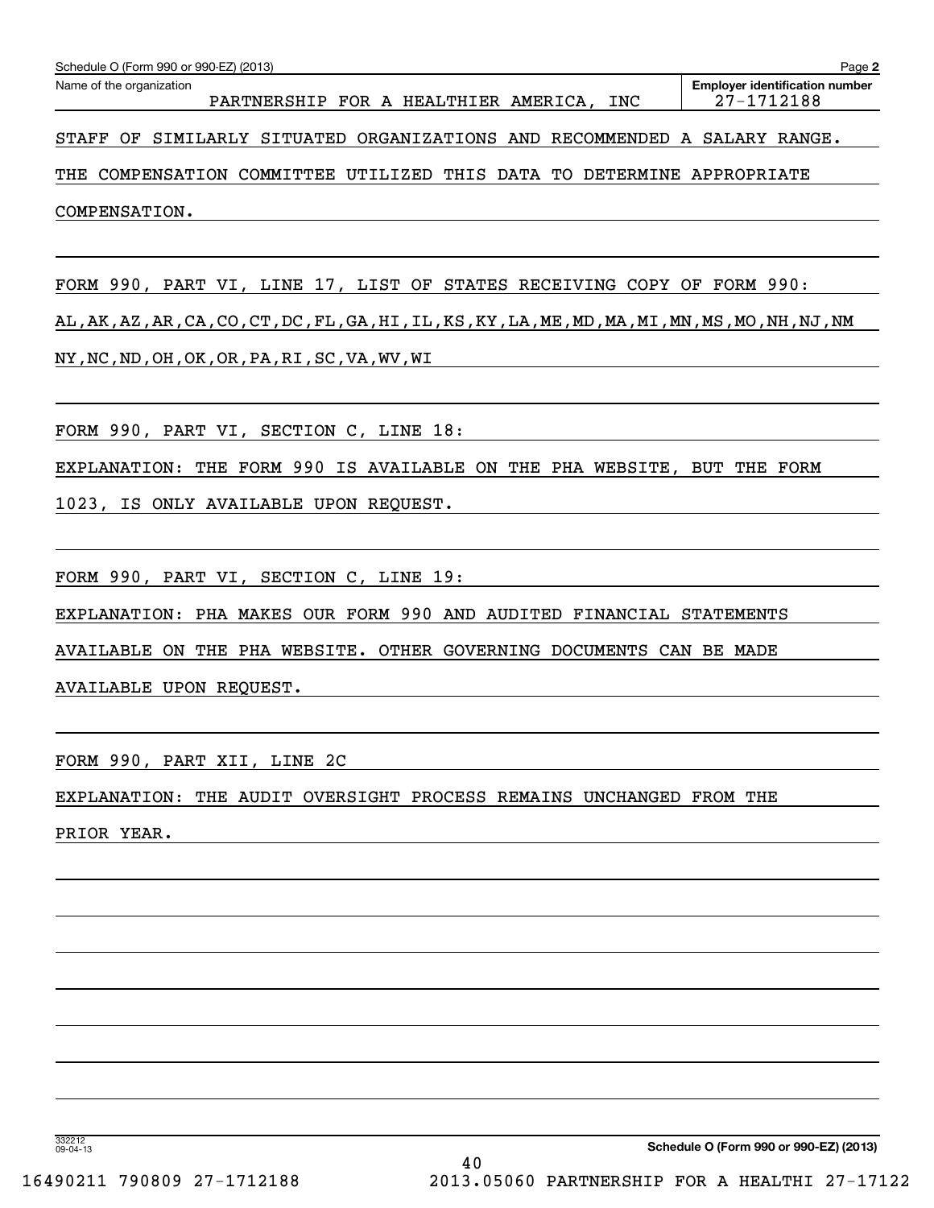Name of the organization: PARTNERSHIP FOR A HEALTHIER AMERICA, INC

Employer identification number: 27-1712188

STAFF OF SIMILARLY SITUATED ORGANIZATIONS AND RECOMMENDED A SALARY RANGE. THE COMPENSATION COMMITTEE UTILIZED THIS DATA TO DETERMINE APPROPRIATE COMPENSATION.

FORM 990, PART VI, LINE 17, LIST OF STATES RECEIVING COPY OF FORM 990:

AL,AK,AZ,AR,CA,CO,CT,DC,FL,GA,HI,IL,KS,KY,LA,ME,MD,MA,MI,MN,MS,MO,NH,NJ,NM NY,NC,ND,OH,OK,OR,PA,RI,SC,VA,WV,WI

FORM 990, PART VI, SECTION C, LINE 18:

EXPLANATION: THE FORM 990 IS AVAILABLE ON THE PHA WEBSITE, BUT THE FORM 1023, IS ONLY AVAILABLE UPON REQUEST.

FORM 990, PART VI, SECTION C, LINE 19:

EXPLANATION: PHA MAKES OUR FORM 990 AND AUDITED FINANCIAL STATEMENTS AVAILABLE ON THE PHA WEBSITE. OTHER GOVERNING DOCUMENTS CAN BE MADE AVAILABLE UPON REQUEST.

FORM 990, PART XII, LINE 2C

EXPLANATION: THE AUDIT OVERSIGHT PROCESS REMAINS UNCHANGED FROM THE PRIOR YEAR.